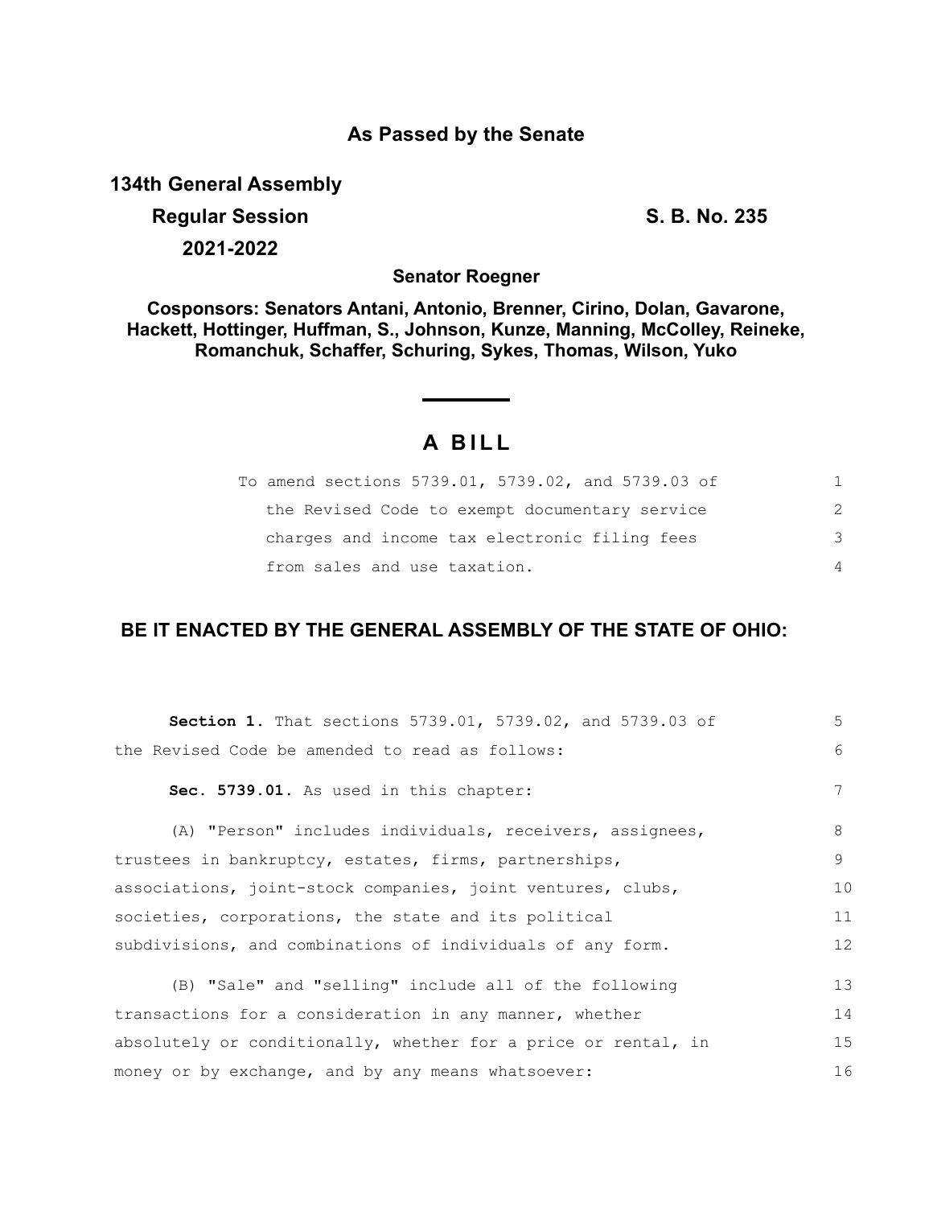# As Passed by the Senate

**134th General Assembly**

**Regular Session** **S. B. No. 235**

**2021-2022**

**Senator Roegner**

**Cosponsors: Senators Antani, Antonio, Brenner, Cirino, Dolan, Gavarone, Hackett, Hottinger, Huffman, S., Johnson, Kunze, Manning, McColley, Reineke, Romanchuk, Schaffer, Schuring, Sykes, Thomas, Wilson, Yuko**

## A BILL

To amend sections 5739.01, 5739.02, and 5739.03 of the Revised Code to exempt documentary service charges and income tax electronic filing fees from sales and use taxation.

**BE IT ENACTED BY THE GENERAL ASSEMBLY OF THE STATE OF OHIO:**

**Section 1.** That sections 5739.01, 5739.02, and 5739.03 of the Revised Code be amended to read as follows:

**Sec. 5739.01.** As used in this chapter:

(A) "Person" includes individuals, receivers, assignees, trustees in bankruptcy, estates, firms, partnerships, associations, joint-stock companies, joint ventures, clubs, societies, corporations, the state and its political subdivisions, and combinations of individuals of any form.

(B) "Sale" and "selling" include all of the following transactions for a consideration in any manner, whether absolutely or conditionally, whether for a price or rental, in money or by exchange, and by any means whatsoever: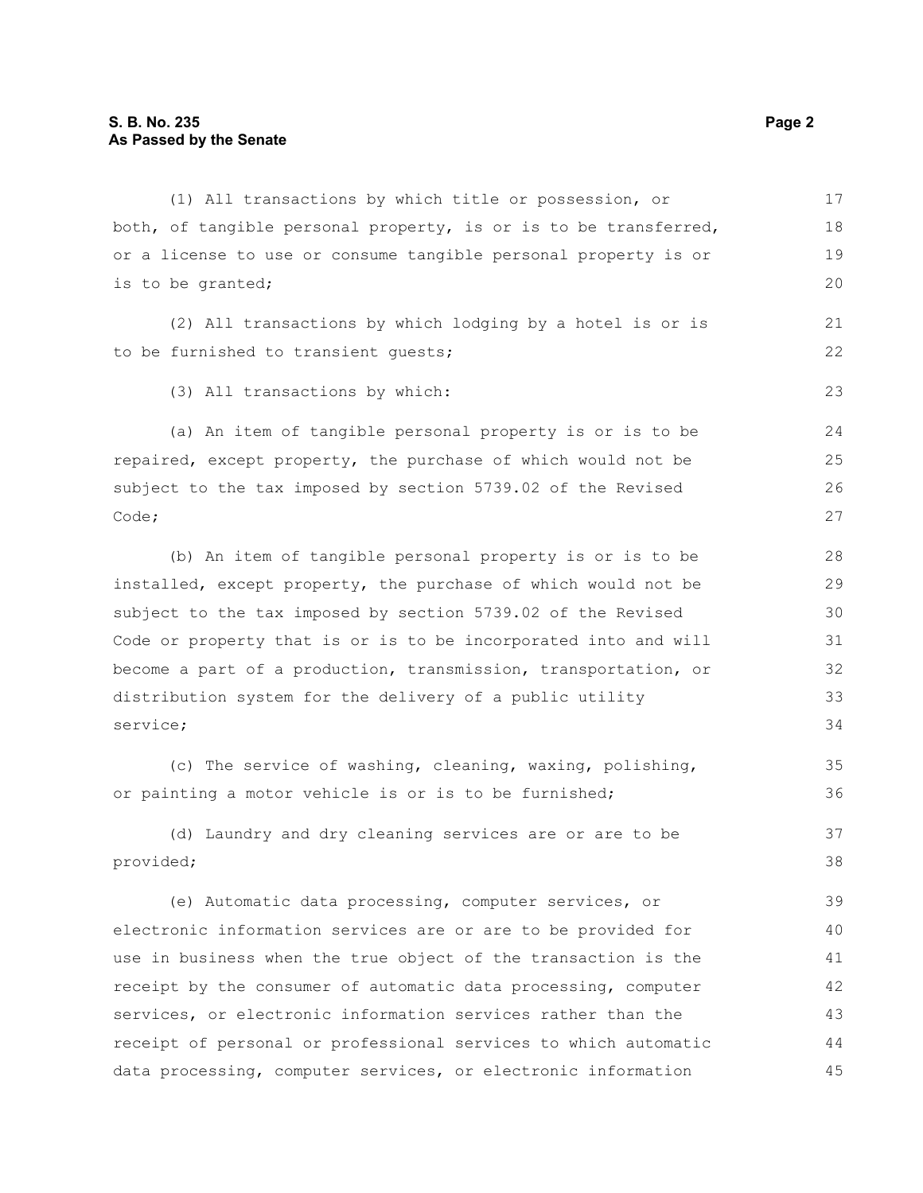(1) All transactions by which title or possession, or both, of tangible personal property, is or is to be transferred, or a license to use or consume tangible personal property is or is to be granted;

(2) All transactions by which lodging by a hotel is or is to be furnished to transient guests;

(3) All transactions by which:

(a) An item of tangible personal property is or is to be repaired, except property, the purchase of which would not be subject to the tax imposed by section 5739.02 of the Revised Code;

(b) An item of tangible personal property is or is to be installed, except property, the purchase of which would not be subject to the tax imposed by section 5739.02 of the Revised Code or property that is or is to be incorporated into and will become a part of a production, transmission, transportation, or distribution system for the delivery of a public utility service;

(c) The service of washing, cleaning, waxing, polishing, or painting a motor vehicle is or is to be furnished;

(d) Laundry and dry cleaning services are or are to be provided;

(e) Automatic data processing, computer services, or electronic information services are or are to be provided for use in business when the true object of the transaction is the receipt by the consumer of automatic data processing, computer services, or electronic information services rather than the receipt of personal or professional services to which automatic data processing, computer services, or electronic information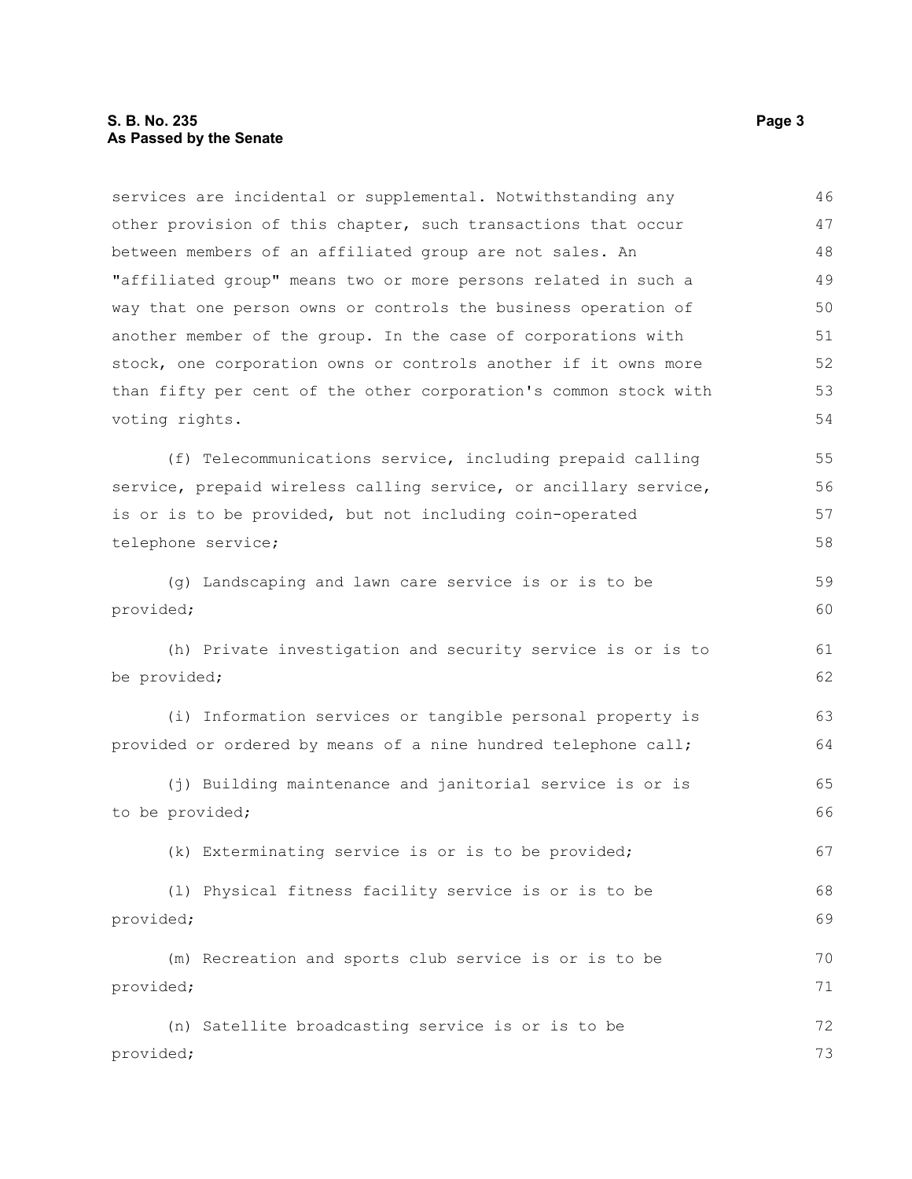services are incidental or supplemental. Notwithstanding any other provision of this chapter, such transactions that occur between members of an affiliated group are not sales. An "affiliated group" means two or more persons related in such a way that one person owns or controls the business operation of another member of the group. In the case of corporations with stock, one corporation owns or controls another if it owns more than fifty per cent of the other corporation's common stock with voting rights.

(f) Telecommunications service, including prepaid calling service, prepaid wireless calling service, or ancillary service, is or is to be provided, but not including coin-operated telephone service;

(g) Landscaping and lawn care service is or is to be provided;

(h) Private investigation and security service is or is to be provided;

(i) Information services or tangible personal property is provided or ordered by means of a nine hundred telephone call;

(j) Building maintenance and janitorial service is or is to be provided;

(k) Exterminating service is or is to be provided;

(l) Physical fitness facility service is or is to be provided;

(m) Recreation and sports club service is or is to be provided;

(n) Satellite broadcasting service is or is to be provided;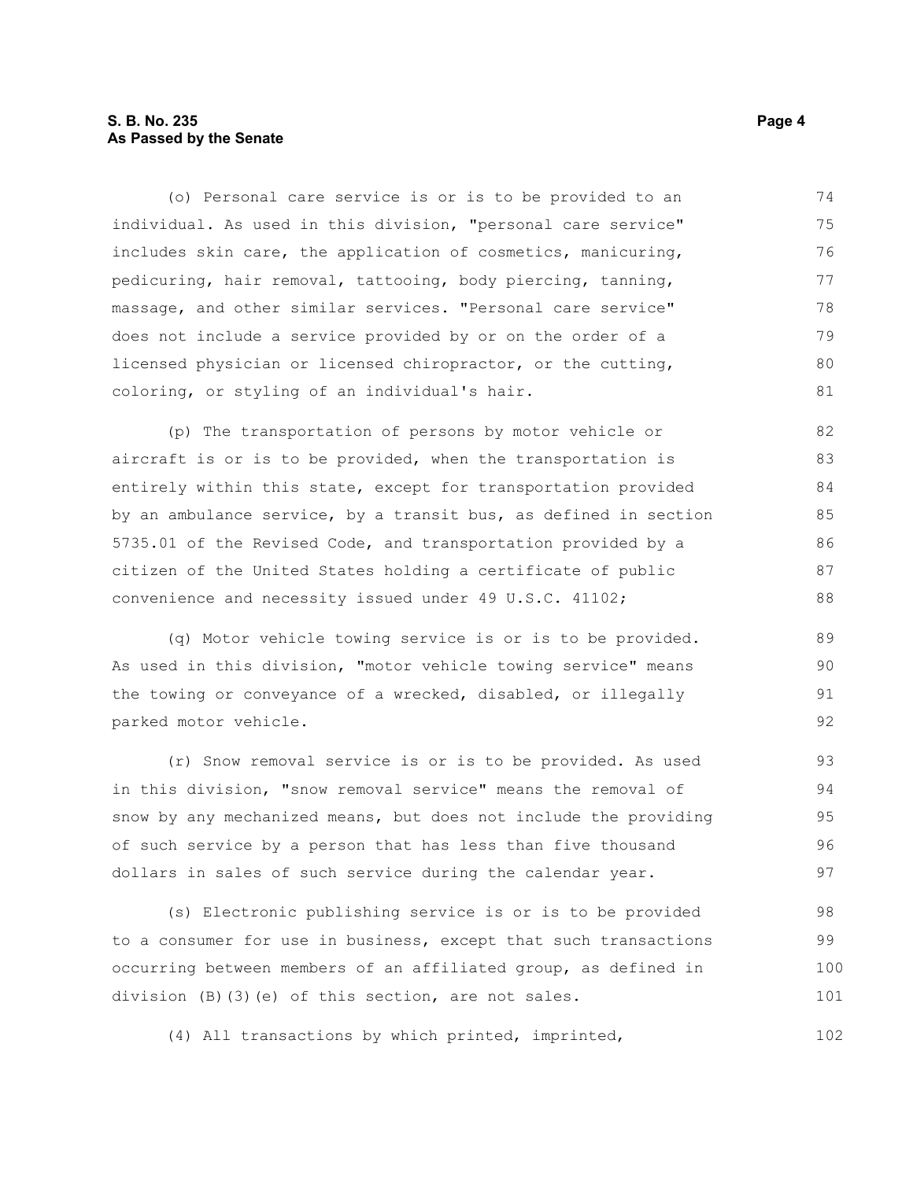(o) Personal care service is or is to be provided to an individual. As used in this division, "personal care service" includes skin care, the application of cosmetics, manicuring, pedicuring, hair removal, tattooing, body piercing, tanning, massage, and other similar services. "Personal care service" does not include a service provided by or on the order of a licensed physician or licensed chiropractor, or the cutting, coloring, or styling of an individual's hair.

(p) The transportation of persons by motor vehicle or aircraft is or is to be provided, when the transportation is entirely within this state, except for transportation provided by an ambulance service, by a transit bus, as defined in section 5735.01 of the Revised Code, and transportation provided by a citizen of the United States holding a certificate of public convenience and necessity issued under 49 U.S.C. 41102;

(q) Motor vehicle towing service is or is to be provided. As used in this division, "motor vehicle towing service" means the towing or conveyance of a wrecked, disabled, or illegally parked motor vehicle.

(r) Snow removal service is or is to be provided. As used in this division, "snow removal service" means the removal of snow by any mechanized means, but does not include the providing of such service by a person that has less than five thousand dollars in sales of such service during the calendar year.

(s) Electronic publishing service is or is to be provided to a consumer for use in business, except that such transactions occurring between members of an affiliated group, as defined in division (B)(3)(e) of this section, are not sales.

(4) All transactions by which printed, imprinted,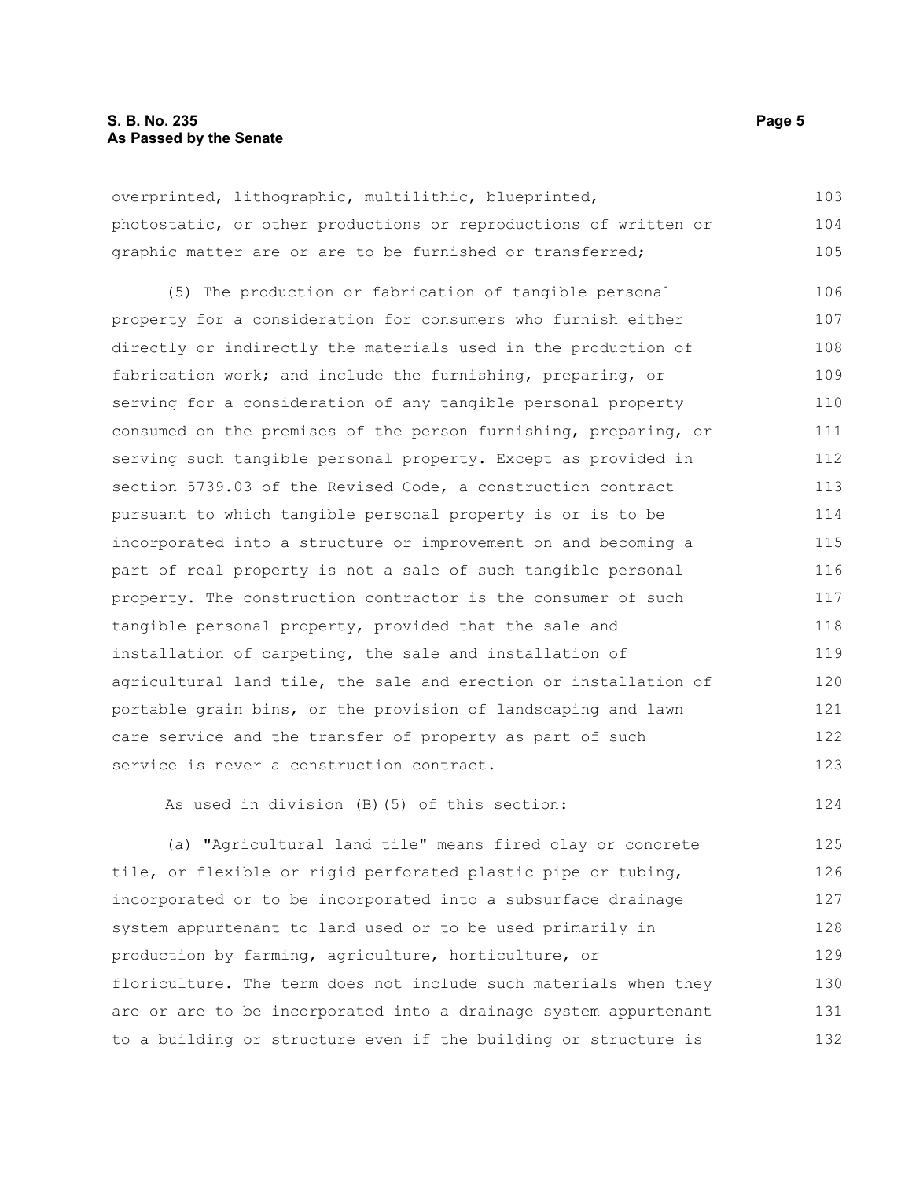overprinted, lithographic, multilithic, blueprinted, photostatic, or other productions or reproductions of written or graphic matter are or are to be furnished or transferred;

(5) The production or fabrication of tangible personal property for a consideration for consumers who furnish either directly or indirectly the materials used in the production of fabrication work; and include the furnishing, preparing, or serving for a consideration of any tangible personal property consumed on the premises of the person furnishing, preparing, or serving such tangible personal property. Except as provided in section 5739.03 of the Revised Code, a construction contract pursuant to which tangible personal property is or is to be incorporated into a structure or improvement on and becoming a part of real property is not a sale of such tangible personal property. The construction contractor is the consumer of such tangible personal property, provided that the sale and installation of carpeting, the sale and installation of agricultural land tile, the sale and erection or installation of portable grain bins, or the provision of landscaping and lawn care service and the transfer of property as part of such service is never a construction contract.

As used in division (B)(5) of this section:

(a) "Agricultural land tile" means fired clay or concrete tile, or flexible or rigid perforated plastic pipe or tubing, incorporated or to be incorporated into a subsurface drainage system appurtenant to land used or to be used primarily in production by farming, agriculture, horticulture, or floriculture. The term does not include such materials when they are or are to be incorporated into a drainage system appurtenant to a building or structure even if the building or structure is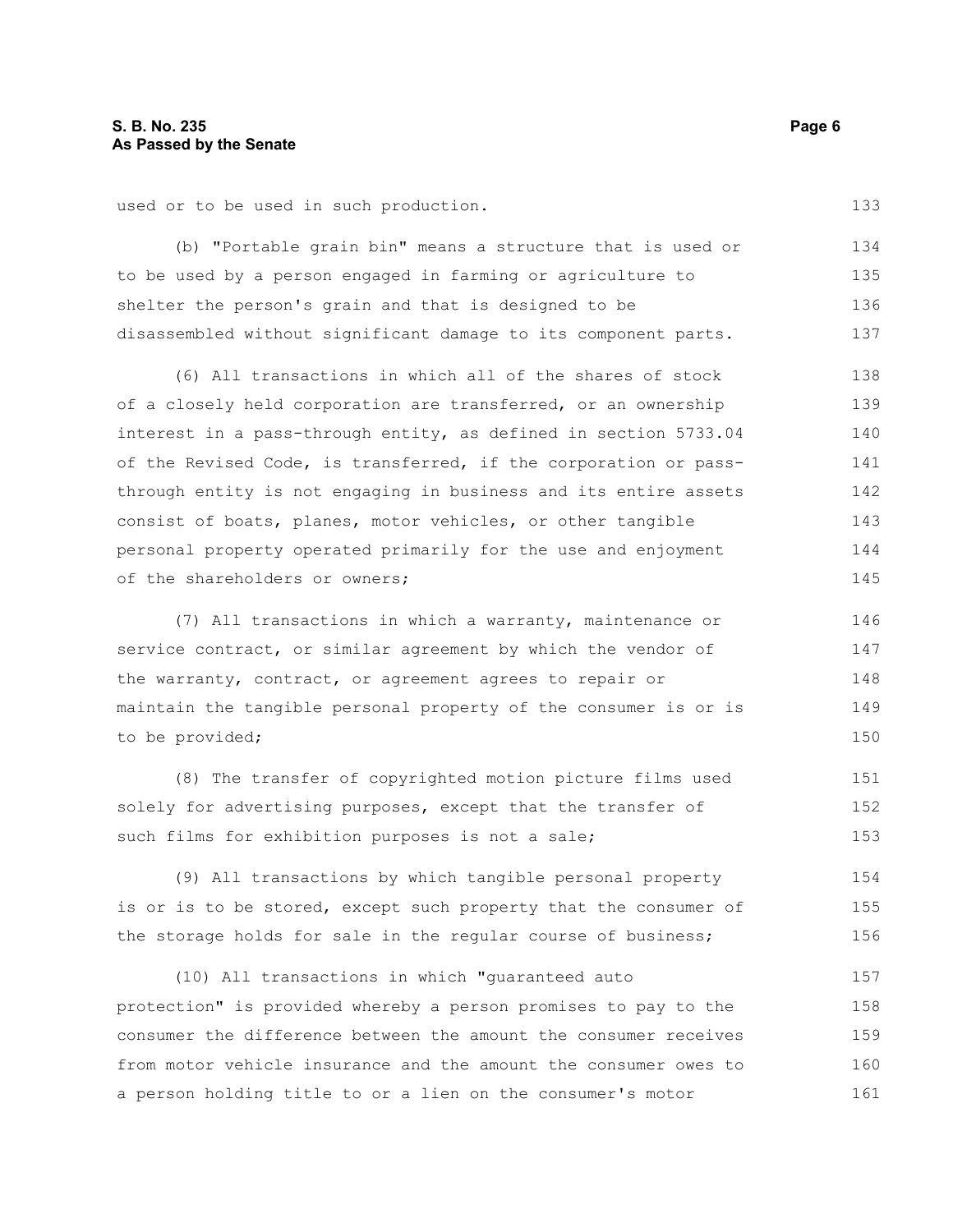used or to be used in such production.

(b) "Portable grain bin" means a structure that is used or to be used by a person engaged in farming or agriculture to shelter the person's grain and that is designed to be disassembled without significant damage to its component parts.

(6) All transactions in which all of the shares of stock of a closely held corporation are transferred, or an ownership interest in a pass-through entity, as defined in section 5733.04 of the Revised Code, is transferred, if the corporation or pass-through entity is not engaging in business and its entire assets consist of boats, planes, motor vehicles, or other tangible personal property operated primarily for the use and enjoyment of the shareholders or owners;

(7) All transactions in which a warranty, maintenance or service contract, or similar agreement by which the vendor of the warranty, contract, or agreement agrees to repair or maintain the tangible personal property of the consumer is or is to be provided;

(8) The transfer of copyrighted motion picture films used solely for advertising purposes, except that the transfer of such films for exhibition purposes is not a sale;

(9) All transactions by which tangible personal property is or is to be stored, except such property that the consumer of the storage holds for sale in the regular course of business;

(10) All transactions in which "guaranteed auto protection" is provided whereby a person promises to pay to the consumer the difference between the amount the consumer receives from motor vehicle insurance and the amount the consumer owes to a person holding title to or a lien on the consumer's motor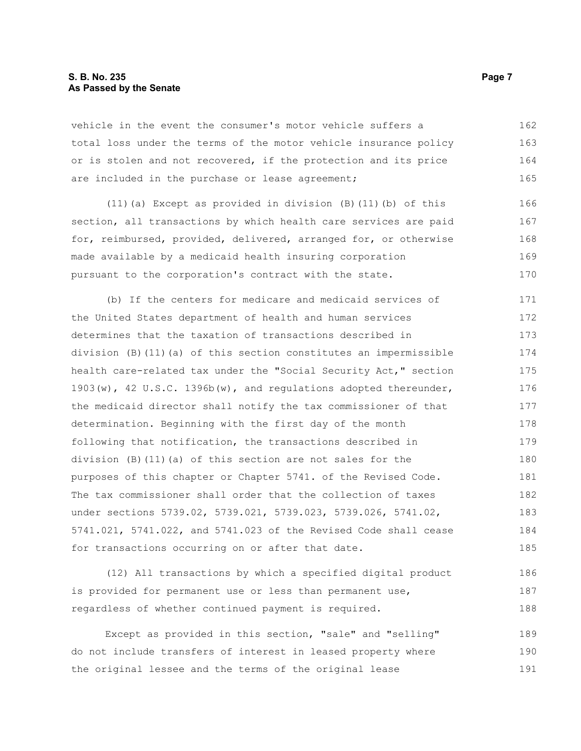vehicle in the event the consumer's motor vehicle suffers a total loss under the terms of the motor vehicle insurance policy or is stolen and not recovered, if the protection and its price are included in the purchase or lease agreement;

(11)(a) Except as provided in division (B)(11)(b) of this section, all transactions by which health care services are paid for, reimbursed, provided, delivered, arranged for, or otherwise made available by a medicaid health insuring corporation pursuant to the corporation's contract with the state.

(b) If the centers for medicare and medicaid services of the United States department of health and human services determines that the taxation of transactions described in division (B)(11)(a) of this section constitutes an impermissible health care-related tax under the "Social Security Act," section 1903(w), 42 U.S.C. 1396b(w), and regulations adopted thereunder, the medicaid director shall notify the tax commissioner of that determination. Beginning with the first day of the month following that notification, the transactions described in division (B)(11)(a) of this section are not sales for the purposes of this chapter or Chapter 5741. of the Revised Code. The tax commissioner shall order that the collection of taxes under sections 5739.02, 5739.021, 5739.023, 5739.026, 5741.02, 5741.021, 5741.022, and 5741.023 of the Revised Code shall cease for transactions occurring on or after that date.

(12) All transactions by which a specified digital product is provided for permanent use or less than permanent use, regardless of whether continued payment is required.

Except as provided in this section, "sale" and "selling" do not include transfers of interest in leased property where the original lessee and the terms of the original lease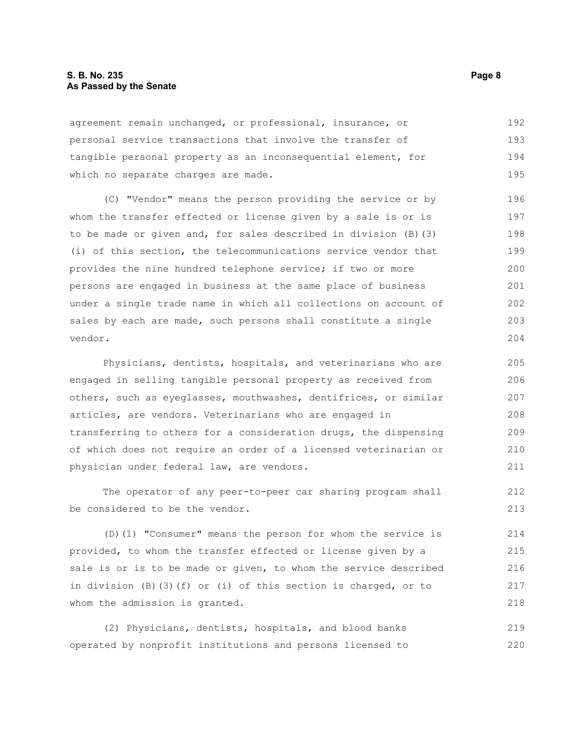agreement remain unchanged, or professional, insurance, or personal service transactions that involve the transfer of tangible personal property as an inconsequential element, for which no separate charges are made.

(C) "Vendor" means the person providing the service or by whom the transfer effected or license given by a sale is or is to be made or given and, for sales described in division (B)(3)(i) of this section, the telecommunications service vendor that provides the nine hundred telephone service; if two or more persons are engaged in business at the same place of business under a single trade name in which all collections on account of sales by each are made, such persons shall constitute a single vendor.

Physicians, dentists, hospitals, and veterinarians who are engaged in selling tangible personal property as received from others, such as eyeglasses, mouthwashes, dentifrices, or similar articles, are vendors. Veterinarians who are engaged in transferring to others for a consideration drugs, the dispensing of which does not require an order of a licensed veterinarian or physician under federal law, are vendors.

The operator of any peer-to-peer car sharing program shall be considered to be the vendor.

(D)(1) "Consumer" means the person for whom the service is provided, to whom the transfer effected or license given by a sale is or is to be made or given, to whom the service described in division (B)(3)(f) or (i) of this section is charged, or to whom the admission is granted.

(2) Physicians, dentists, hospitals, and blood banks operated by nonprofit institutions and persons licensed to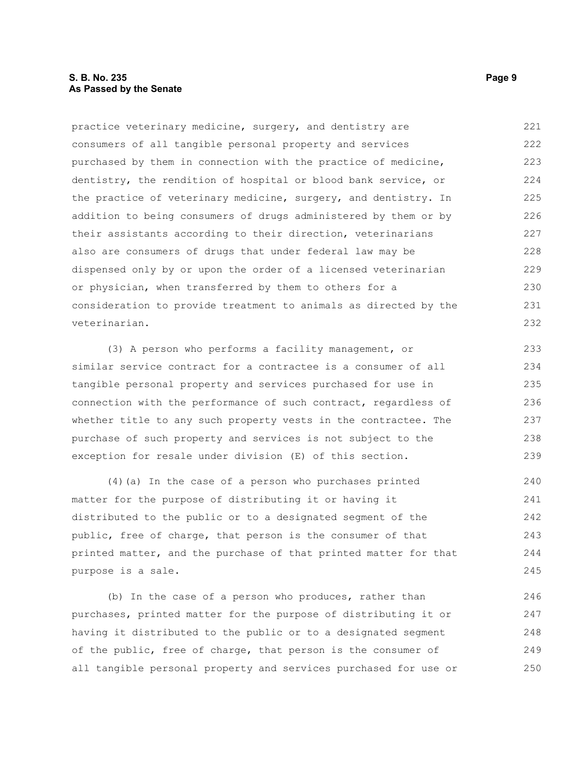practice veterinary medicine, surgery, and dentistry are consumers of all tangible personal property and services purchased by them in connection with the practice of medicine, dentistry, the rendition of hospital or blood bank service, or the practice of veterinary medicine, surgery, and dentistry. In addition to being consumers of drugs administered by them or by their assistants according to their direction, veterinarians also are consumers of drugs that under federal law may be dispensed only by or upon the order of a licensed veterinarian or physician, when transferred by them to others for a consideration to provide treatment to animals as directed by the veterinarian.

(3) A person who performs a facility management, or similar service contract for a contractee is a consumer of all tangible personal property and services purchased for use in connection with the performance of such contract, regardless of whether title to any such property vests in the contractee. The purchase of such property and services is not subject to the exception for resale under division (E) of this section.

(4)(a) In the case of a person who purchases printed matter for the purpose of distributing it or having it distributed to the public or to a designated segment of the public, free of charge, that person is the consumer of that printed matter, and the purchase of that printed matter for that purpose is a sale.

(b) In the case of a person who produces, rather than purchases, printed matter for the purpose of distributing it or having it distributed to the public or to a designated segment of the public, free of charge, that person is the consumer of all tangible personal property and services purchased for use or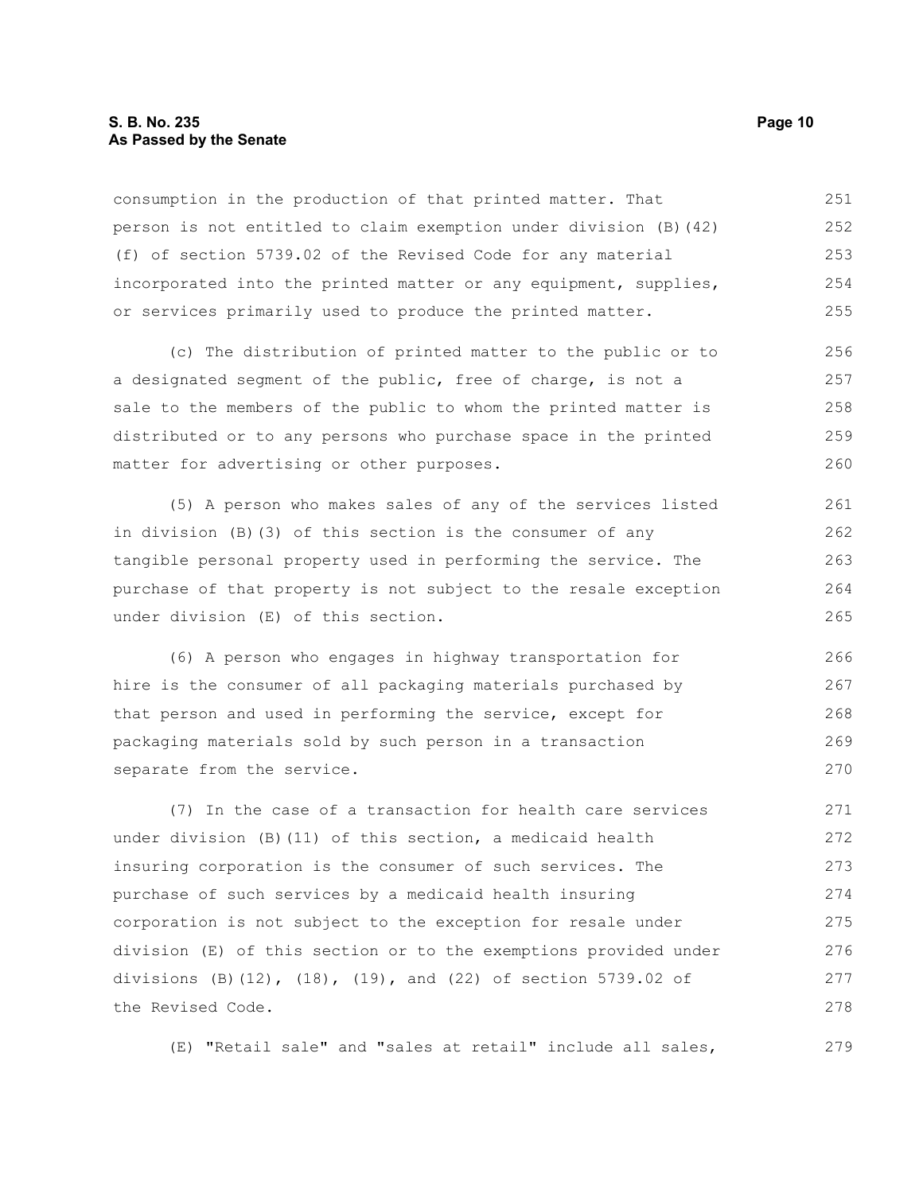consumption in the production of that printed matter. That person is not entitled to claim exemption under division (B)(42)(f) of section 5739.02 of the Revised Code for any material incorporated into the printed matter or any equipment, supplies, or services primarily used to produce the printed matter.

(c) The distribution of printed matter to the public or to a designated segment of the public, free of charge, is not a sale to the members of the public to whom the printed matter is distributed or to any persons who purchase space in the printed matter for advertising or other purposes.

(5) A person who makes sales of any of the services listed in division (B)(3) of this section is the consumer of any tangible personal property used in performing the service. The purchase of that property is not subject to the resale exception under division (E) of this section.

(6) A person who engages in highway transportation for hire is the consumer of all packaging materials purchased by that person and used in performing the service, except for packaging materials sold by such person in a transaction separate from the service.

(7) In the case of a transaction for health care services under division (B)(11) of this section, a medicaid health insuring corporation is the consumer of such services. The purchase of such services by a medicaid health insuring corporation is not subject to the exception for resale under division (E) of this section or to the exemptions provided under divisions (B)(12), (18), (19), and (22) of section 5739.02 of the Revised Code.

(E) "Retail sale" and "sales at retail" include all sales,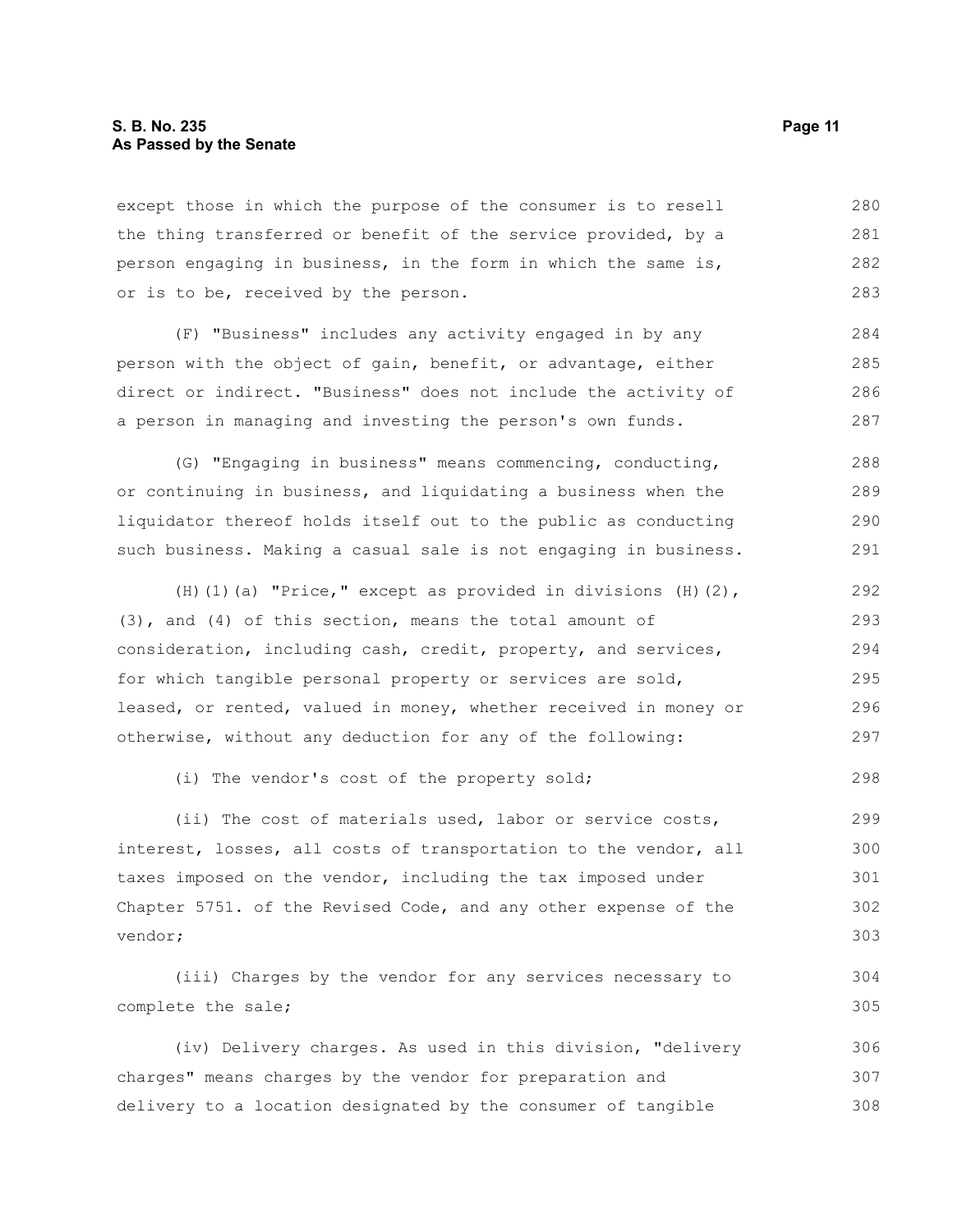except those in which the purpose of the consumer is to resell the thing transferred or benefit of the service provided, by a person engaging in business, in the form in which the same is, or is to be, received by the person.

(F) "Business" includes any activity engaged in by any person with the object of gain, benefit, or advantage, either direct or indirect. "Business" does not include the activity of a person in managing and investing the person's own funds.

(G) "Engaging in business" means commencing, conducting, or continuing in business, and liquidating a business when the liquidator thereof holds itself out to the public as conducting such business. Making a casual sale is not engaging in business.

(H)(1)(a) "Price," except as provided in divisions (H)(2), (3), and (4) of this section, means the total amount of consideration, including cash, credit, property, and services, for which tangible personal property or services are sold, leased, or rented, valued in money, whether received in money or otherwise, without any deduction for any of the following:

(i) The vendor's cost of the property sold;

(ii) The cost of materials used, labor or service costs, interest, losses, all costs of transportation to the vendor, all taxes imposed on the vendor, including the tax imposed under Chapter 5751. of the Revised Code, and any other expense of the vendor;

(iii) Charges by the vendor for any services necessary to complete the sale;

(iv) Delivery charges. As used in this division, "delivery charges" means charges by the vendor for preparation and delivery to a location designated by the consumer of tangible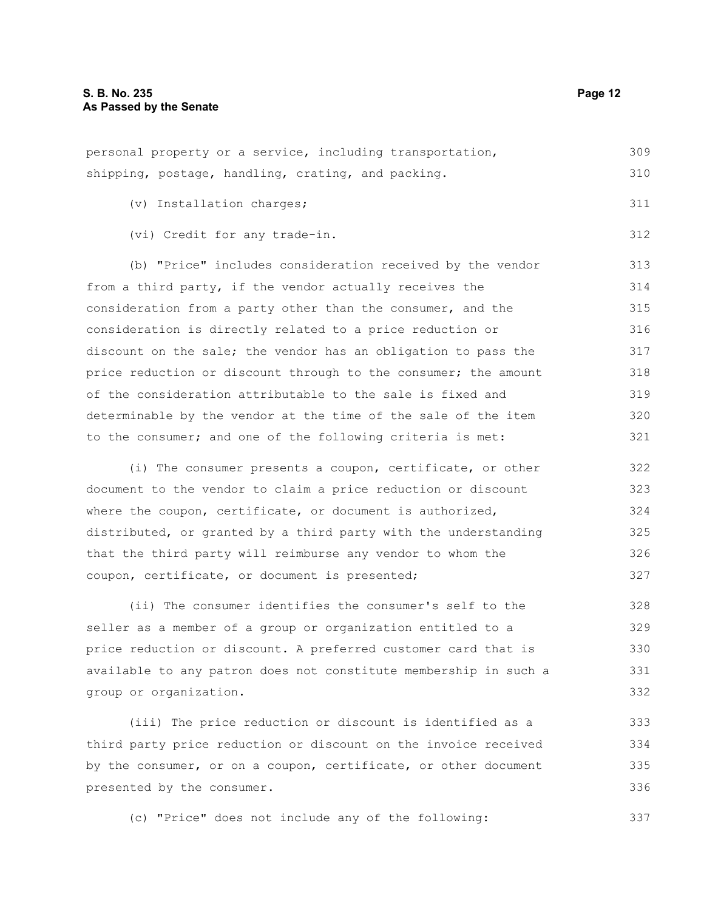personal property or a service, including transportation, shipping, postage, handling, crating, and packing.

(v) Installation charges;

(vi) Credit for any trade-in.

(b) "Price" includes consideration received by the vendor from a third party, if the vendor actually receives the consideration from a party other than the consumer, and the consideration is directly related to a price reduction or discount on the sale; the vendor has an obligation to pass the price reduction or discount through to the consumer; the amount of the consideration attributable to the sale is fixed and determinable by the vendor at the time of the sale of the item to the consumer; and one of the following criteria is met:

(i) The consumer presents a coupon, certificate, or other document to the vendor to claim a price reduction or discount where the coupon, certificate, or document is authorized, distributed, or granted by a third party with the understanding that the third party will reimburse any vendor to whom the coupon, certificate, or document is presented;

(ii) The consumer identifies the consumer's self to the seller as a member of a group or organization entitled to a price reduction or discount. A preferred customer card that is available to any patron does not constitute membership in such a group or organization.

(iii) The price reduction or discount is identified as a third party price reduction or discount on the invoice received by the consumer, or on a coupon, certificate, or other document presented by the consumer.

(c) "Price" does not include any of the following: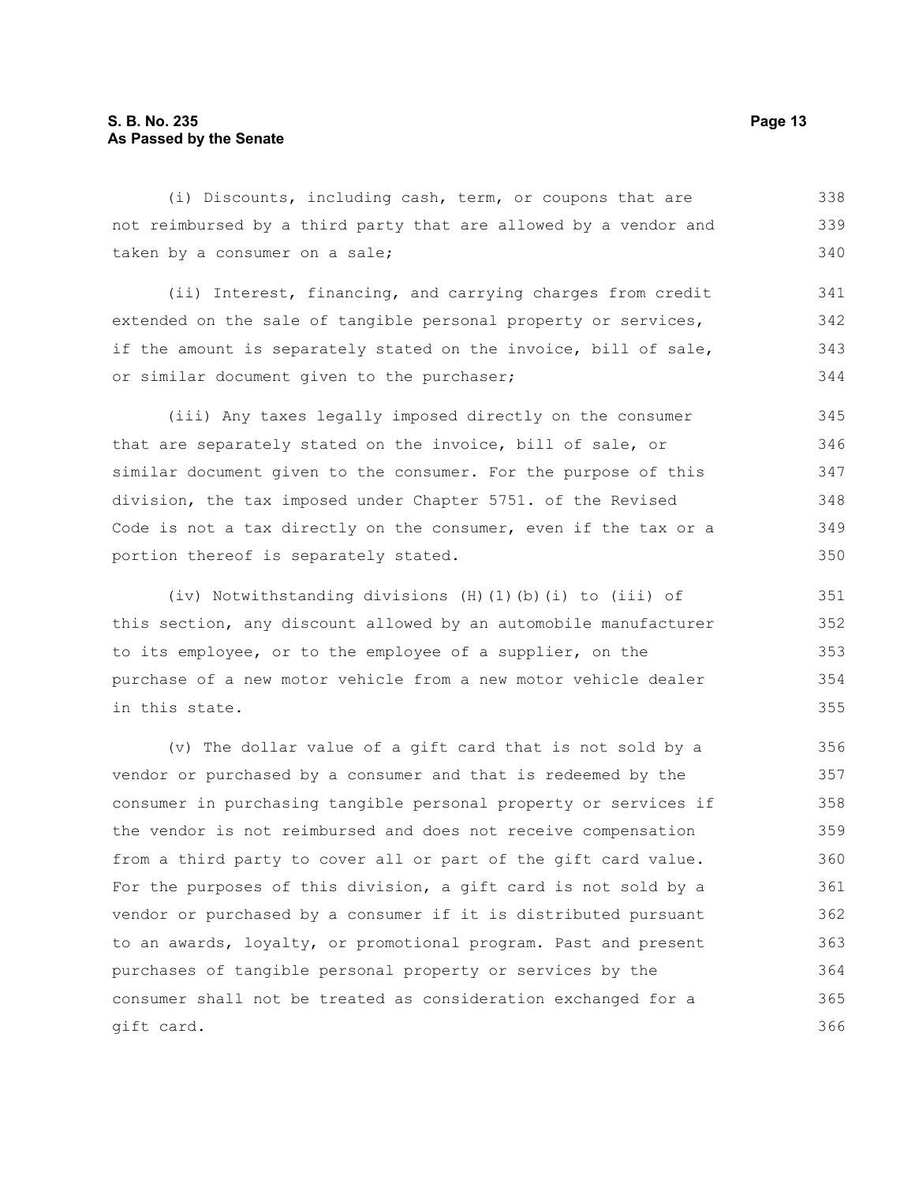(i) Discounts, including cash, term, or coupons that are not reimbursed by a third party that are allowed by a vendor and taken by a consumer on a sale;

(ii) Interest, financing, and carrying charges from credit extended on the sale of tangible personal property or services, if the amount is separately stated on the invoice, bill of sale, or similar document given to the purchaser;

(iii) Any taxes legally imposed directly on the consumer that are separately stated on the invoice, bill of sale, or similar document given to the consumer. For the purpose of this division, the tax imposed under Chapter 5751. of the Revised Code is not a tax directly on the consumer, even if the tax or a portion thereof is separately stated.

(iv) Notwithstanding divisions (H)(1)(b)(i) to (iii) of this section, any discount allowed by an automobile manufacturer to its employee, or to the employee of a supplier, on the purchase of a new motor vehicle from a new motor vehicle dealer in this state.

(v) The dollar value of a gift card that is not sold by a vendor or purchased by a consumer and that is redeemed by the consumer in purchasing tangible personal property or services if the vendor is not reimbursed and does not receive compensation from a third party to cover all or part of the gift card value. For the purposes of this division, a gift card is not sold by a vendor or purchased by a consumer if it is distributed pursuant to an awards, loyalty, or promotional program. Past and present purchases of tangible personal property or services by the consumer shall not be treated as consideration exchanged for a gift card.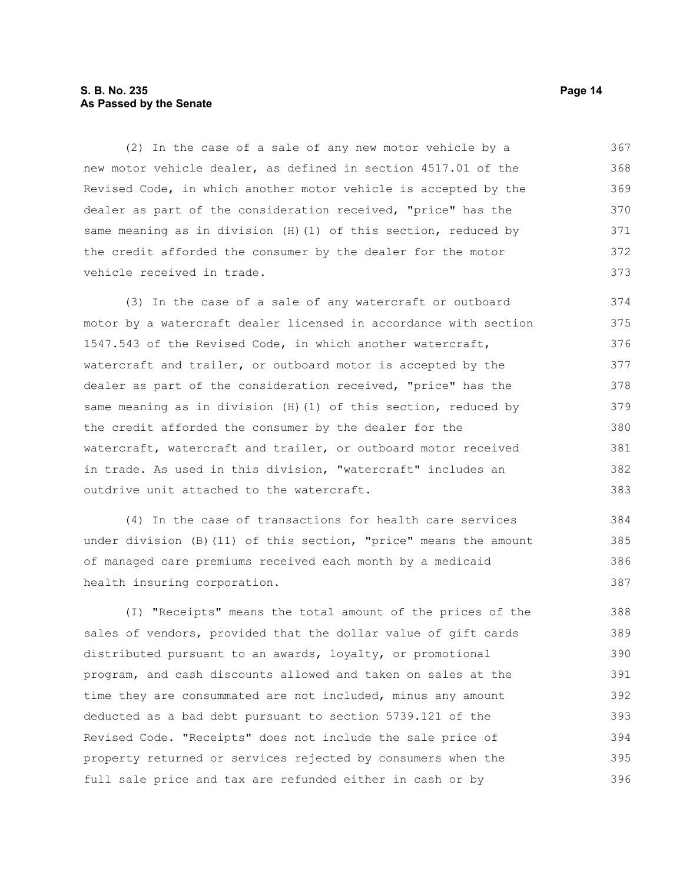(2) In the case of a sale of any new motor vehicle by a new motor vehicle dealer, as defined in section 4517.01 of the Revised Code, in which another motor vehicle is accepted by the dealer as part of the consideration received, "price" has the same meaning as in division (H)(1) of this section, reduced by the credit afforded the consumer by the dealer for the motor vehicle received in trade.

(3) In the case of a sale of any watercraft or outboard motor by a watercraft dealer licensed in accordance with section 1547.543 of the Revised Code, in which another watercraft, watercraft and trailer, or outboard motor is accepted by the dealer as part of the consideration received, "price" has the same meaning as in division (H)(1) of this section, reduced by the credit afforded the consumer by the dealer for the watercraft, watercraft and trailer, or outboard motor received in trade. As used in this division, "watercraft" includes an outdrive unit attached to the watercraft.

(4) In the case of transactions for health care services under division (B)(11) of this section, "price" means the amount of managed care premiums received each month by a medicaid health insuring corporation.

(I) "Receipts" means the total amount of the prices of the sales of vendors, provided that the dollar value of gift cards distributed pursuant to an awards, loyalty, or promotional program, and cash discounts allowed and taken on sales at the time they are consummated are not included, minus any amount deducted as a bad debt pursuant to section 5739.121 of the Revised Code. "Receipts" does not include the sale price of property returned or services rejected by consumers when the full sale price and tax are refunded either in cash or by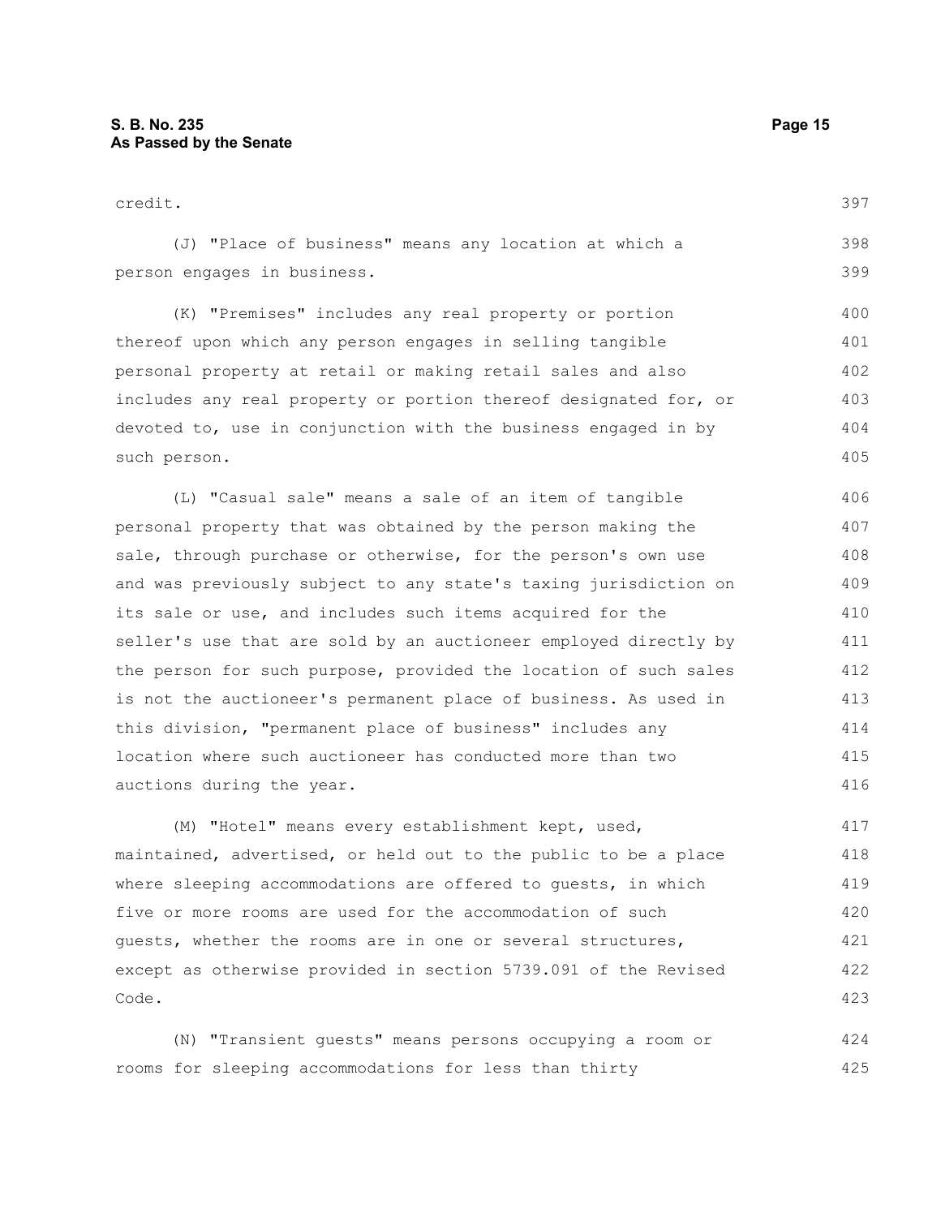credit.

(J) "Place of business" means any location at which a person engages in business.

(K) "Premises" includes any real property or portion thereof upon which any person engages in selling tangible personal property at retail or making retail sales and also includes any real property or portion thereof designated for, or devoted to, use in conjunction with the business engaged in by such person.

(L) "Casual sale" means a sale of an item of tangible personal property that was obtained by the person making the sale, through purchase or otherwise, for the person's own use and was previously subject to any state's taxing jurisdiction on its sale or use, and includes such items acquired for the seller's use that are sold by an auctioneer employed directly by the person for such purpose, provided the location of such sales is not the auctioneer's permanent place of business. As used in this division, "permanent place of business" includes any location where such auctioneer has conducted more than two auctions during the year.

(M) "Hotel" means every establishment kept, used, maintained, advertised, or held out to the public to be a place where sleeping accommodations are offered to guests, in which five or more rooms are used for the accommodation of such guests, whether the rooms are in one or several structures, except as otherwise provided in section 5739.091 of the Revised Code.

(N) "Transient guests" means persons occupying a room or rooms for sleeping accommodations for less than thirty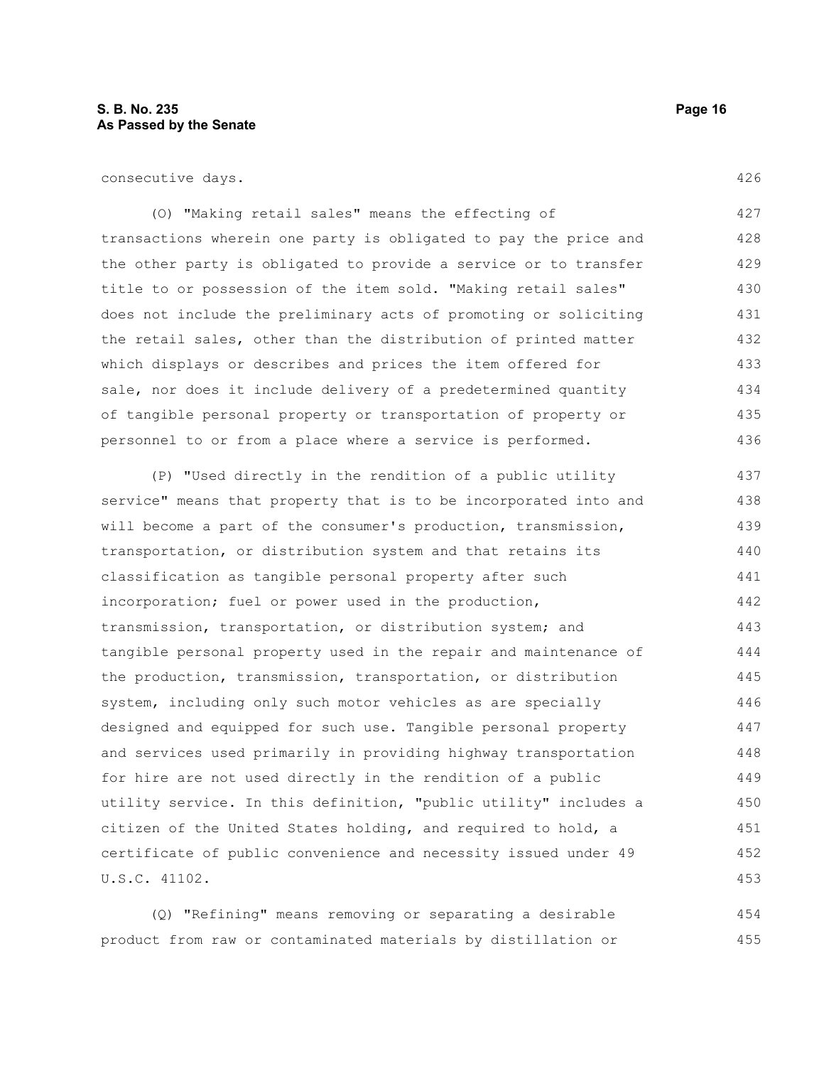consecutive days.

(O) "Making retail sales" means the effecting of transactions wherein one party is obligated to pay the price and the other party is obligated to provide a service or to transfer title to or possession of the item sold. "Making retail sales" does not include the preliminary acts of promoting or soliciting the retail sales, other than the distribution of printed matter which displays or describes and prices the item offered for sale, nor does it include delivery of a predetermined quantity of tangible personal property or transportation of property or personnel to or from a place where a service is performed.

(P) "Used directly in the rendition of a public utility service" means that property that is to be incorporated into and will become a part of the consumer's production, transmission, transportation, or distribution system and that retains its classification as tangible personal property after such incorporation; fuel or power used in the production, transmission, transportation, or distribution system; and tangible personal property used in the repair and maintenance of the production, transmission, transportation, or distribution system, including only such motor vehicles as are specially designed and equipped for such use. Tangible personal property and services used primarily in providing highway transportation for hire are not used directly in the rendition of a public utility service. In this definition, "public utility" includes a citizen of the United States holding, and required to hold, a certificate of public convenience and necessity issued under 49 U.S.C. 41102.

(Q) "Refining" means removing or separating a desirable product from raw or contaminated materials by distillation or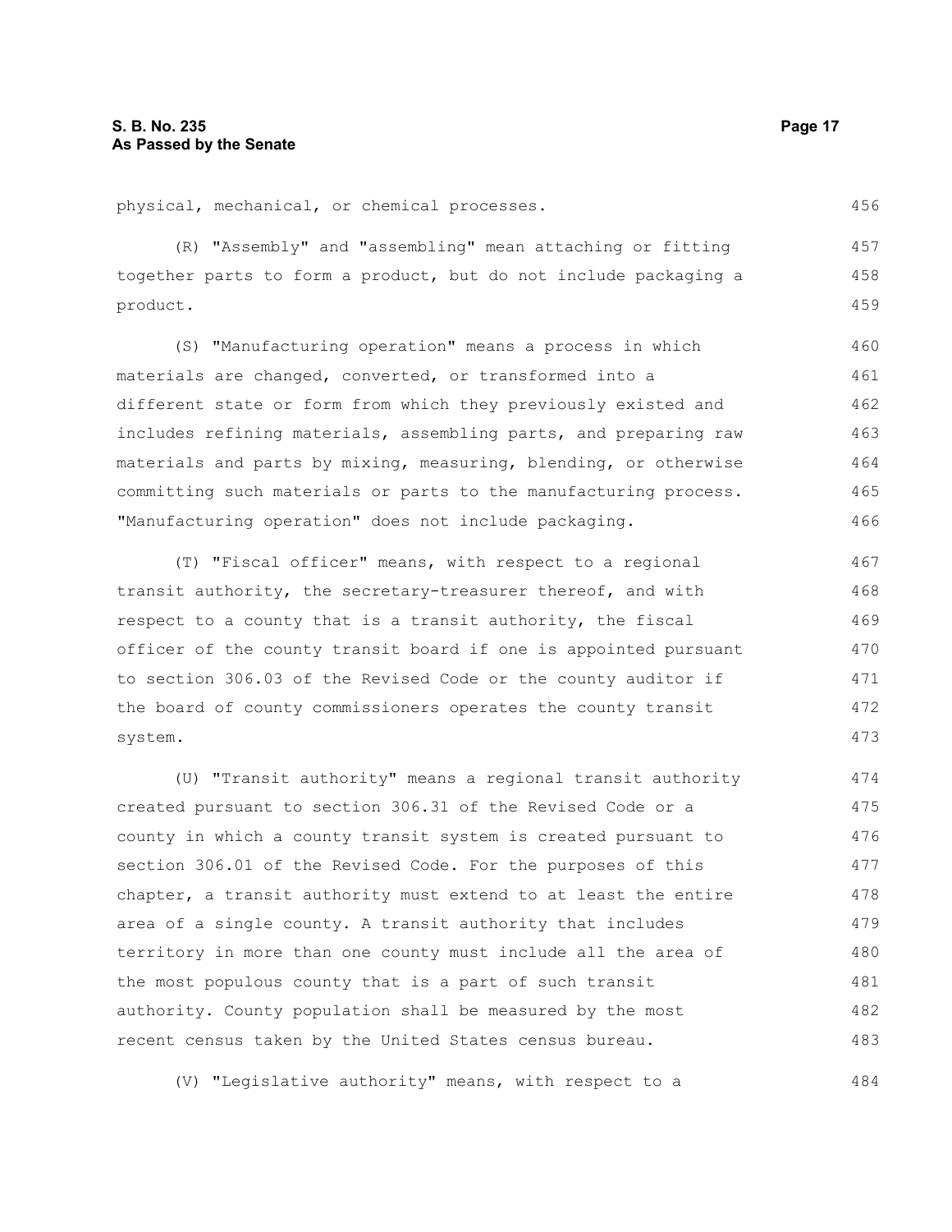physical, mechanical, or chemical processes.

(R) "Assembly" and "assembling" mean attaching or fitting together parts to form a product, but do not include packaging a product.

(S) "Manufacturing operation" means a process in which materials are changed, converted, or transformed into a different state or form from which they previously existed and includes refining materials, assembling parts, and preparing raw materials and parts by mixing, measuring, blending, or otherwise committing such materials or parts to the manufacturing process. "Manufacturing operation" does not include packaging.

(T) "Fiscal officer" means, with respect to a regional transit authority, the secretary-treasurer thereof, and with respect to a county that is a transit authority, the fiscal officer of the county transit board if one is appointed pursuant to section 306.03 of the Revised Code or the county auditor if the board of county commissioners operates the county transit system.

(U) "Transit authority" means a regional transit authority created pursuant to section 306.31 of the Revised Code or a county in which a county transit system is created pursuant to section 306.01 of the Revised Code. For the purposes of this chapter, a transit authority must extend to at least the entire area of a single county. A transit authority that includes territory in more than one county must include all the area of the most populous county that is a part of such transit authority. County population shall be measured by the most recent census taken by the United States census bureau.

(V) "Legislative authority" means, with respect to a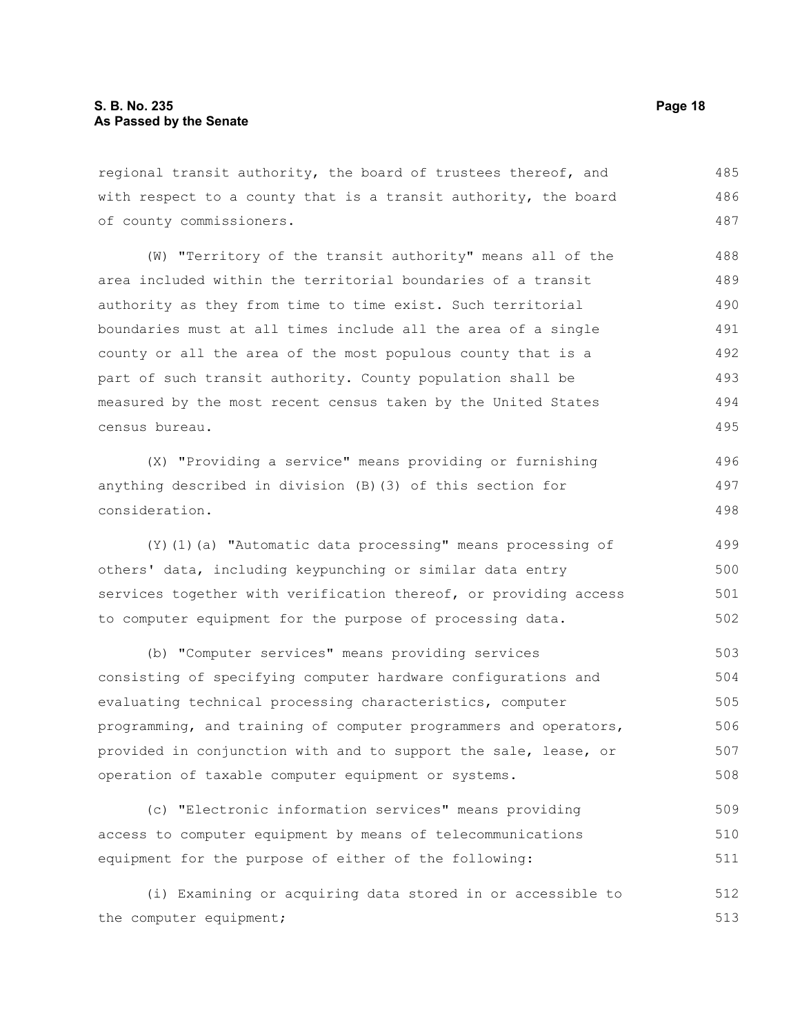regional transit authority, the board of trustees thereof, and with respect to a county that is a transit authority, the board of county commissioners.

(W) "Territory of the transit authority" means all of the area included within the territorial boundaries of a transit authority as they from time to time exist. Such territorial boundaries must at all times include all the area of a single county or all the area of the most populous county that is a part of such transit authority. County population shall be measured by the most recent census taken by the United States census bureau.

(X) "Providing a service" means providing or furnishing anything described in division (B)(3) of this section for consideration.

(Y)(1)(a) "Automatic data processing" means processing of others' data, including keypunching or similar data entry services together with verification thereof, or providing access to computer equipment for the purpose of processing data.

(b) "Computer services" means providing services consisting of specifying computer hardware configurations and evaluating technical processing characteristics, computer programming, and training of computer programmers and operators, provided in conjunction with and to support the sale, lease, or operation of taxable computer equipment or systems.

(c) "Electronic information services" means providing access to computer equipment by means of telecommunications equipment for the purpose of either of the following:

(i) Examining or acquiring data stored in or accessible to the computer equipment;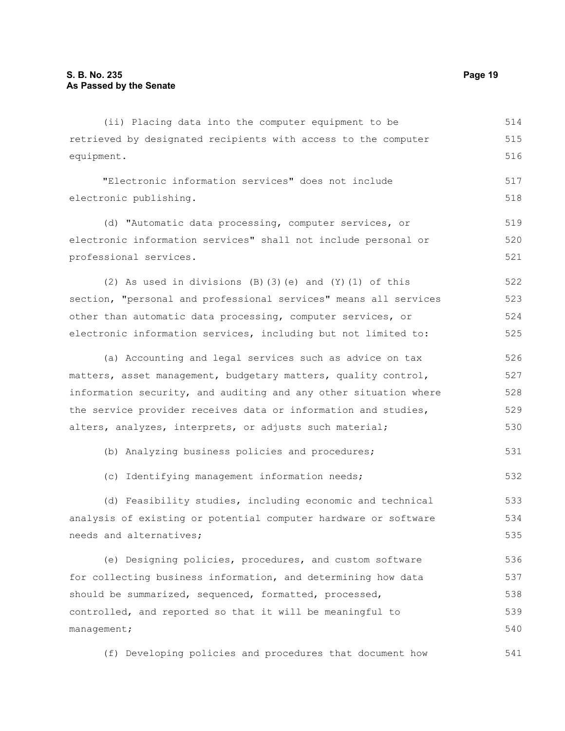(ii) Placing data into the computer equipment to be retrieved by designated recipients with access to the computer equipment.

"Electronic information services" does not include electronic publishing.

(d) "Automatic data processing, computer services, or electronic information services" shall not include personal or professional services.

(2) As used in divisions (B)(3)(e) and (Y)(1) of this section, "personal and professional services" means all services other than automatic data processing, computer services, or electronic information services, including but not limited to:

(a) Accounting and legal services such as advice on tax matters, asset management, budgetary matters, quality control, information security, and auditing and any other situation where the service provider receives data or information and studies, alters, analyzes, interprets, or adjusts such material;

(b) Analyzing business policies and procedures;

(c) Identifying management information needs;

(d) Feasibility studies, including economic and technical analysis of existing or potential computer hardware or software needs and alternatives;

(e) Designing policies, procedures, and custom software for collecting business information, and determining how data should be summarized, sequenced, formatted, processed, controlled, and reported so that it will be meaningful to management;

(f) Developing policies and procedures that document how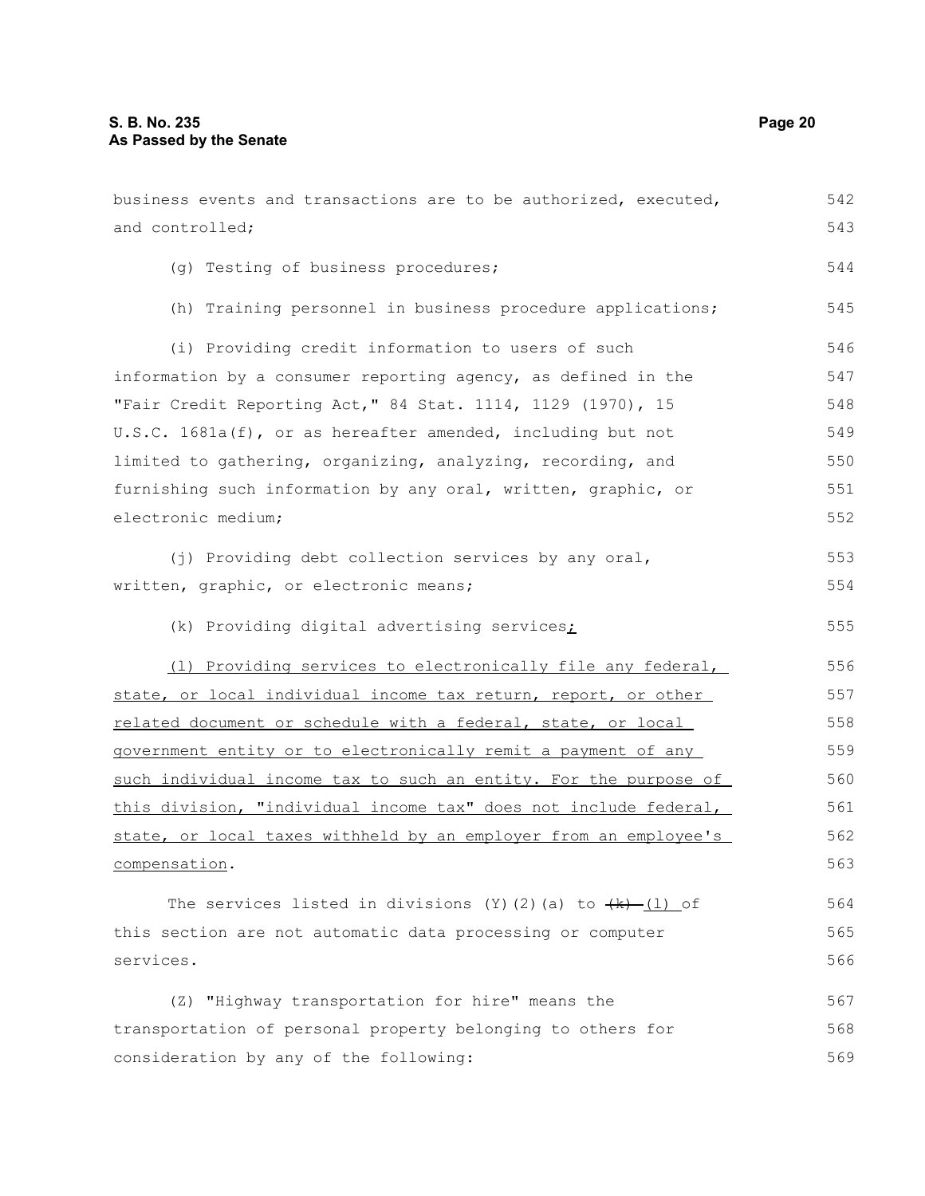business events and transactions are to be authorized, executed, and controlled;

(g) Testing of business procedures;

(h) Training personnel in business procedure applications;

(i) Providing credit information to users of such information by a consumer reporting agency, as defined in the "Fair Credit Reporting Act," 84 Stat. 1114, 1129 (1970), 15 U.S.C. 1681a(f), or as hereafter amended, including but not limited to gathering, organizing, analyzing, recording, and furnishing such information by any oral, written, graphic, or electronic medium;

(j) Providing debt collection services by any oral, written, graphic, or electronic means;

(k) Providing digital advertising services;

(l) Providing services to electronically file any federal, state, or local individual income tax return, report, or other related document or schedule with a federal, state, or local government entity or to electronically remit a payment of any such individual income tax to such an entity. For the purpose of this division, "individual income tax" does not include federal, state, or local taxes withheld by an employer from an employee's compensation.

The services listed in divisions (Y)(2)(a) to ~~(k)~~ (l) of this section are not automatic data processing or computer services.

(Z) "Highway transportation for hire" means the transportation of personal property belonging to others for consideration by any of the following: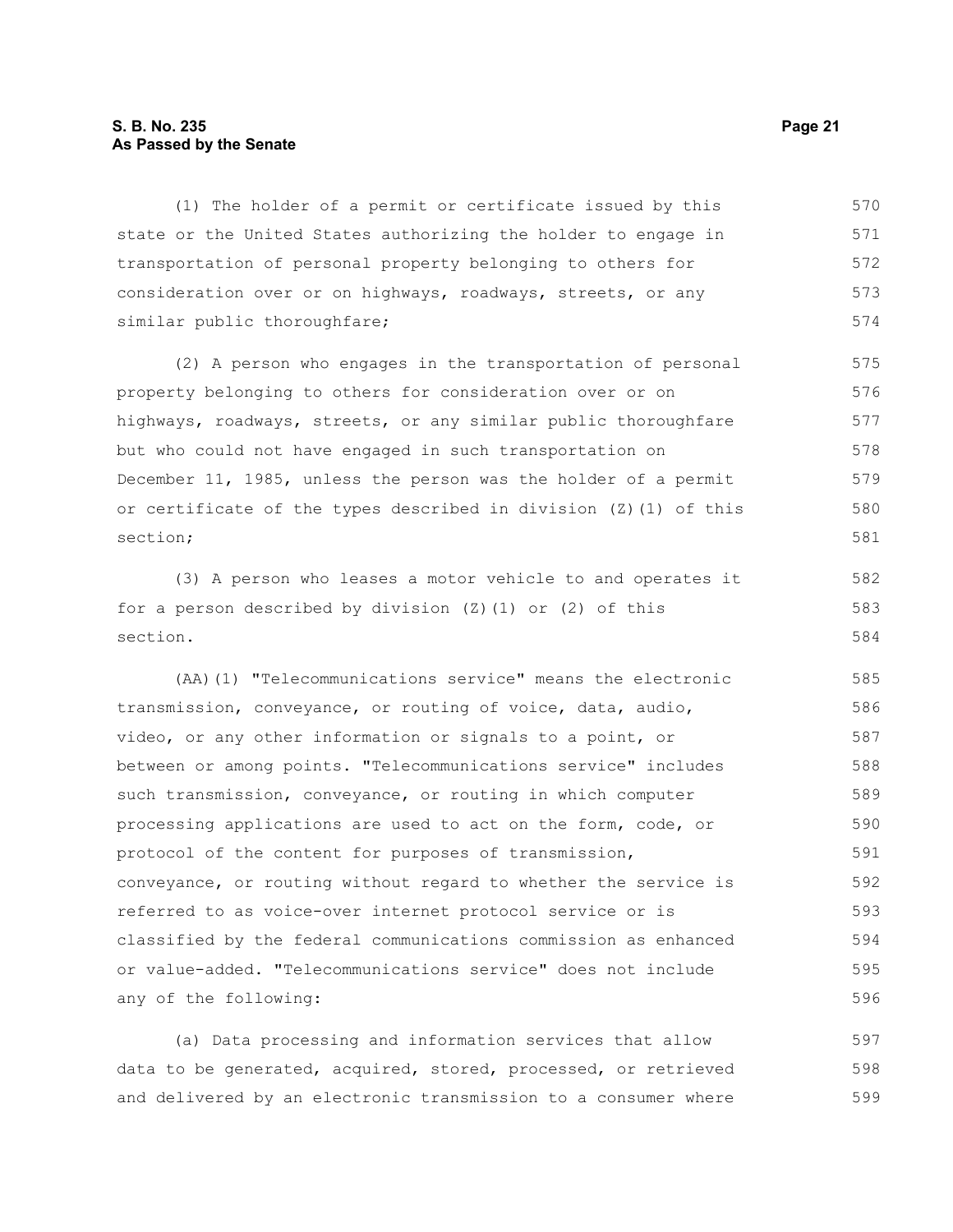(1) The holder of a permit or certificate issued by this state or the United States authorizing the holder to engage in transportation of personal property belonging to others for consideration over or on highways, roadways, streets, or any similar public thoroughfare;

(2) A person who engages in the transportation of personal property belonging to others for consideration over or on highways, roadways, streets, or any similar public thoroughfare but who could not have engaged in such transportation on December 11, 1985, unless the person was the holder of a permit or certificate of the types described in division (Z)(1) of this section;

(3) A person who leases a motor vehicle to and operates it for a person described by division (Z)(1) or (2) of this section.

(AA)(1) "Telecommunications service" means the electronic transmission, conveyance, or routing of voice, data, audio, video, or any other information or signals to a point, or between or among points. "Telecommunications service" includes such transmission, conveyance, or routing in which computer processing applications are used to act on the form, code, or protocol of the content for purposes of transmission, conveyance, or routing without regard to whether the service is referred to as voice-over internet protocol service or is classified by the federal communications commission as enhanced or value-added. "Telecommunications service" does not include any of the following:

(a) Data processing and information services that allow data to be generated, acquired, stored, processed, or retrieved and delivered by an electronic transmission to a consumer where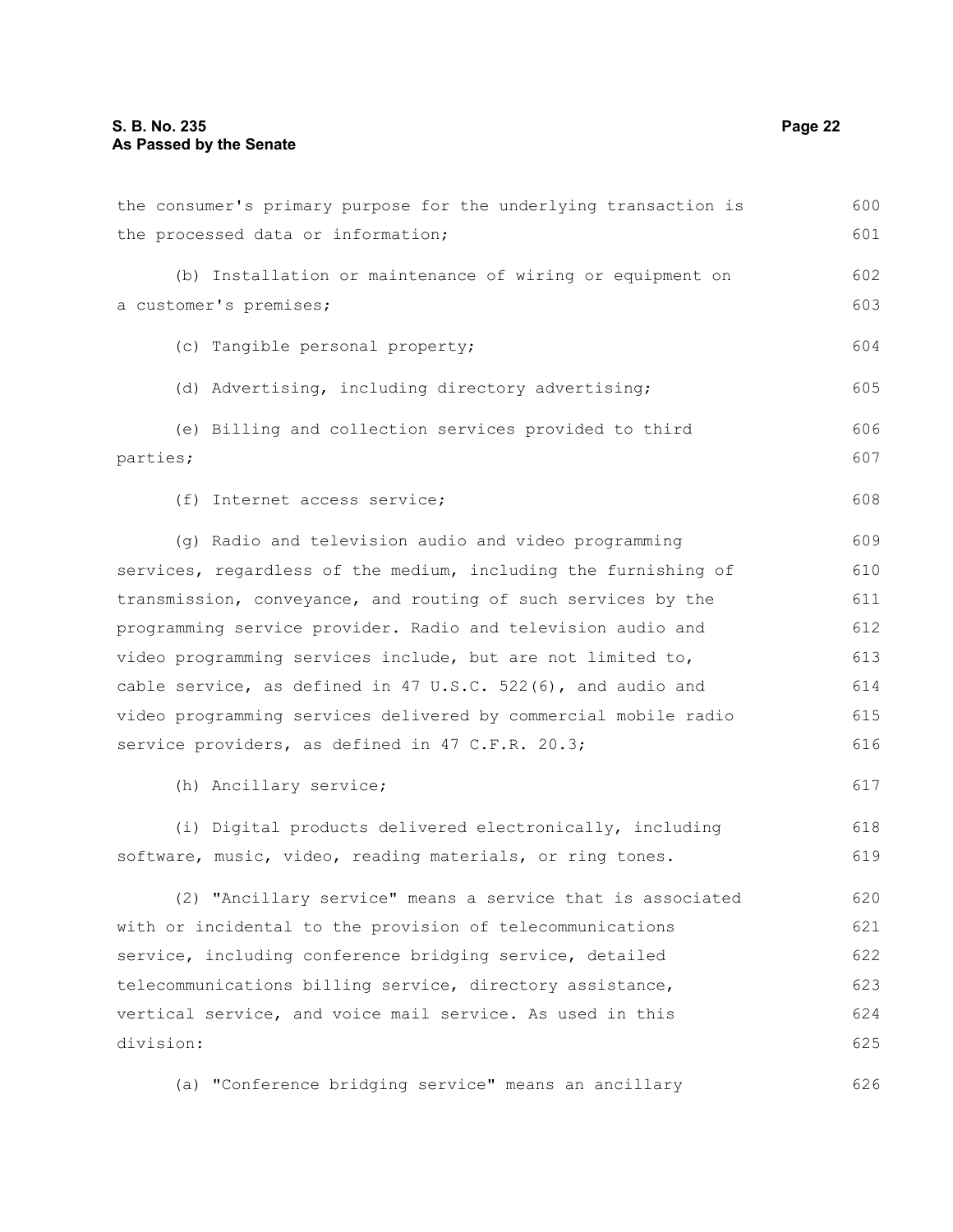the consumer's primary purpose for the underlying transaction is the processed data or information;

(b) Installation or maintenance of wiring or equipment on a customer's premises;

(c) Tangible personal property;

(d) Advertising, including directory advertising;

(e) Billing and collection services provided to third parties;

(f) Internet access service;

(g) Radio and television audio and video programming services, regardless of the medium, including the furnishing of transmission, conveyance, and routing of such services by the programming service provider. Radio and television audio and video programming services include, but are not limited to, cable service, as defined in 47 U.S.C. 522(6), and audio and video programming services delivered by commercial mobile radio service providers, as defined in 47 C.F.R. 20.3;

(h) Ancillary service;

(i) Digital products delivered electronically, including software, music, video, reading materials, or ring tones.

(2) "Ancillary service" means a service that is associated with or incidental to the provision of telecommunications service, including conference bridging service, detailed telecommunications billing service, directory assistance, vertical service, and voice mail service. As used in this division:

(a) "Conference bridging service" means an ancillary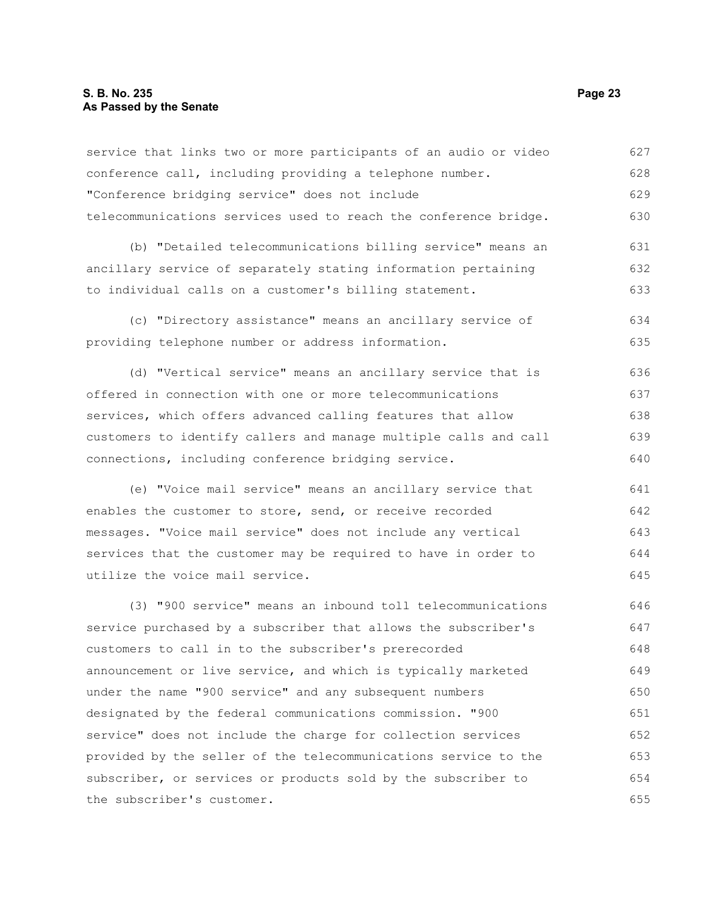service that links two or more participants of an audio or video conference call, including providing a telephone number. "Conference bridging service" does not include telecommunications services used to reach the conference bridge.

(b) "Detailed telecommunications billing service" means an ancillary service of separately stating information pertaining to individual calls on a customer's billing statement.

(c) "Directory assistance" means an ancillary service of providing telephone number or address information.

(d) "Vertical service" means an ancillary service that is offered in connection with one or more telecommunications services, which offers advanced calling features that allow customers to identify callers and manage multiple calls and call connections, including conference bridging service.

(e) "Voice mail service" means an ancillary service that enables the customer to store, send, or receive recorded messages. "Voice mail service" does not include any vertical services that the customer may be required to have in order to utilize the voice mail service.

(3) "900 service" means an inbound toll telecommunications service purchased by a subscriber that allows the subscriber's customers to call in to the subscriber's prerecorded announcement or live service, and which is typically marketed under the name "900 service" and any subsequent numbers designated by the federal communications commission. "900 service" does not include the charge for collection services provided by the seller of the telecommunications service to the subscriber, or services or products sold by the subscriber to the subscriber's customer.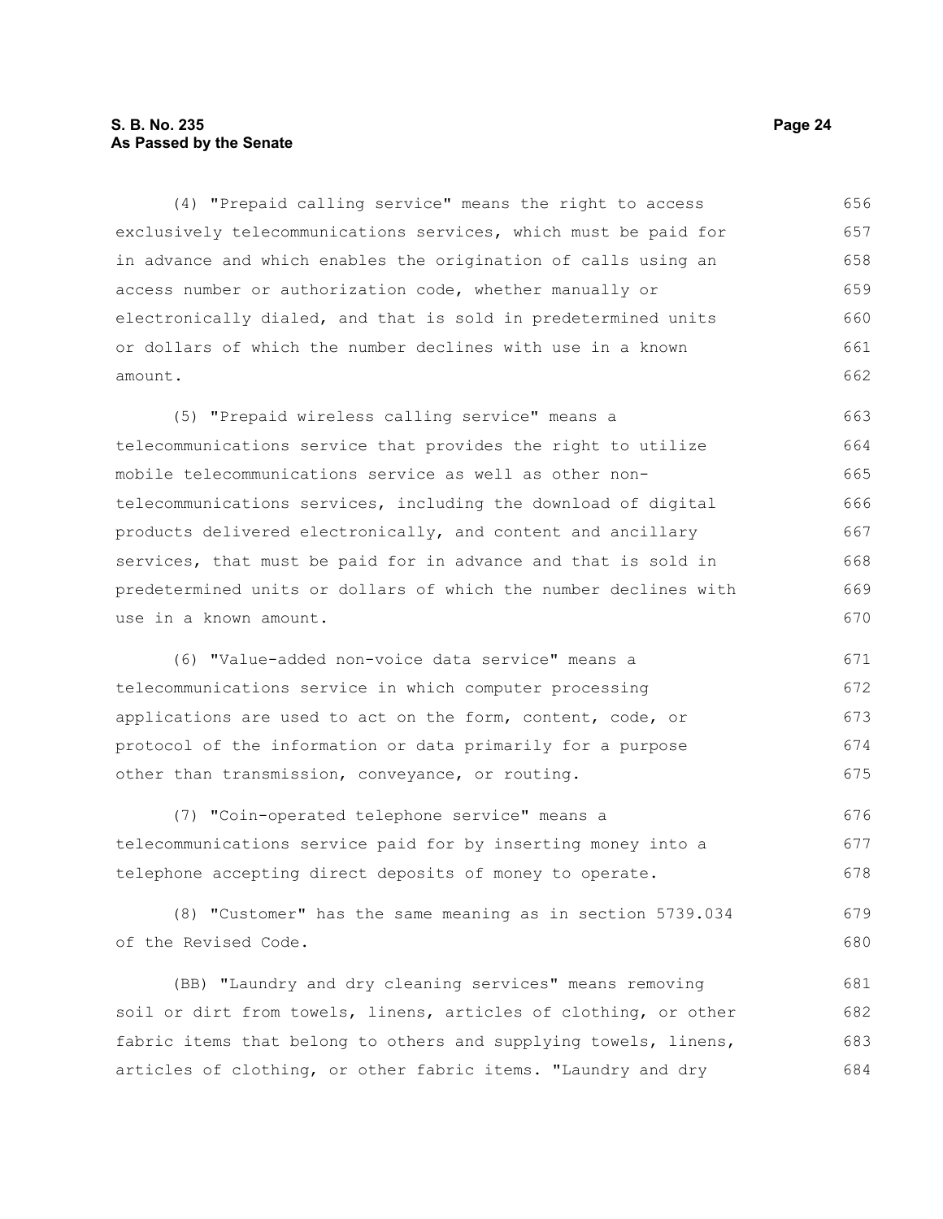(4) "Prepaid calling service" means the right to access exclusively telecommunications services, which must be paid for in advance and which enables the origination of calls using an access number or authorization code, whether manually or electronically dialed, and that is sold in predetermined units or dollars of which the number declines with use in a known amount.

(5) "Prepaid wireless calling service" means a telecommunications service that provides the right to utilize mobile telecommunications service as well as other non-telecommunications services, including the download of digital products delivered electronically, and content and ancillary services, that must be paid for in advance and that is sold in predetermined units or dollars of which the number declines with use in a known amount.

(6) "Value-added non-voice data service" means a telecommunications service in which computer processing applications are used to act on the form, content, code, or protocol of the information or data primarily for a purpose other than transmission, conveyance, or routing.

(7) "Coin-operated telephone service" means a telecommunications service paid for by inserting money into a telephone accepting direct deposits of money to operate.

(8) "Customer" has the same meaning as in section 5739.034 of the Revised Code.

(BB) "Laundry and dry cleaning services" means removing soil or dirt from towels, linens, articles of clothing, or other fabric items that belong to others and supplying towels, linens, articles of clothing, or other fabric items. "Laundry and dry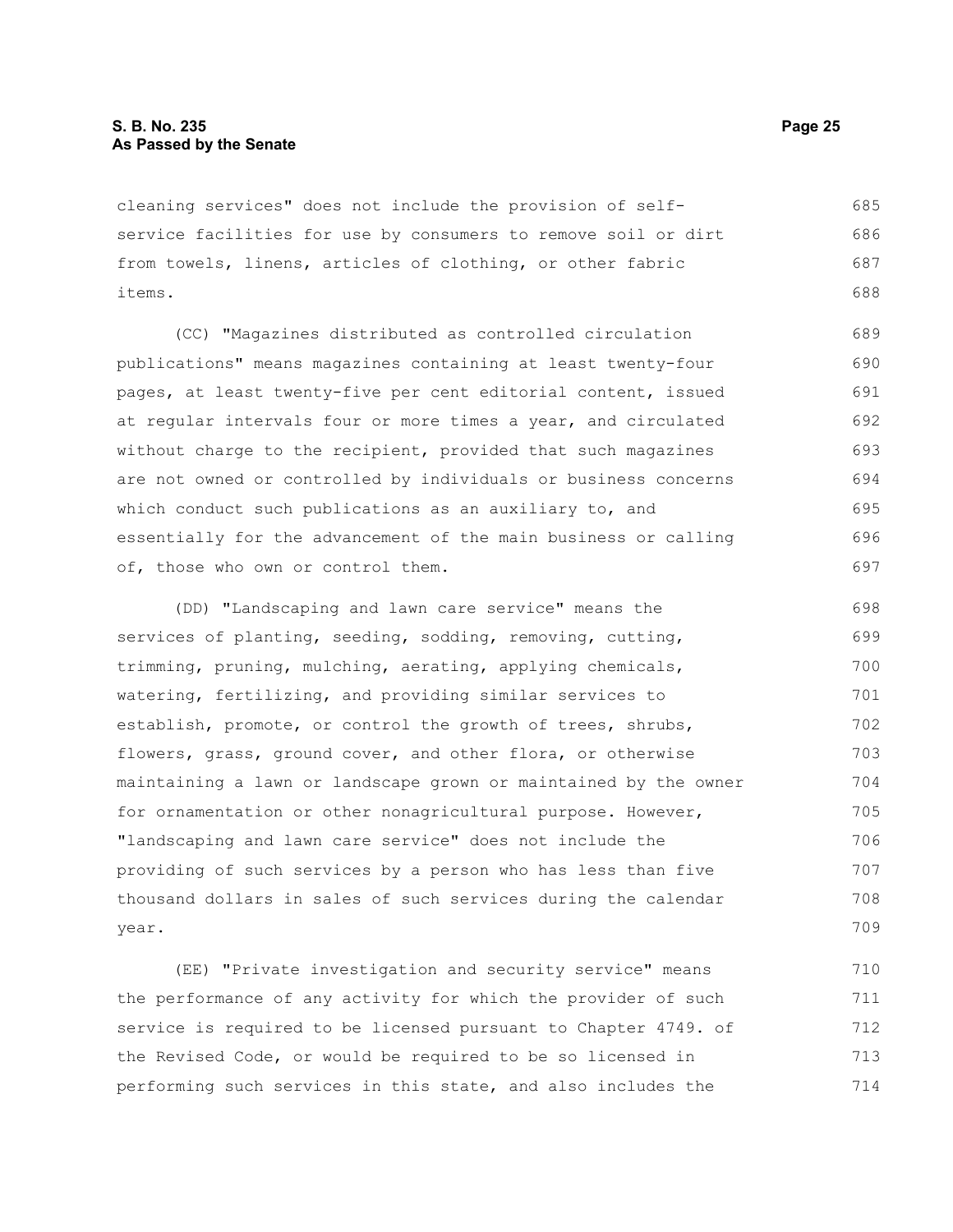cleaning services" does not include the provision of self-service facilities for use by consumers to remove soil or dirt from towels, linens, articles of clothing, or other fabric items.

(CC) "Magazines distributed as controlled circulation publications" means magazines containing at least twenty-four pages, at least twenty-five per cent editorial content, issued at regular intervals four or more times a year, and circulated without charge to the recipient, provided that such magazines are not owned or controlled by individuals or business concerns which conduct such publications as an auxiliary to, and essentially for the advancement of the main business or calling of, those who own or control them.

(DD) "Landscaping and lawn care service" means the services of planting, seeding, sodding, removing, cutting, trimming, pruning, mulching, aerating, applying chemicals, watering, fertilizing, and providing similar services to establish, promote, or control the growth of trees, shrubs, flowers, grass, ground cover, and other flora, or otherwise maintaining a lawn or landscape grown or maintained by the owner for ornamentation or other nonagricultural purpose. However, "landscaping and lawn care service" does not include the providing of such services by a person who has less than five thousand dollars in sales of such services during the calendar year.

(EE) "Private investigation and security service" means the performance of any activity for which the provider of such service is required to be licensed pursuant to Chapter 4749. of the Revised Code, or would be required to be so licensed in performing such services in this state, and also includes the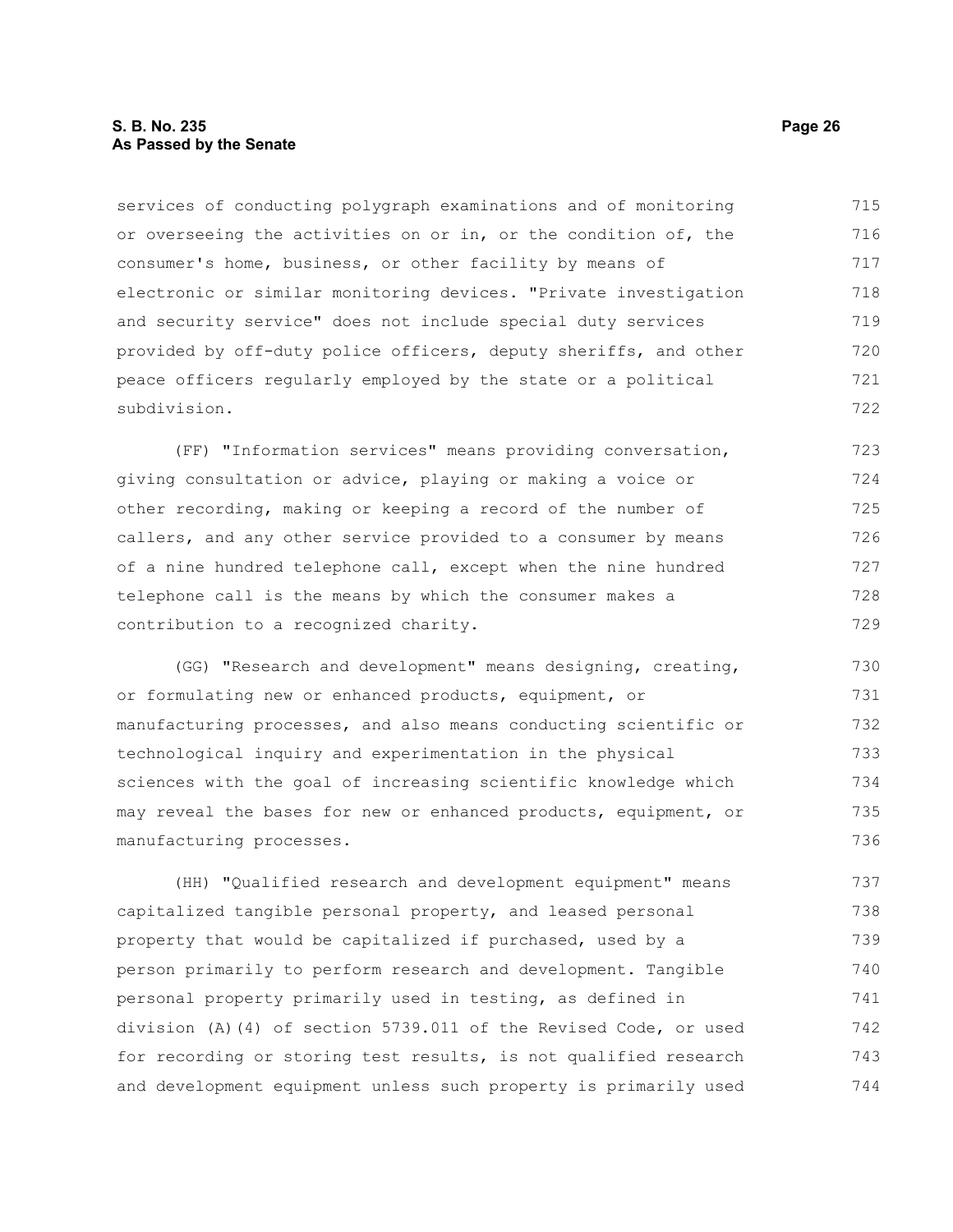services of conducting polygraph examinations and of monitoring or overseeing the activities on or in, or the condition of, the consumer's home, business, or other facility by means of electronic or similar monitoring devices. "Private investigation and security service" does not include special duty services provided by off-duty police officers, deputy sheriffs, and other peace officers regularly employed by the state or a political subdivision.

(FF) "Information services" means providing conversation, giving consultation or advice, playing or making a voice or other recording, making or keeping a record of the number of callers, and any other service provided to a consumer by means of a nine hundred telephone call, except when the nine hundred telephone call is the means by which the consumer makes a contribution to a recognized charity.

(GG) "Research and development" means designing, creating, or formulating new or enhanced products, equipment, or manufacturing processes, and also means conducting scientific or technological inquiry and experimentation in the physical sciences with the goal of increasing scientific knowledge which may reveal the bases for new or enhanced products, equipment, or manufacturing processes.

(HH) "Qualified research and development equipment" means capitalized tangible personal property, and leased personal property that would be capitalized if purchased, used by a person primarily to perform research and development. Tangible personal property primarily used in testing, as defined in division (A)(4) of section 5739.011 of the Revised Code, or used for recording or storing test results, is not qualified research and development equipment unless such property is primarily used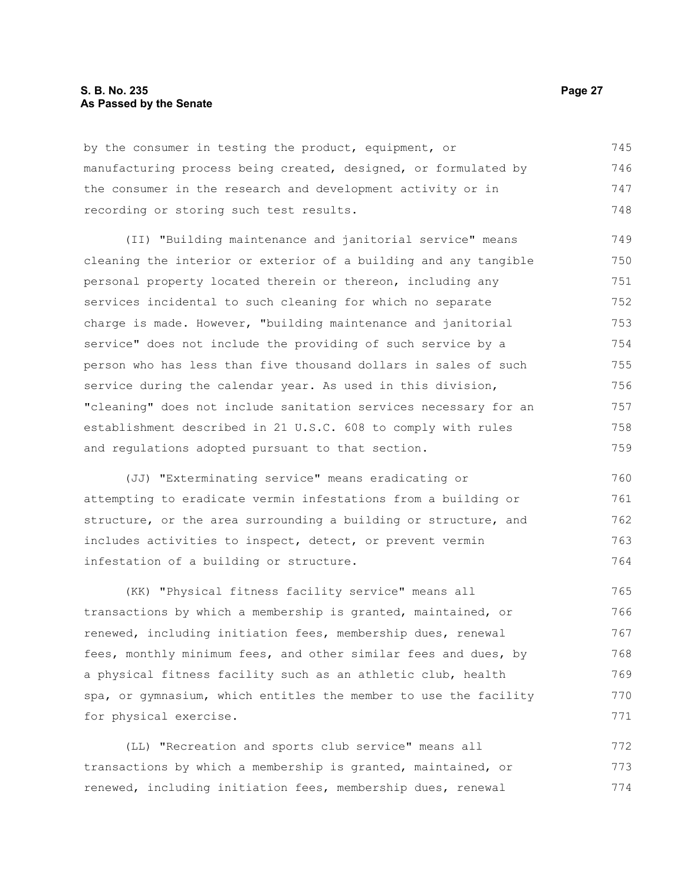by the consumer in testing the product, equipment, or manufacturing process being created, designed, or formulated by the consumer in the research and development activity or in recording or storing such test results.

(II) "Building maintenance and janitorial service" means cleaning the interior or exterior of a building and any tangible personal property located therein or thereon, including any services incidental to such cleaning for which no separate charge is made. However, "building maintenance and janitorial service" does not include the providing of such service by a person who has less than five thousand dollars in sales of such service during the calendar year. As used in this division, "cleaning" does not include sanitation services necessary for an establishment described in 21 U.S.C. 608 to comply with rules and regulations adopted pursuant to that section.

(JJ) "Exterminating service" means eradicating or attempting to eradicate vermin infestations from a building or structure, or the area surrounding a building or structure, and includes activities to inspect, detect, or prevent vermin infestation of a building or structure.

(KK) "Physical fitness facility service" means all transactions by which a membership is granted, maintained, or renewed, including initiation fees, membership dues, renewal fees, monthly minimum fees, and other similar fees and dues, by a physical fitness facility such as an athletic club, health spa, or gymnasium, which entitles the member to use the facility for physical exercise.

(LL) "Recreation and sports club service" means all transactions by which a membership is granted, maintained, or renewed, including initiation fees, membership dues, renewal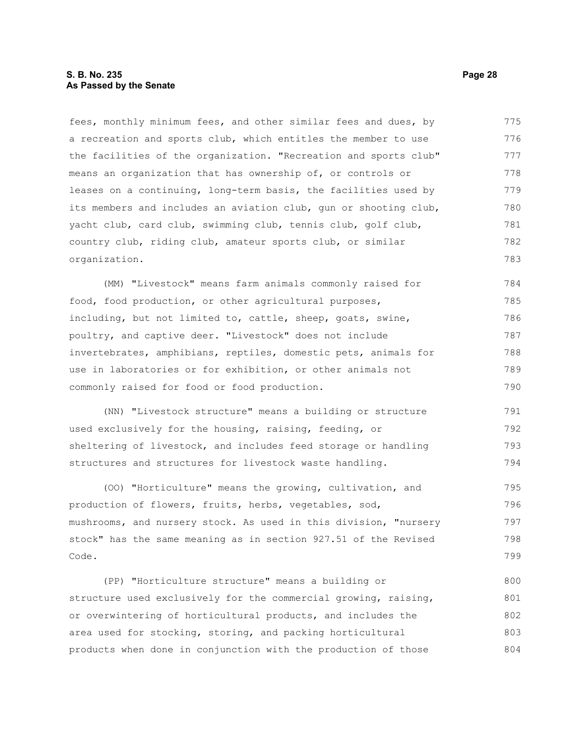fees, monthly minimum fees, and other similar fees and dues, by a recreation and sports club, which entitles the member to use the facilities of the organization. "Recreation and sports club" means an organization that has ownership of, or controls or leases on a continuing, long-term basis, the facilities used by its members and includes an aviation club, gun or shooting club, yacht club, card club, swimming club, tennis club, golf club, country club, riding club, amateur sports club, or similar organization.

(MM) "Livestock" means farm animals commonly raised for food, food production, or other agricultural purposes, including, but not limited to, cattle, sheep, goats, swine, poultry, and captive deer. "Livestock" does not include invertebrates, amphibians, reptiles, domestic pets, animals for use in laboratories or for exhibition, or other animals not commonly raised for food or food production.

(NN) "Livestock structure" means a building or structure used exclusively for the housing, raising, feeding, or sheltering of livestock, and includes feed storage or handling structures and structures for livestock waste handling.

(OO) "Horticulture" means the growing, cultivation, and production of flowers, fruits, herbs, vegetables, sod, mushrooms, and nursery stock. As used in this division, "nursery stock" has the same meaning as in section 927.51 of the Revised Code.

(PP) "Horticulture structure" means a building or structure used exclusively for the commercial growing, raising, or overwintering of horticultural products, and includes the area used for stocking, storing, and packing horticultural products when done in conjunction with the production of those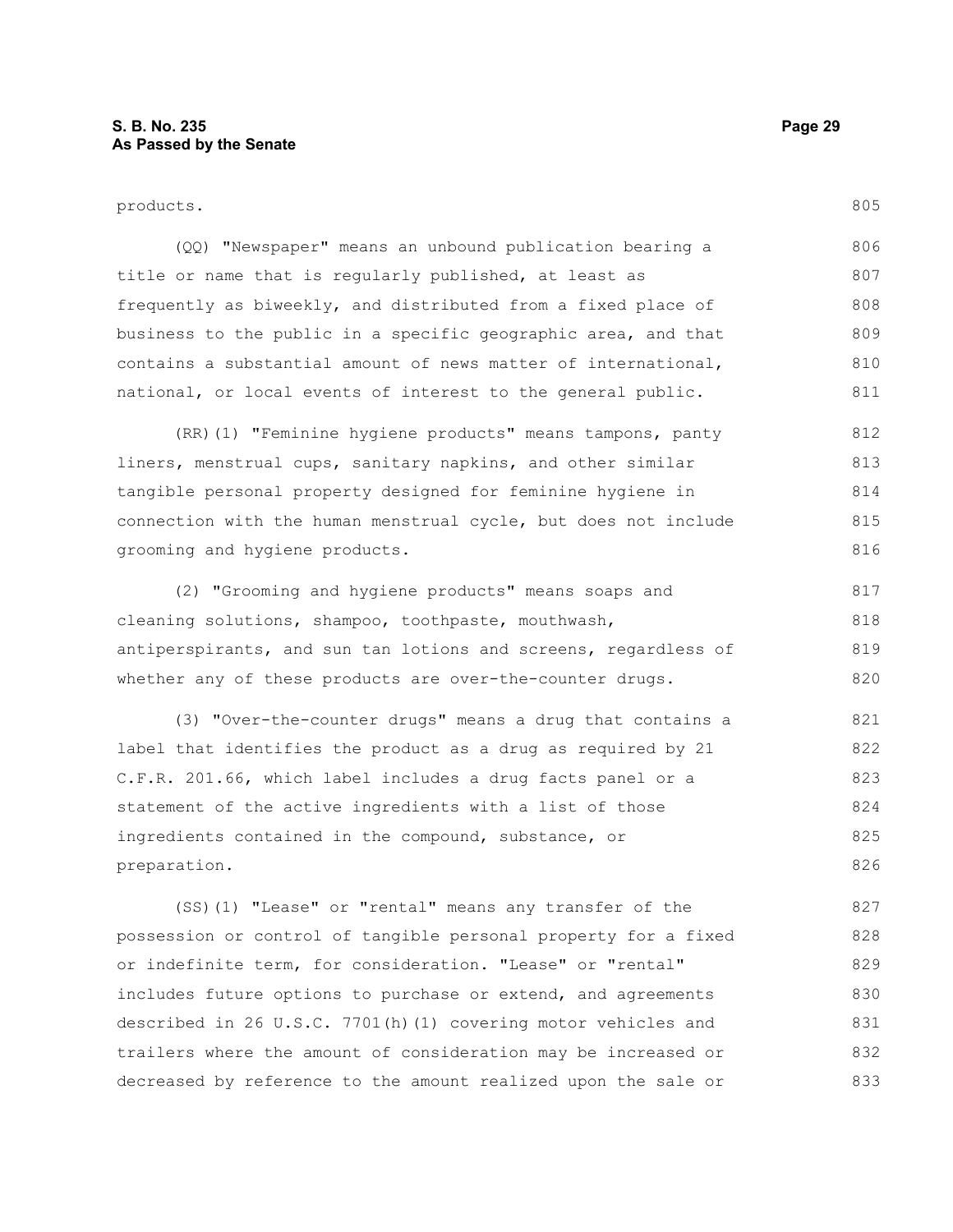products.

(QQ) "Newspaper" means an unbound publication bearing a title or name that is regularly published, at least as frequently as biweekly, and distributed from a fixed place of business to the public in a specific geographic area, and that contains a substantial amount of news matter of international, national, or local events of interest to the general public.

(RR)(1) "Feminine hygiene products" means tampons, panty liners, menstrual cups, sanitary napkins, and other similar tangible personal property designed for feminine hygiene in connection with the human menstrual cycle, but does not include grooming and hygiene products.

(2) "Grooming and hygiene products" means soaps and cleaning solutions, shampoo, toothpaste, mouthwash, antiperspirants, and sun tan lotions and screens, regardless of whether any of these products are over-the-counter drugs.

(3) "Over-the-counter drugs" means a drug that contains a label that identifies the product as a drug as required by 21 C.F.R. 201.66, which label includes a drug facts panel or a statement of the active ingredients with a list of those ingredients contained in the compound, substance, or preparation.

(SS)(1) "Lease" or "rental" means any transfer of the possession or control of tangible personal property for a fixed or indefinite term, for consideration. "Lease" or "rental" includes future options to purchase or extend, and agreements described in 26 U.S.C. 7701(h)(1) covering motor vehicles and trailers where the amount of consideration may be increased or decreased by reference to the amount realized upon the sale or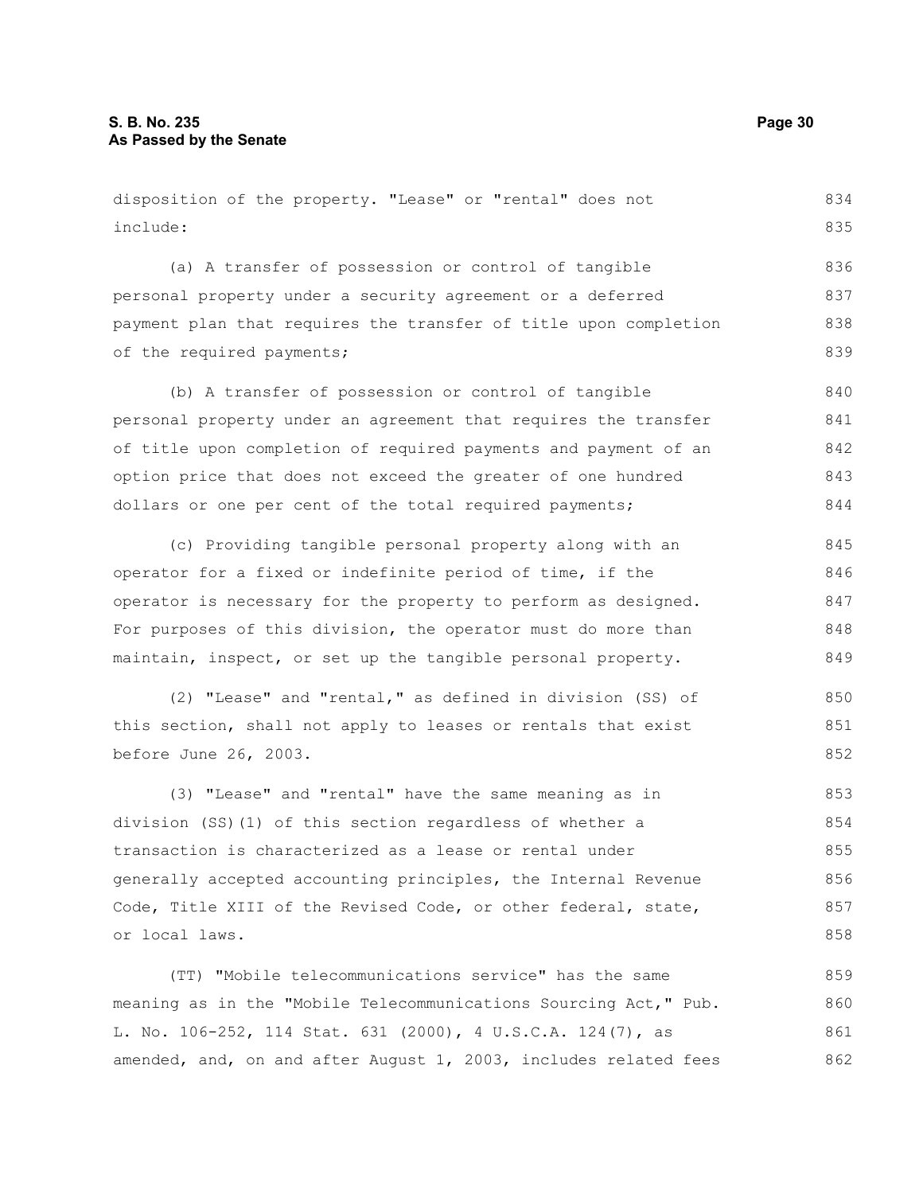disposition of the property. "Lease" or "rental" does not include:

(a) A transfer of possession or control of tangible personal property under a security agreement or a deferred payment plan that requires the transfer of title upon completion of the required payments;

(b) A transfer of possession or control of tangible personal property under an agreement that requires the transfer of title upon completion of required payments and payment of an option price that does not exceed the greater of one hundred dollars or one per cent of the total required payments;

(c) Providing tangible personal property along with an operator for a fixed or indefinite period of time, if the operator is necessary for the property to perform as designed. For purposes of this division, the operator must do more than maintain, inspect, or set up the tangible personal property.

(2) "Lease" and "rental," as defined in division (SS) of this section, shall not apply to leases or rentals that exist before June 26, 2003.

(3) "Lease" and "rental" have the same meaning as in division (SS)(1) of this section regardless of whether a transaction is characterized as a lease or rental under generally accepted accounting principles, the Internal Revenue Code, Title XIII of the Revised Code, or other federal, state, or local laws.

(TT) "Mobile telecommunications service" has the same meaning as in the "Mobile Telecommunications Sourcing Act," Pub. L. No. 106-252, 114 Stat. 631 (2000), 4 U.S.C.A. 124(7), as amended, and, on and after August 1, 2003, includes related fees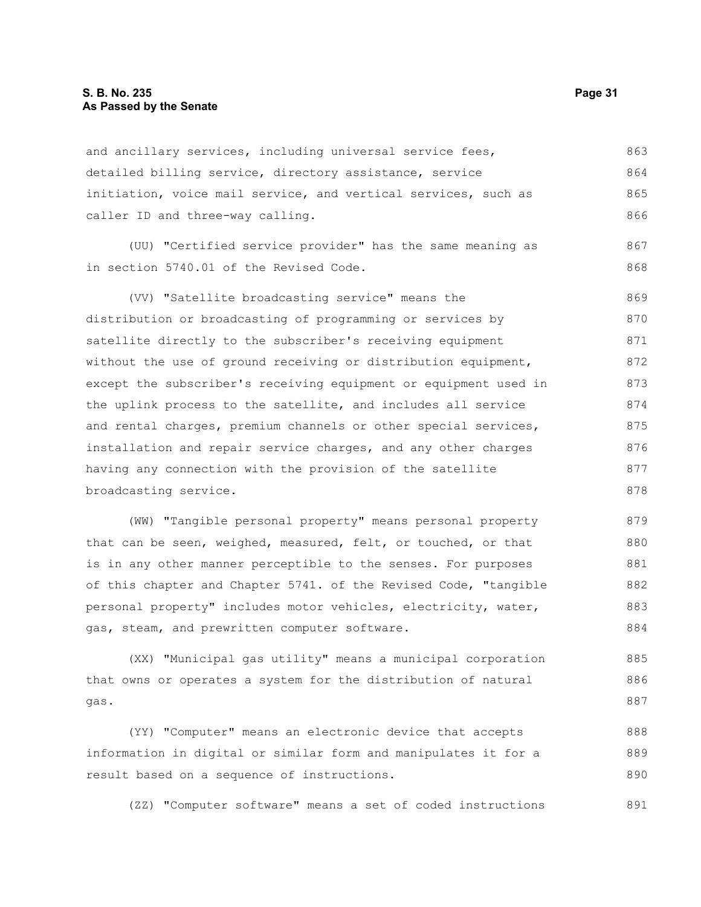and ancillary services, including universal service fees, detailed billing service, directory assistance, service initiation, voice mail service, and vertical services, such as caller ID and three-way calling.

(UU) "Certified service provider" has the same meaning as in section 5740.01 of the Revised Code.

(VV) "Satellite broadcasting service" means the distribution or broadcasting of programming or services by satellite directly to the subscriber's receiving equipment without the use of ground receiving or distribution equipment, except the subscriber's receiving equipment or equipment used in the uplink process to the satellite, and includes all service and rental charges, premium channels or other special services, installation and repair service charges, and any other charges having any connection with the provision of the satellite broadcasting service.

(WW) "Tangible personal property" means personal property that can be seen, weighed, measured, felt, or touched, or that is in any other manner perceptible to the senses. For purposes of this chapter and Chapter 5741. of the Revised Code, "tangible personal property" includes motor vehicles, electricity, water, gas, steam, and prewritten computer software.

(XX) "Municipal gas utility" means a municipal corporation that owns or operates a system for the distribution of natural gas.

(YY) "Computer" means an electronic device that accepts information in digital or similar form and manipulates it for a result based on a sequence of instructions.

(ZZ) "Computer software" means a set of coded instructions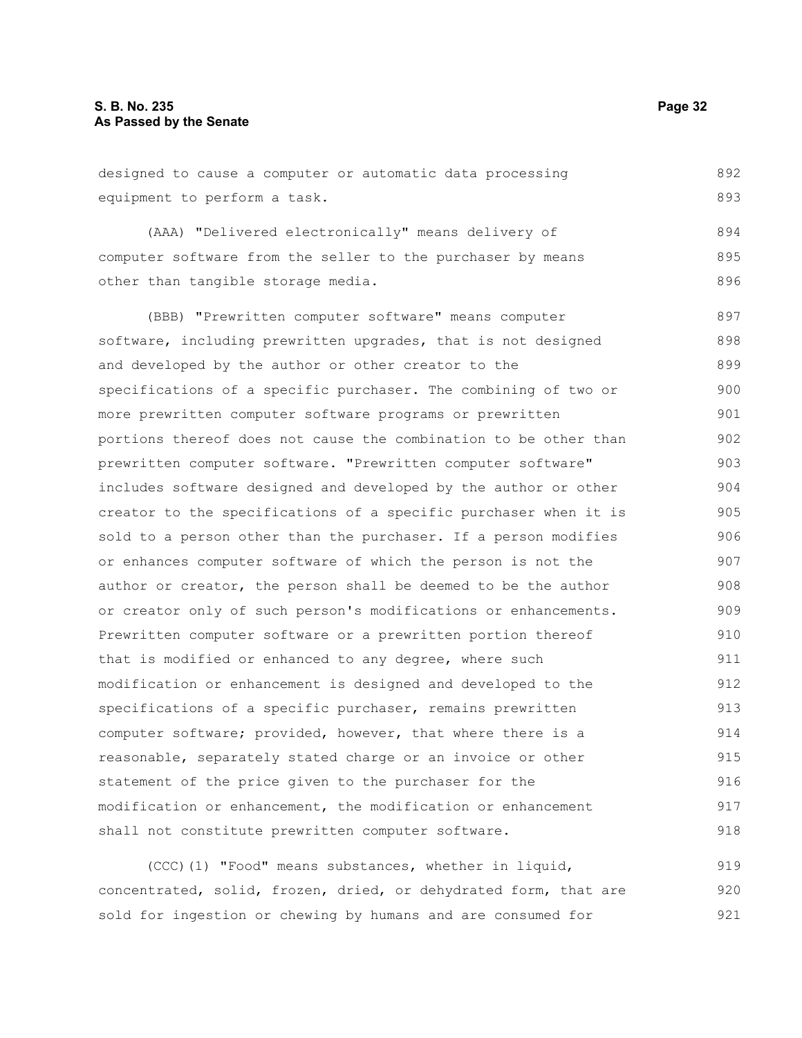designed to cause a computer or automatic data processing equipment to perform a task.

(AAA) "Delivered electronically" means delivery of computer software from the seller to the purchaser by means other than tangible storage media.

(BBB) "Prewritten computer software" means computer software, including prewritten upgrades, that is not designed and developed by the author or other creator to the specifications of a specific purchaser. The combining of two or more prewritten computer software programs or prewritten portions thereof does not cause the combination to be other than prewritten computer software. "Prewritten computer software" includes software designed and developed by the author or other creator to the specifications of a specific purchaser when it is sold to a person other than the purchaser. If a person modifies or enhances computer software of which the person is not the author or creator, the person shall be deemed to be the author or creator only of such person's modifications or enhancements. Prewritten computer software or a prewritten portion thereof that is modified or enhanced to any degree, where such modification or enhancement is designed and developed to the specifications of a specific purchaser, remains prewritten computer software; provided, however, that where there is a reasonable, separately stated charge or an invoice or other statement of the price given to the purchaser for the modification or enhancement, the modification or enhancement shall not constitute prewritten computer software.

(CCC)(1) "Food" means substances, whether in liquid, concentrated, solid, frozen, dried, or dehydrated form, that are sold for ingestion or chewing by humans and are consumed for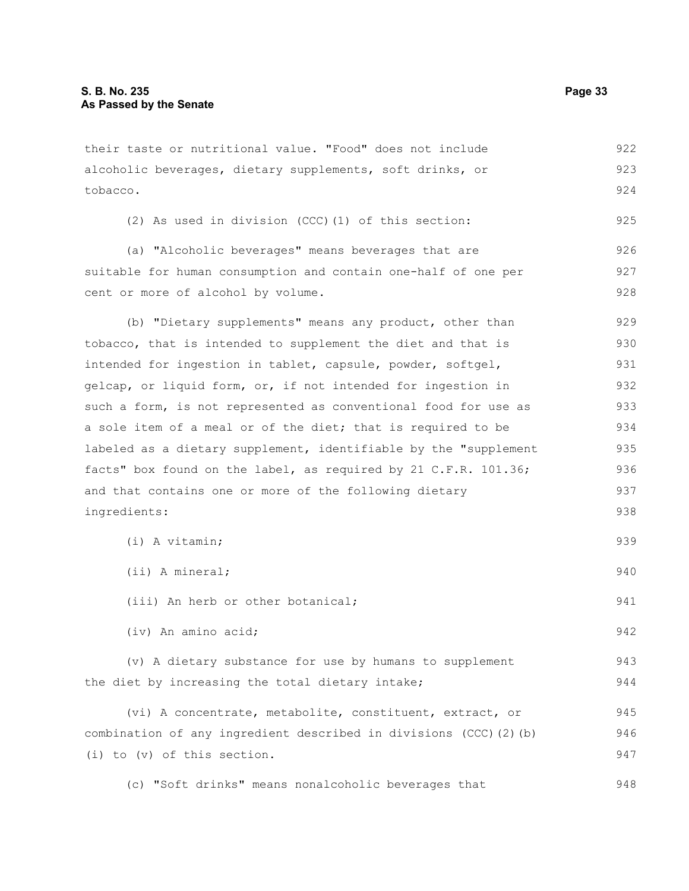their taste or nutritional value. "Food" does not include alcoholic beverages, dietary supplements, soft drinks, or tobacco.

(2) As used in division (CCC)(1) of this section:

(a) "Alcoholic beverages" means beverages that are suitable for human consumption and contain one-half of one per cent or more of alcohol by volume.

(b) "Dietary supplements" means any product, other than tobacco, that is intended to supplement the diet and that is intended for ingestion in tablet, capsule, powder, softgel, gelcap, or liquid form, or, if not intended for ingestion in such a form, is not represented as conventional food for use as a sole item of a meal or of the diet; that is required to be labeled as a dietary supplement, identifiable by the "supplement facts" box found on the label, as required by 21 C.F.R. 101.36; and that contains one or more of the following dietary ingredients:

(i) A vitamin;

(ii) A mineral;

(iii) An herb or other botanical;

(iv) An amino acid;

(v) A dietary substance for use by humans to supplement the diet by increasing the total dietary intake;

(vi) A concentrate, metabolite, constituent, extract, or combination of any ingredient described in divisions (CCC)(2)(b)(i) to (v) of this section.

(c) "Soft drinks" means nonalcoholic beverages that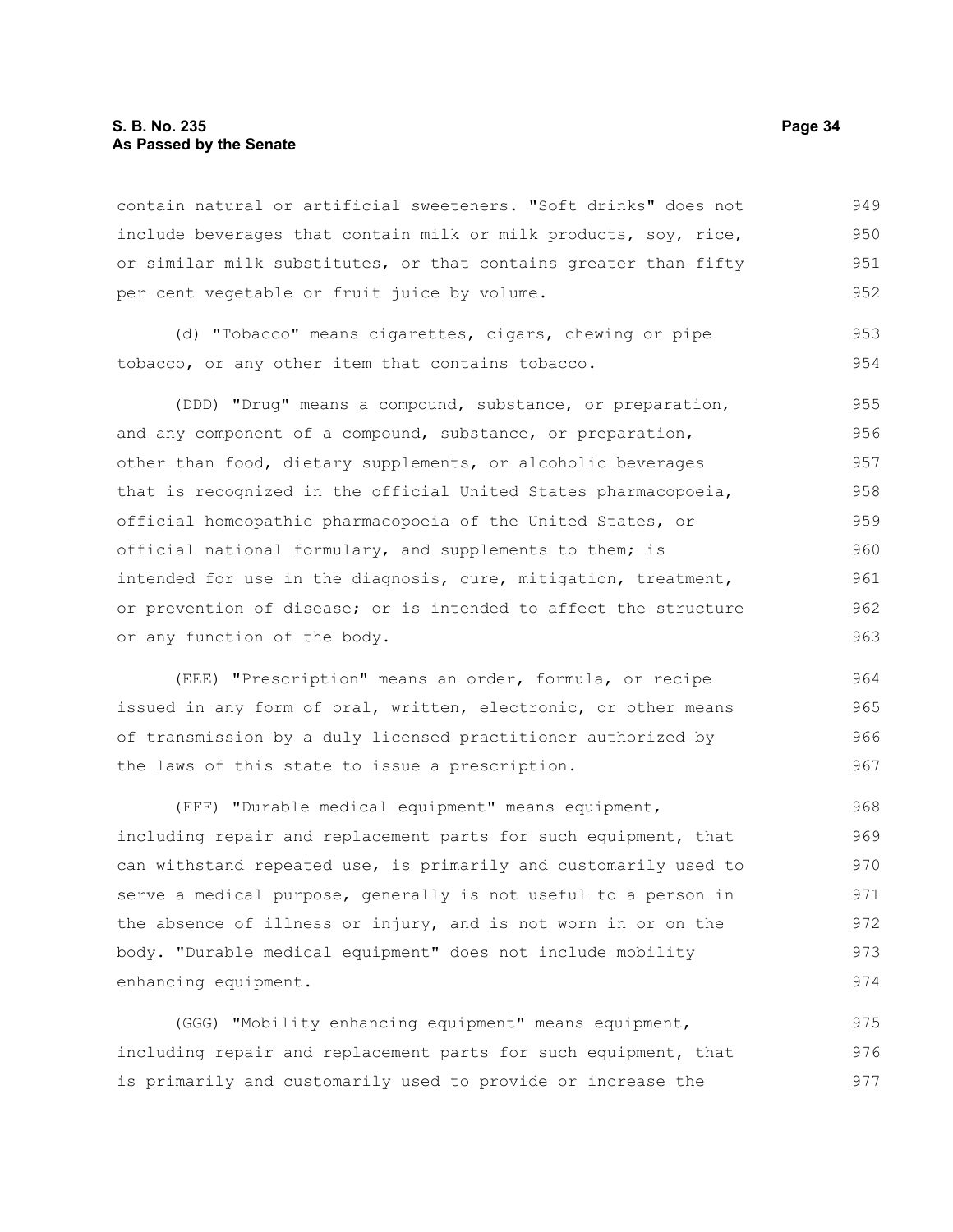contain natural or artificial sweeteners. "Soft drinks" does not include beverages that contain milk or milk products, soy, rice, or similar milk substitutes, or that contains greater than fifty per cent vegetable or fruit juice by volume.

(d) "Tobacco" means cigarettes, cigars, chewing or pipe tobacco, or any other item that contains tobacco.

(DDD) "Drug" means a compound, substance, or preparation, and any component of a compound, substance, or preparation, other than food, dietary supplements, or alcoholic beverages that is recognized in the official United States pharmacopoeia, official homeopathic pharmacopoeia of the United States, or official national formulary, and supplements to them; is intended for use in the diagnosis, cure, mitigation, treatment, or prevention of disease; or is intended to affect the structure or any function of the body.

(EEE) "Prescription" means an order, formula, or recipe issued in any form of oral, written, electronic, or other means of transmission by a duly licensed practitioner authorized by the laws of this state to issue a prescription.

(FFF) "Durable medical equipment" means equipment, including repair and replacement parts for such equipment, that can withstand repeated use, is primarily and customarily used to serve a medical purpose, generally is not useful to a person in the absence of illness or injury, and is not worn in or on the body. "Durable medical equipment" does not include mobility enhancing equipment.

(GGG) "Mobility enhancing equipment" means equipment, including repair and replacement parts for such equipment, that is primarily and customarily used to provide or increase the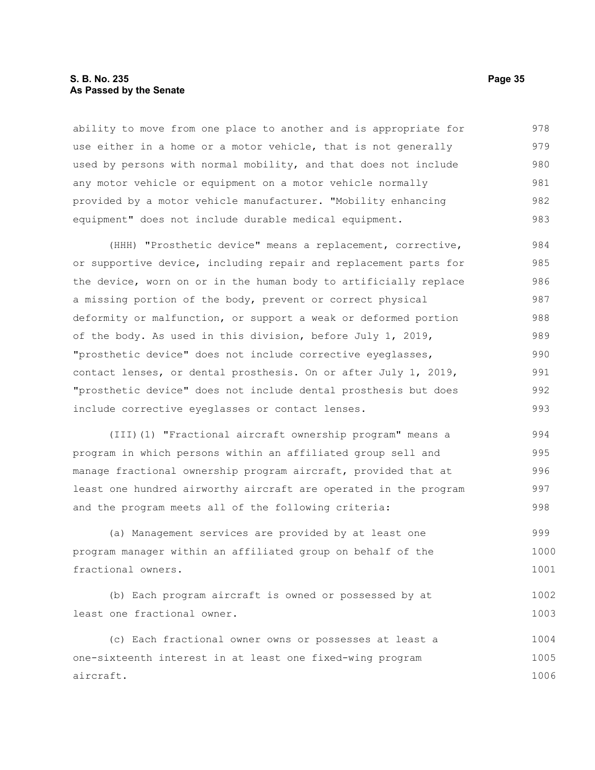ability to move from one place to another and is appropriate for use either in a home or a motor vehicle, that is not generally used by persons with normal mobility, and that does not include any motor vehicle or equipment on a motor vehicle normally provided by a motor vehicle manufacturer. "Mobility enhancing equipment" does not include durable medical equipment.

(HHH) "Prosthetic device" means a replacement, corrective, or supportive device, including repair and replacement parts for the device, worn on or in the human body to artificially replace a missing portion of the body, prevent or correct physical deformity or malfunction, or support a weak or deformed portion of the body. As used in this division, before July 1, 2019, "prosthetic device" does not include corrective eyeglasses, contact lenses, or dental prosthesis. On or after July 1, 2019, "prosthetic device" does not include dental prosthesis but does include corrective eyeglasses or contact lenses.

(III)(1) "Fractional aircraft ownership program" means a program in which persons within an affiliated group sell and manage fractional ownership program aircraft, provided that at least one hundred airworthy aircraft are operated in the program and the program meets all of the following criteria:

(a) Management services are provided by at least one program manager within an affiliated group on behalf of the fractional owners.

(b) Each program aircraft is owned or possessed by at least one fractional owner.

(c) Each fractional owner owns or possesses at least a one-sixteenth interest in at least one fixed-wing program aircraft.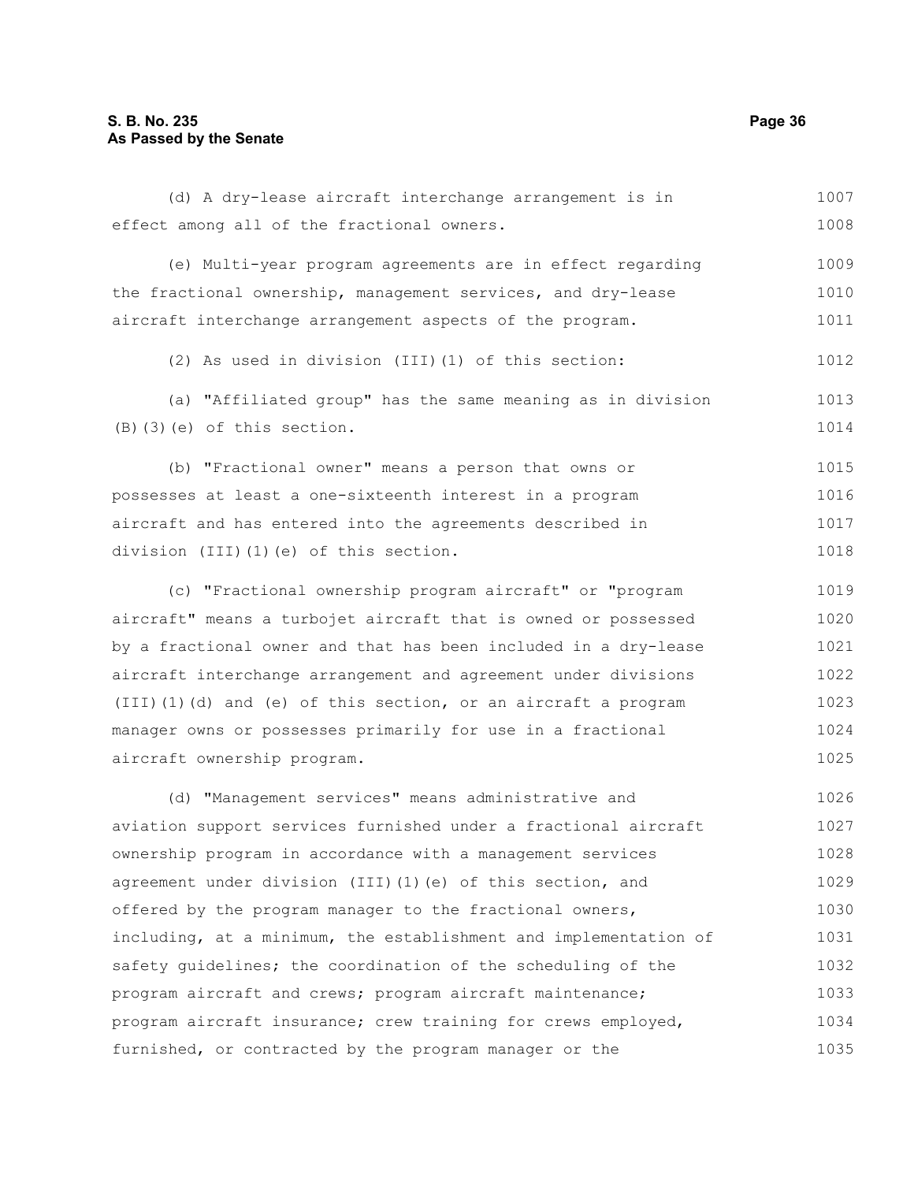(d) A dry-lease aircraft interchange arrangement is in effect among all of the fractional owners.

(e) Multi-year program agreements are in effect regarding the fractional ownership, management services, and dry-lease aircraft interchange arrangement aspects of the program.

(2) As used in division (III)(1) of this section:

(a) "Affiliated group" has the same meaning as in division (B)(3)(e) of this section.

(b) "Fractional owner" means a person that owns or possesses at least a one-sixteenth interest in a program aircraft and has entered into the agreements described in division (III)(1)(e) of this section.

(c) "Fractional ownership program aircraft" or "program aircraft" means a turbojet aircraft that is owned or possessed by a fractional owner and that has been included in a dry-lease aircraft interchange arrangement and agreement under divisions (III)(1)(d) and (e) of this section, or an aircraft a program manager owns or possesses primarily for use in a fractional aircraft ownership program.

(d) "Management services" means administrative and aviation support services furnished under a fractional aircraft ownership program in accordance with a management services agreement under division (III)(1)(e) of this section, and offered by the program manager to the fractional owners, including, at a minimum, the establishment and implementation of safety guidelines; the coordination of the scheduling of the program aircraft and crews; program aircraft maintenance; program aircraft insurance; crew training for crews employed, furnished, or contracted by the program manager or the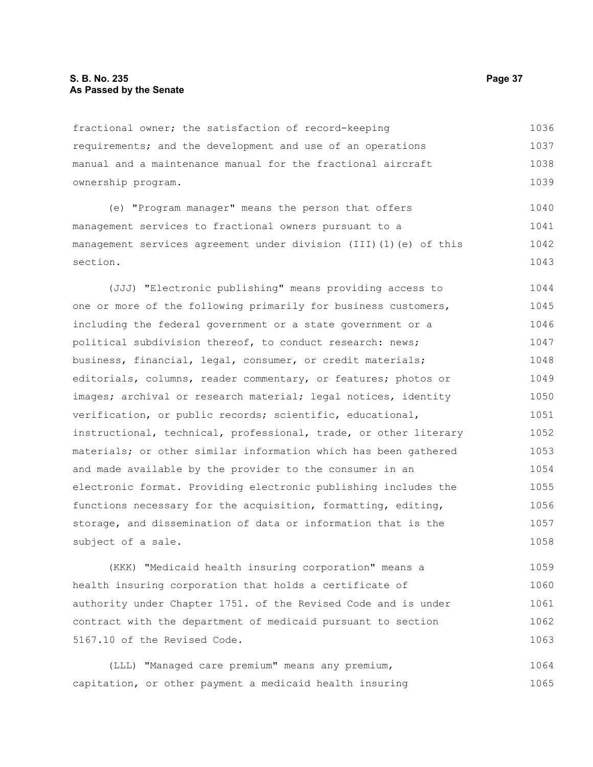fractional owner; the satisfaction of record-keeping requirements; and the development and use of an operations manual and a maintenance manual for the fractional aircraft ownership program.

(e) "Program manager" means the person that offers management services to fractional owners pursuant to a management services agreement under division (III)(1)(e) of this section.

(JJJ) "Electronic publishing" means providing access to one or more of the following primarily for business customers, including the federal government or a state government or a political subdivision thereof, to conduct research: news; business, financial, legal, consumer, or credit materials; editorials, columns, reader commentary, or features; photos or images; archival or research material; legal notices, identity verification, or public records; scientific, educational, instructional, technical, professional, trade, or other literary materials; or other similar information which has been gathered and made available by the provider to the consumer in an electronic format. Providing electronic publishing includes the functions necessary for the acquisition, formatting, editing, storage, and dissemination of data or information that is the subject of a sale.

(KKK) "Medicaid health insuring corporation" means a health insuring corporation that holds a certificate of authority under Chapter 1751. of the Revised Code and is under contract with the department of medicaid pursuant to section 5167.10 of the Revised Code.

(LLL) "Managed care premium" means any premium, capitation, or other payment a medicaid health insuring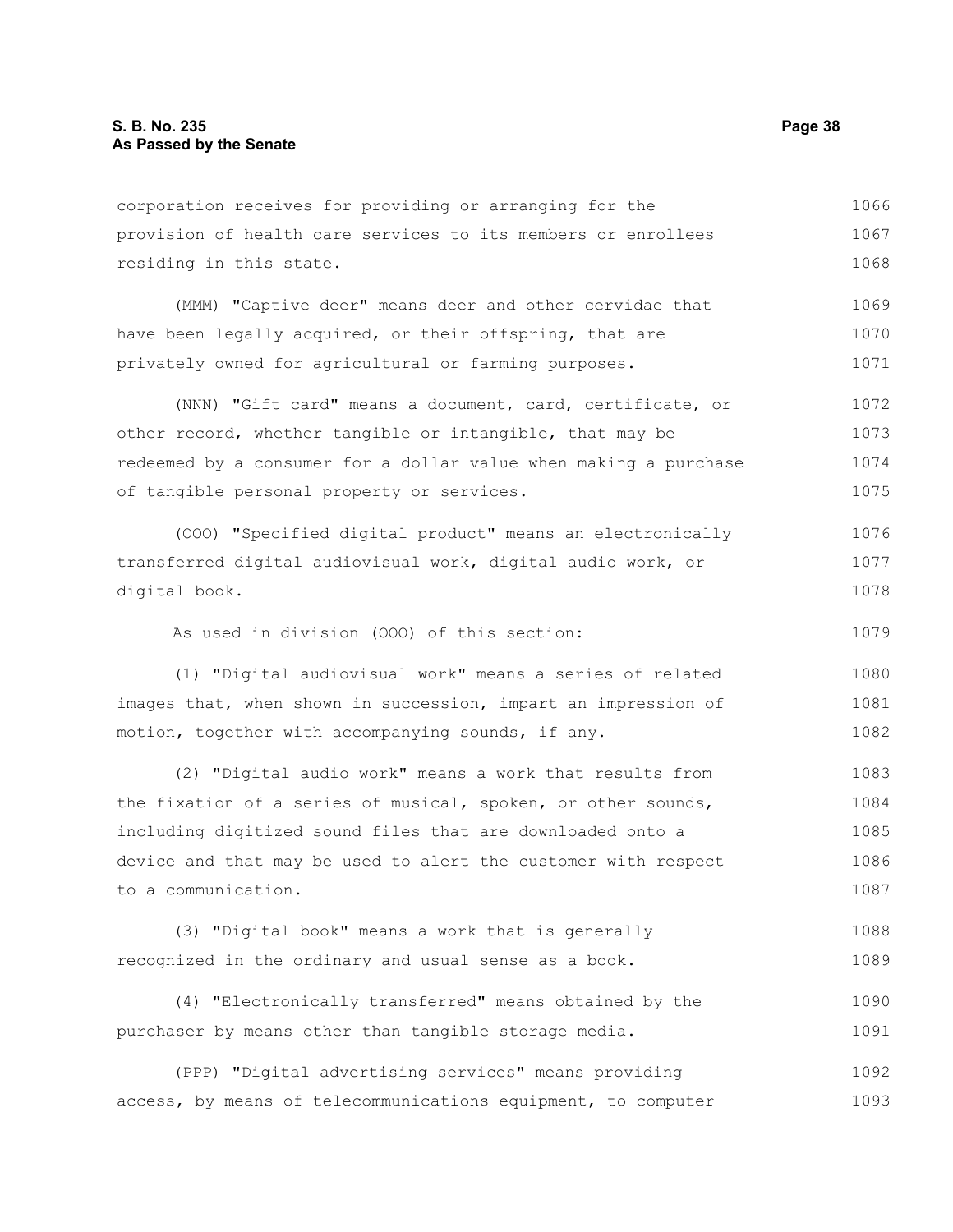corporation receives for providing or arranging for the provision of health care services to its members or enrollees residing in this state.

(MMM) "Captive deer" means deer and other cervidae that have been legally acquired, or their offspring, that are privately owned for agricultural or farming purposes.

(NNN) "Gift card" means a document, card, certificate, or other record, whether tangible or intangible, that may be redeemed by a consumer for a dollar value when making a purchase of tangible personal property or services.

(OOO) "Specified digital product" means an electronically transferred digital audiovisual work, digital audio work, or digital book.

As used in division (OOO) of this section:

(1) "Digital audiovisual work" means a series of related images that, when shown in succession, impart an impression of motion, together with accompanying sounds, if any.

(2) "Digital audio work" means a work that results from the fixation of a series of musical, spoken, or other sounds, including digitized sound files that are downloaded onto a device and that may be used to alert the customer with respect to a communication.

(3) "Digital book" means a work that is generally recognized in the ordinary and usual sense as a book.

(4) "Electronically transferred" means obtained by the purchaser by means other than tangible storage media.

(PPP) "Digital advertising services" means providing access, by means of telecommunications equipment, to computer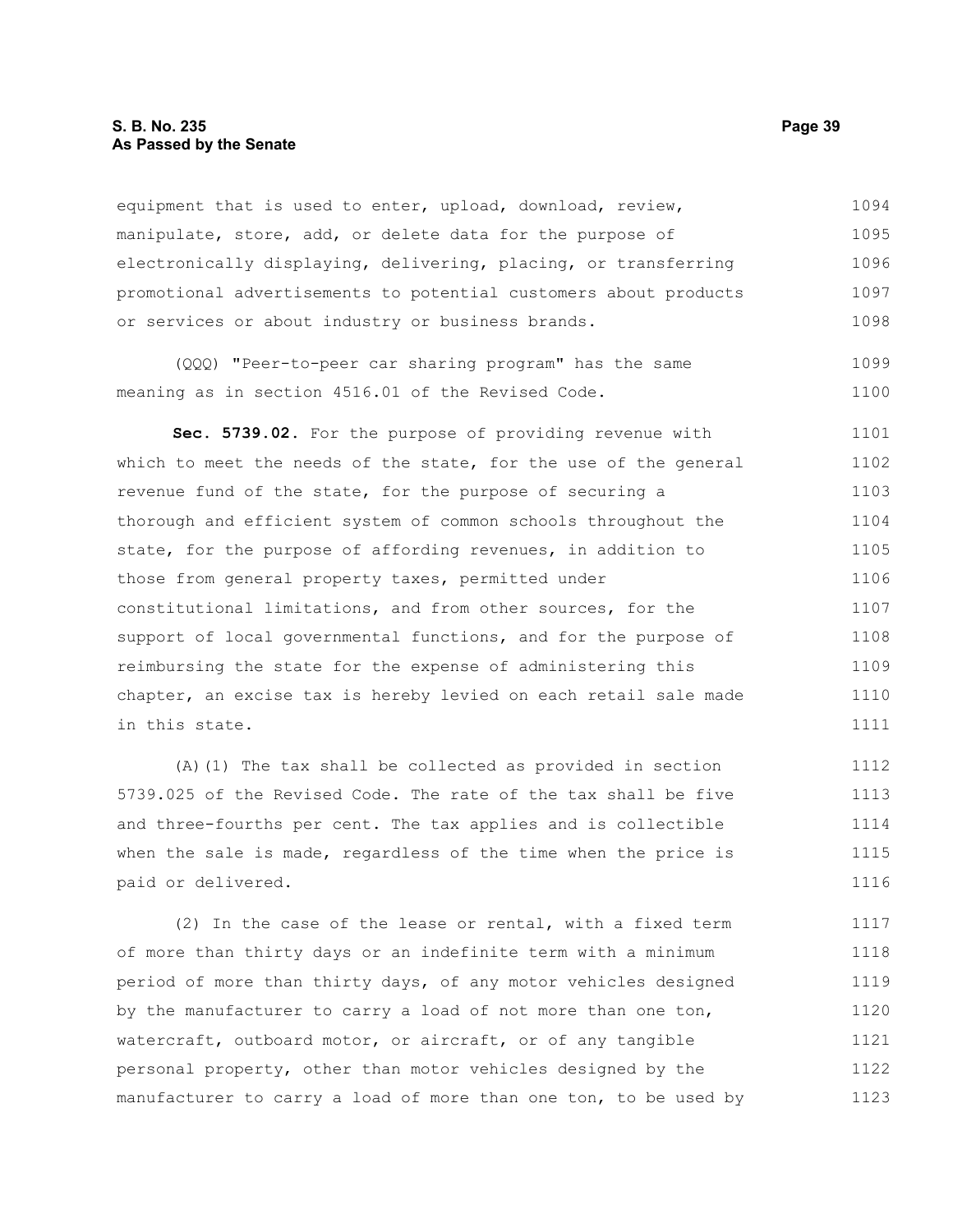equipment that is used to enter, upload, download, review, manipulate, store, add, or delete data for the purpose of electronically displaying, delivering, placing, or transferring promotional advertisements to potential customers about products or services or about industry or business brands.

(QQQ) "Peer-to-peer car sharing program" has the same meaning as in section 4516.01 of the Revised Code.

**Sec. 5739.02.** For the purpose of providing revenue with which to meet the needs of the state, for the use of the general revenue fund of the state, for the purpose of securing a thorough and efficient system of common schools throughout the state, for the purpose of affording revenues, in addition to those from general property taxes, permitted under constitutional limitations, and from other sources, for the support of local governmental functions, and for the purpose of reimbursing the state for the expense of administering this chapter, an excise tax is hereby levied on each retail sale made in this state.

(A)(1) The tax shall be collected as provided in section 5739.025 of the Revised Code. The rate of the tax shall be five and three-fourths per cent. The tax applies and is collectible when the sale is made, regardless of the time when the price is paid or delivered.

(2) In the case of the lease or rental, with a fixed term of more than thirty days or an indefinite term with a minimum period of more than thirty days, of any motor vehicles designed by the manufacturer to carry a load of not more than one ton, watercraft, outboard motor, or aircraft, or of any tangible personal property, other than motor vehicles designed by the manufacturer to carry a load of more than one ton, to be used by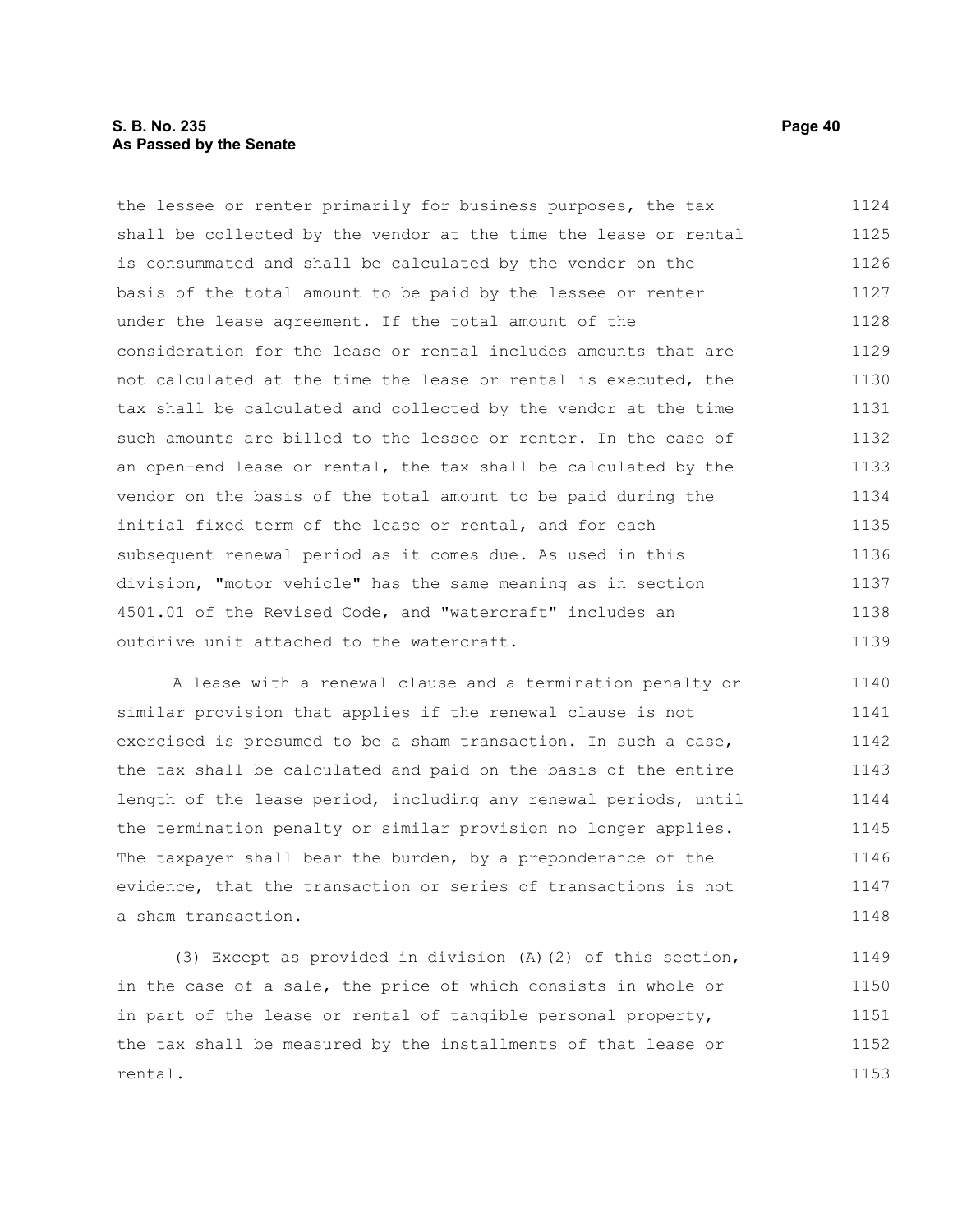the lessee or renter primarily for business purposes, the tax shall be collected by the vendor at the time the lease or rental is consummated and shall be calculated by the vendor on the basis of the total amount to be paid by the lessee or renter under the lease agreement. If the total amount of the consideration for the lease or rental includes amounts that are not calculated at the time the lease or rental is executed, the tax shall be calculated and collected by the vendor at the time such amounts are billed to the lessee or renter. In the case of an open-end lease or rental, the tax shall be calculated by the vendor on the basis of the total amount to be paid during the initial fixed term of the lease or rental, and for each subsequent renewal period as it comes due. As used in this division, "motor vehicle" has the same meaning as in section 4501.01 of the Revised Code, and "watercraft" includes an outdrive unit attached to the watercraft.

A lease with a renewal clause and a termination penalty or similar provision that applies if the renewal clause is not exercised is presumed to be a sham transaction. In such a case, the tax shall be calculated and paid on the basis of the entire length of the lease period, including any renewal periods, until the termination penalty or similar provision no longer applies. The taxpayer shall bear the burden, by a preponderance of the evidence, that the transaction or series of transactions is not a sham transaction.

(3) Except as provided in division (A)(2) of this section, in the case of a sale, the price of which consists in whole or in part of the lease or rental of tangible personal property, the tax shall be measured by the installments of that lease or rental.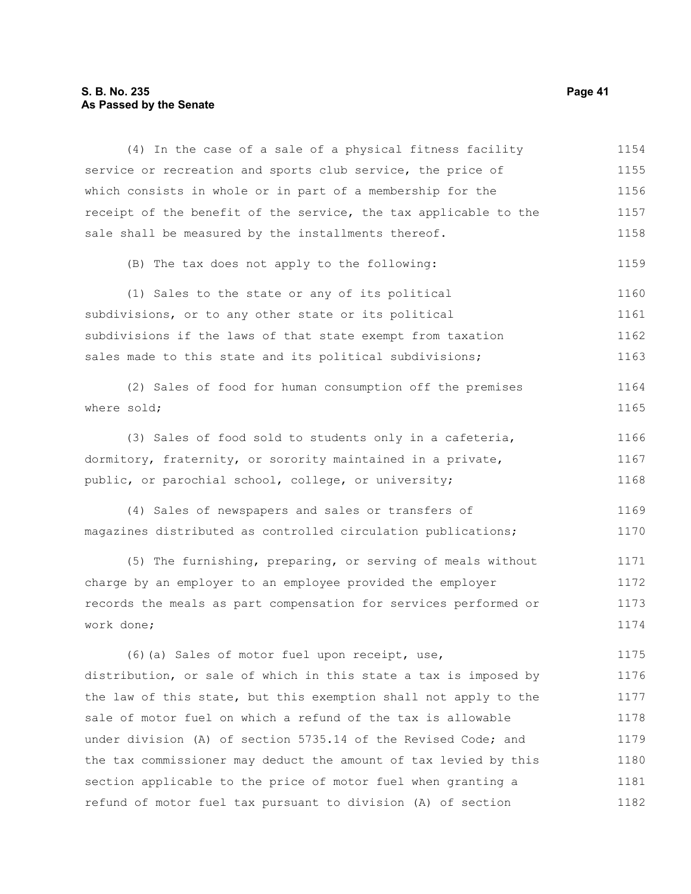(4) In the case of a sale of a physical fitness facility service or recreation and sports club service, the price of which consists in whole or in part of a membership for the receipt of the benefit of the service, the tax applicable to the sale shall be measured by the installments thereof.

(B) The tax does not apply to the following:

(1) Sales to the state or any of its political subdivisions, or to any other state or its political subdivisions if the laws of that state exempt from taxation sales made to this state and its political subdivisions;

(2) Sales of food for human consumption off the premises where sold;

(3) Sales of food sold to students only in a cafeteria, dormitory, fraternity, or sorority maintained in a private, public, or parochial school, college, or university;

(4) Sales of newspapers and sales or transfers of magazines distributed as controlled circulation publications;

(5) The furnishing, preparing, or serving of meals without charge by an employer to an employee provided the employer records the meals as part compensation for services performed or work done;

(6)(a) Sales of motor fuel upon receipt, use, distribution, or sale of which in this state a tax is imposed by the law of this state, but this exemption shall not apply to the sale of motor fuel on which a refund of the tax is allowable under division (A) of section 5735.14 of the Revised Code; and the tax commissioner may deduct the amount of tax levied by this section applicable to the price of motor fuel when granting a refund of motor fuel tax pursuant to division (A) of section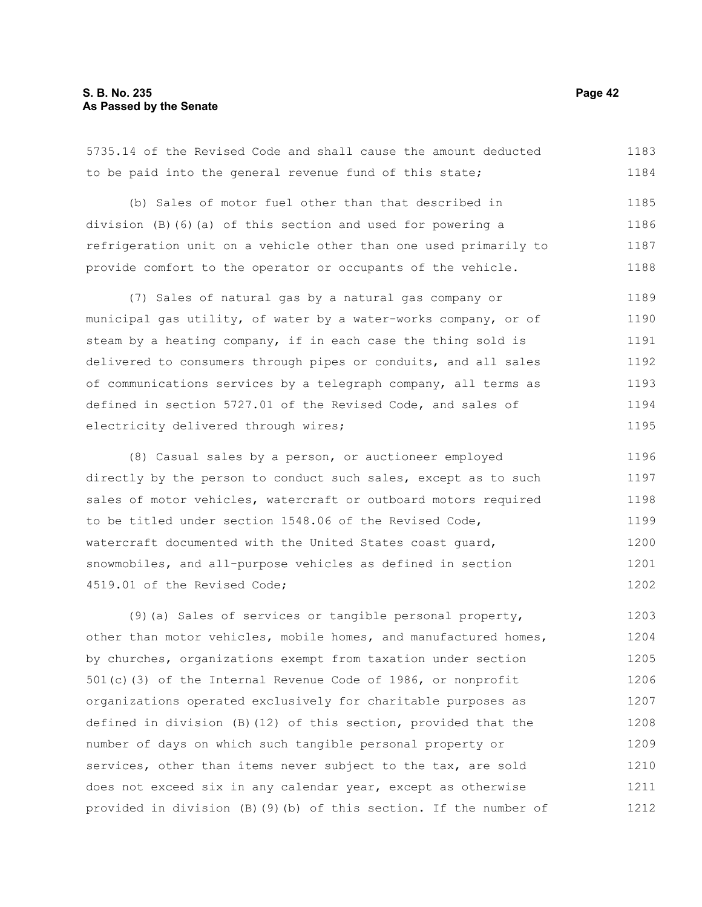5735.14 of the Revised Code and shall cause the amount deducted to be paid into the general revenue fund of this state;

(b) Sales of motor fuel other than that described in division (B)(6)(a) of this section and used for powering a refrigeration unit on a vehicle other than one used primarily to provide comfort to the operator or occupants of the vehicle.

(7) Sales of natural gas by a natural gas company or municipal gas utility, of water by a water-works company, or of steam by a heating company, if in each case the thing sold is delivered to consumers through pipes or conduits, and all sales of communications services by a telegraph company, all terms as defined in section 5727.01 of the Revised Code, and sales of electricity delivered through wires;

(8) Casual sales by a person, or auctioneer employed directly by the person to conduct such sales, except as to such sales of motor vehicles, watercraft or outboard motors required to be titled under section 1548.06 of the Revised Code, watercraft documented with the United States coast guard, snowmobiles, and all-purpose vehicles as defined in section 4519.01 of the Revised Code;

(9)(a) Sales of services or tangible personal property, other than motor vehicles, mobile homes, and manufactured homes, by churches, organizations exempt from taxation under section 501(c)(3) of the Internal Revenue Code of 1986, or nonprofit organizations operated exclusively for charitable purposes as defined in division (B)(12) of this section, provided that the number of days on which such tangible personal property or services, other than items never subject to the tax, are sold does not exceed six in any calendar year, except as otherwise provided in division (B)(9)(b) of this section. If the number of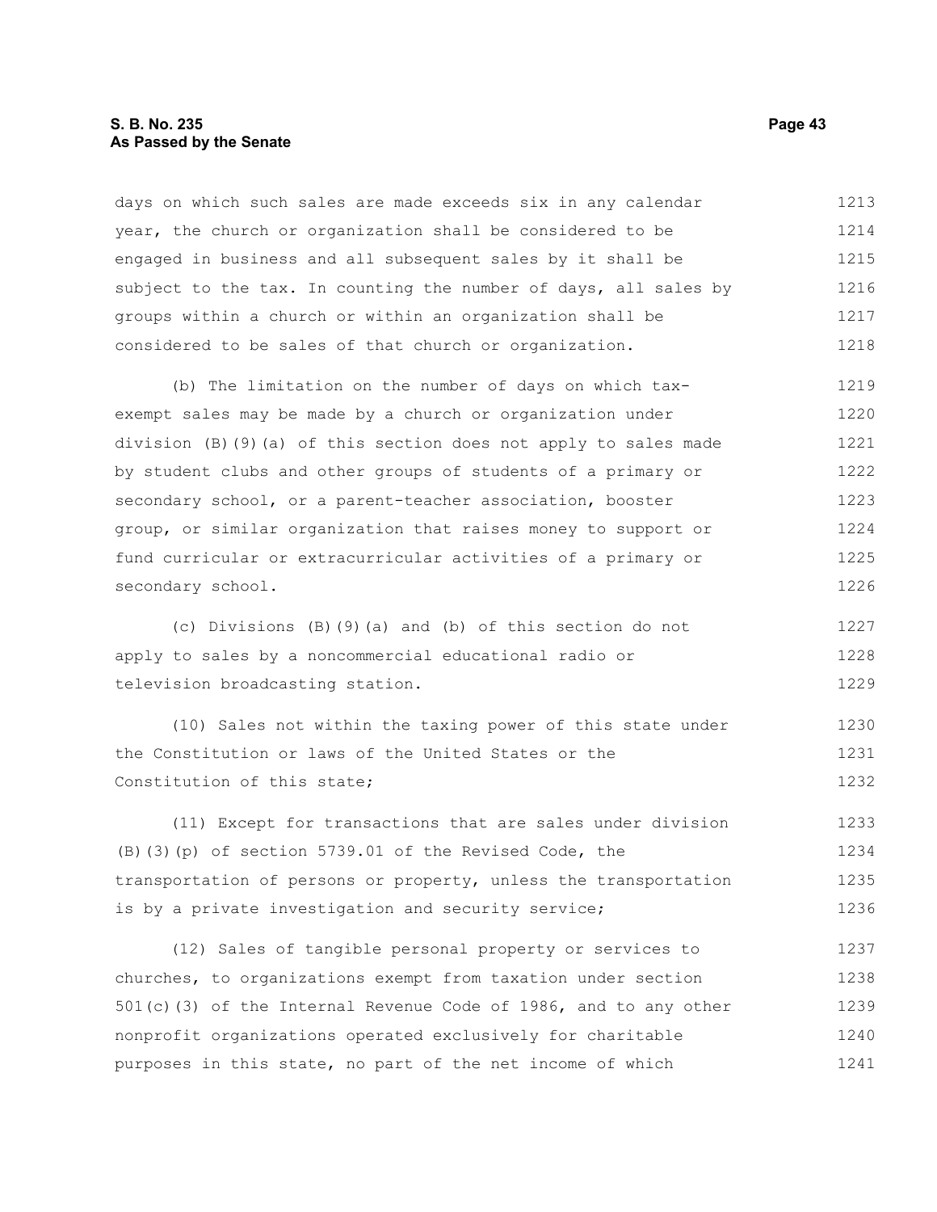days on which such sales are made exceeds six in any calendar year, the church or organization shall be considered to be engaged in business and all subsequent sales by it shall be subject to the tax. In counting the number of days, all sales by groups within a church or within an organization shall be considered to be sales of that church or organization.

(b) The limitation on the number of days on which tax-exempt sales may be made by a church or organization under division (B)(9)(a) of this section does not apply to sales made by student clubs and other groups of students of a primary or secondary school, or a parent-teacher association, booster group, or similar organization that raises money to support or fund curricular or extracurricular activities of a primary or secondary school.

(c) Divisions (B)(9)(a) and (b) of this section do not apply to sales by a noncommercial educational radio or television broadcasting station.

(10) Sales not within the taxing power of this state under the Constitution or laws of the United States or the Constitution of this state;

(11) Except for transactions that are sales under division (B)(3)(p) of section 5739.01 of the Revised Code, the transportation of persons or property, unless the transportation is by a private investigation and security service;

(12) Sales of tangible personal property or services to churches, to organizations exempt from taxation under section 501(c)(3) of the Internal Revenue Code of 1986, and to any other nonprofit organizations operated exclusively for charitable purposes in this state, no part of the net income of which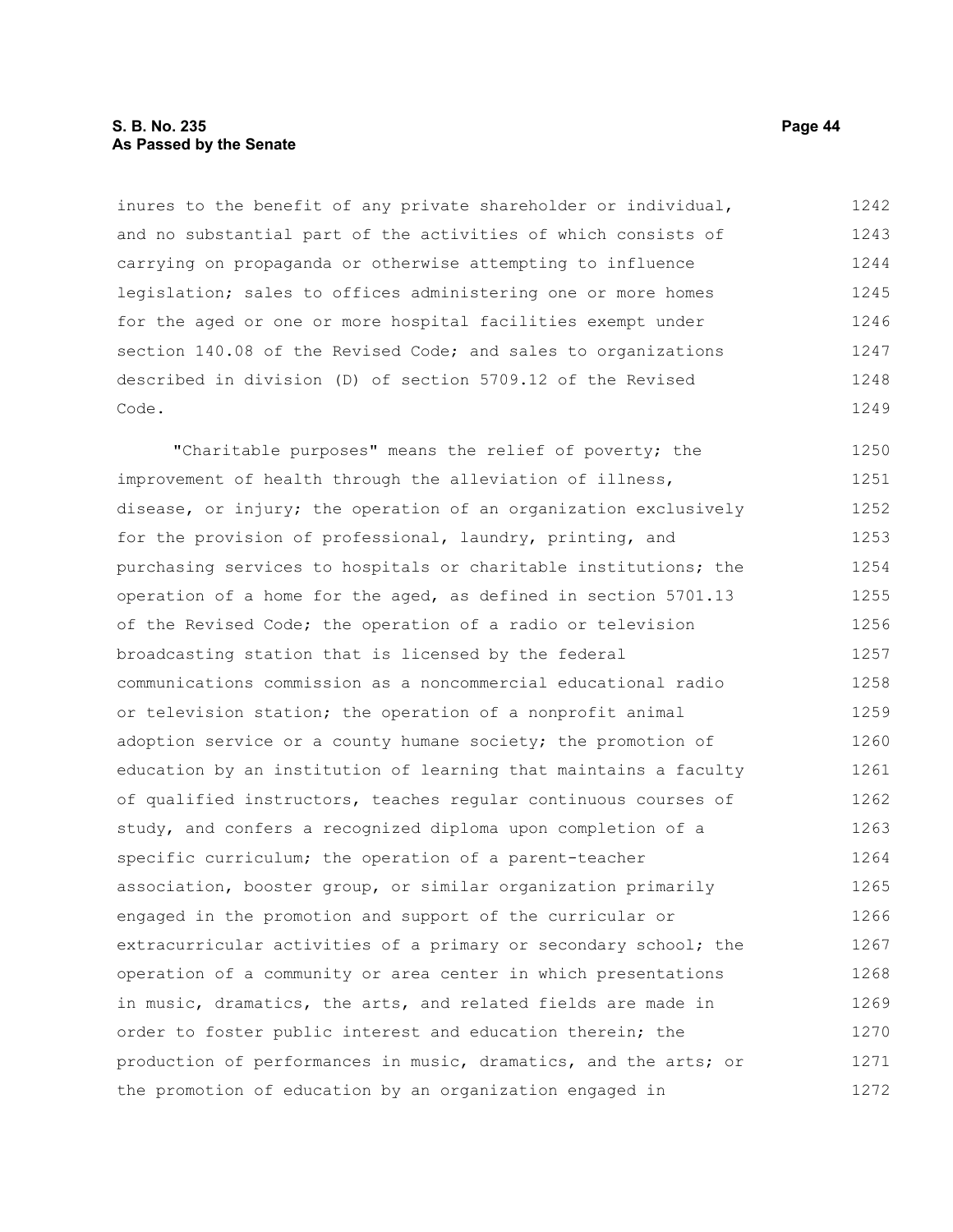inures to the benefit of any private shareholder or individual, and no substantial part of the activities of which consists of carrying on propaganda or otherwise attempting to influence legislation; sales to offices administering one or more homes for the aged or one or more hospital facilities exempt under section 140.08 of the Revised Code; and sales to organizations described in division (D) of section 5709.12 of the Revised Code.

"Charitable purposes" means the relief of poverty; the improvement of health through the alleviation of illness, disease, or injury; the operation of an organization exclusively for the provision of professional, laundry, printing, and purchasing services to hospitals or charitable institutions; the operation of a home for the aged, as defined in section 5701.13 of the Revised Code; the operation of a radio or television broadcasting station that is licensed by the federal communications commission as a noncommercial educational radio or television station; the operation of a nonprofit animal adoption service or a county humane society; the promotion of education by an institution of learning that maintains a faculty of qualified instructors, teaches regular continuous courses of study, and confers a recognized diploma upon completion of a specific curriculum; the operation of a parent-teacher association, booster group, or similar organization primarily engaged in the promotion and support of the curricular or extracurricular activities of a primary or secondary school; the operation of a community or area center in which presentations in music, dramatics, the arts, and related fields are made in order to foster public interest and education therein; the production of performances in music, dramatics, and the arts; or the promotion of education by an organization engaged in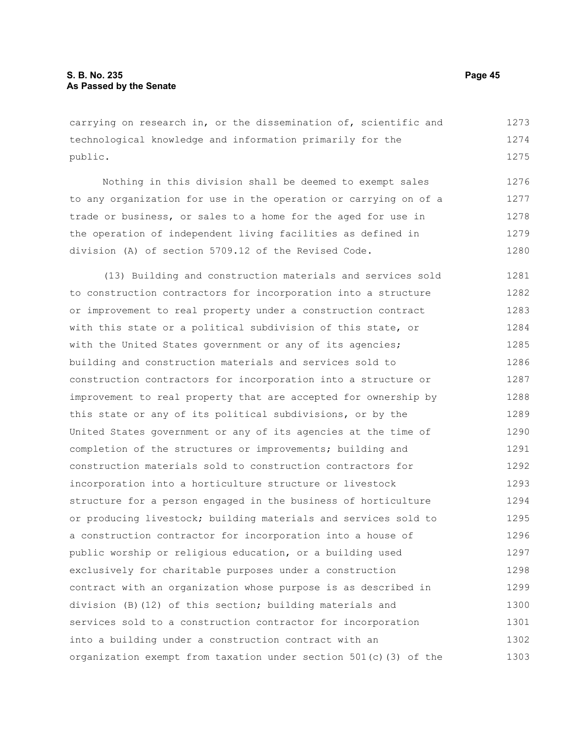carrying on research in, or the dissemination of, scientific and technological knowledge and information primarily for the public.

Nothing in this division shall be deemed to exempt sales to any organization for use in the operation or carrying on of a trade or business, or sales to a home for the aged for use in the operation of independent living facilities as defined in division (A) of section 5709.12 of the Revised Code.

(13) Building and construction materials and services sold to construction contractors for incorporation into a structure or improvement to real property under a construction contract with this state or a political subdivision of this state, or with the United States government or any of its agencies; building and construction materials and services sold to construction contractors for incorporation into a structure or improvement to real property that are accepted for ownership by this state or any of its political subdivisions, or by the United States government or any of its agencies at the time of completion of the structures or improvements; building and construction materials sold to construction contractors for incorporation into a horticulture structure or livestock structure for a person engaged in the business of horticulture or producing livestock; building materials and services sold to a construction contractor for incorporation into a house of public worship or religious education, or a building used exclusively for charitable purposes under a construction contract with an organization whose purpose is as described in division (B)(12) of this section; building materials and services sold to a construction contractor for incorporation into a building under a construction contract with an organization exempt from taxation under section 501(c)(3) of the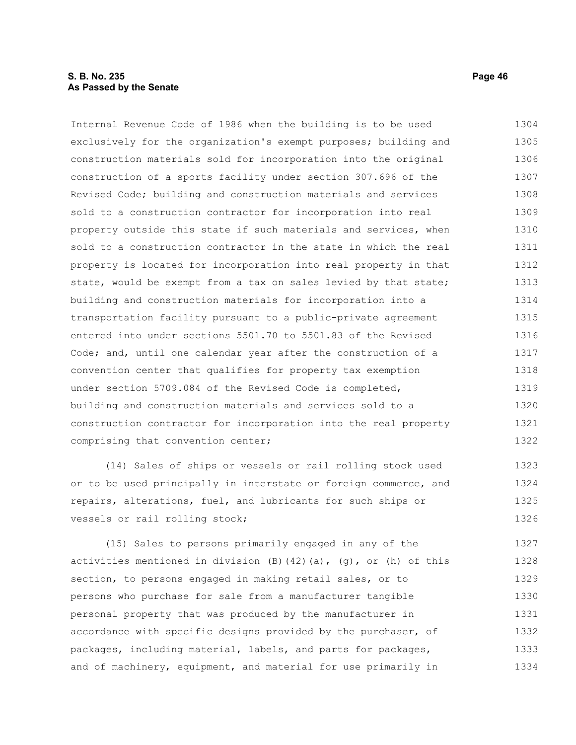Internal Revenue Code of 1986 when the building is to be used exclusively for the organization's exempt purposes; building and construction materials sold for incorporation into the original construction of a sports facility under section 307.696 of the Revised Code; building and construction materials and services sold to a construction contractor for incorporation into real property outside this state if such materials and services, when sold to a construction contractor in the state in which the real property is located for incorporation into real property in that state, would be exempt from a tax on sales levied by that state; building and construction materials for incorporation into a transportation facility pursuant to a public-private agreement entered into under sections 5501.70 to 5501.83 of the Revised Code; and, until one calendar year after the construction of a convention center that qualifies for property tax exemption under section 5709.084 of the Revised Code is completed, building and construction materials and services sold to a construction contractor for incorporation into the real property comprising that convention center;

(14) Sales of ships or vessels or rail rolling stock used or to be used principally in interstate or foreign commerce, and repairs, alterations, fuel, and lubricants for such ships or vessels or rail rolling stock;

(15) Sales to persons primarily engaged in any of the activities mentioned in division (B)(42)(a), (g), or (h) of this section, to persons engaged in making retail sales, or to persons who purchase for sale from a manufacturer tangible personal property that was produced by the manufacturer in accordance with specific designs provided by the purchaser, of packages, including material, labels, and parts for packages, and of machinery, equipment, and material for use primarily in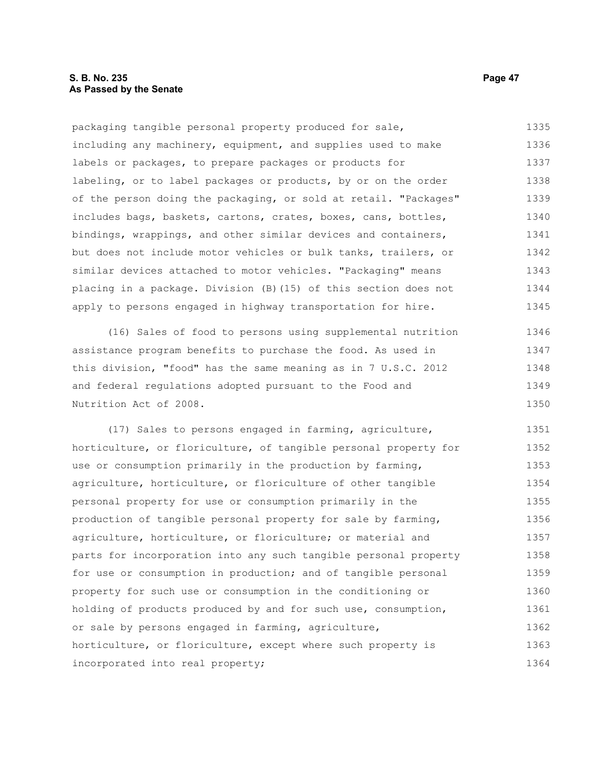packaging tangible personal property produced for sale, including any machinery, equipment, and supplies used to make labels or packages, to prepare packages or products for labeling, or to label packages or products, by or on the order of the person doing the packaging, or sold at retail. "Packages" includes bags, baskets, cartons, crates, boxes, cans, bottles, bindings, wrappings, and other similar devices and containers, but does not include motor vehicles or bulk tanks, trailers, or similar devices attached to motor vehicles. "Packaging" means placing in a package. Division (B)(15) of this section does not apply to persons engaged in highway transportation for hire.

(16) Sales of food to persons using supplemental nutrition assistance program benefits to purchase the food. As used in this division, "food" has the same meaning as in 7 U.S.C. 2012 and federal regulations adopted pursuant to the Food and Nutrition Act of 2008.

(17) Sales to persons engaged in farming, agriculture, horticulture, or floriculture, of tangible personal property for use or consumption primarily in the production by farming, agriculture, horticulture, or floriculture of other tangible personal property for use or consumption primarily in the production of tangible personal property for sale by farming, agriculture, horticulture, or floriculture; or material and parts for incorporation into any such tangible personal property for use or consumption in production; and of tangible personal property for such use or consumption in the conditioning or holding of products produced by and for such use, consumption, or sale by persons engaged in farming, agriculture, horticulture, or floriculture, except where such property is incorporated into real property;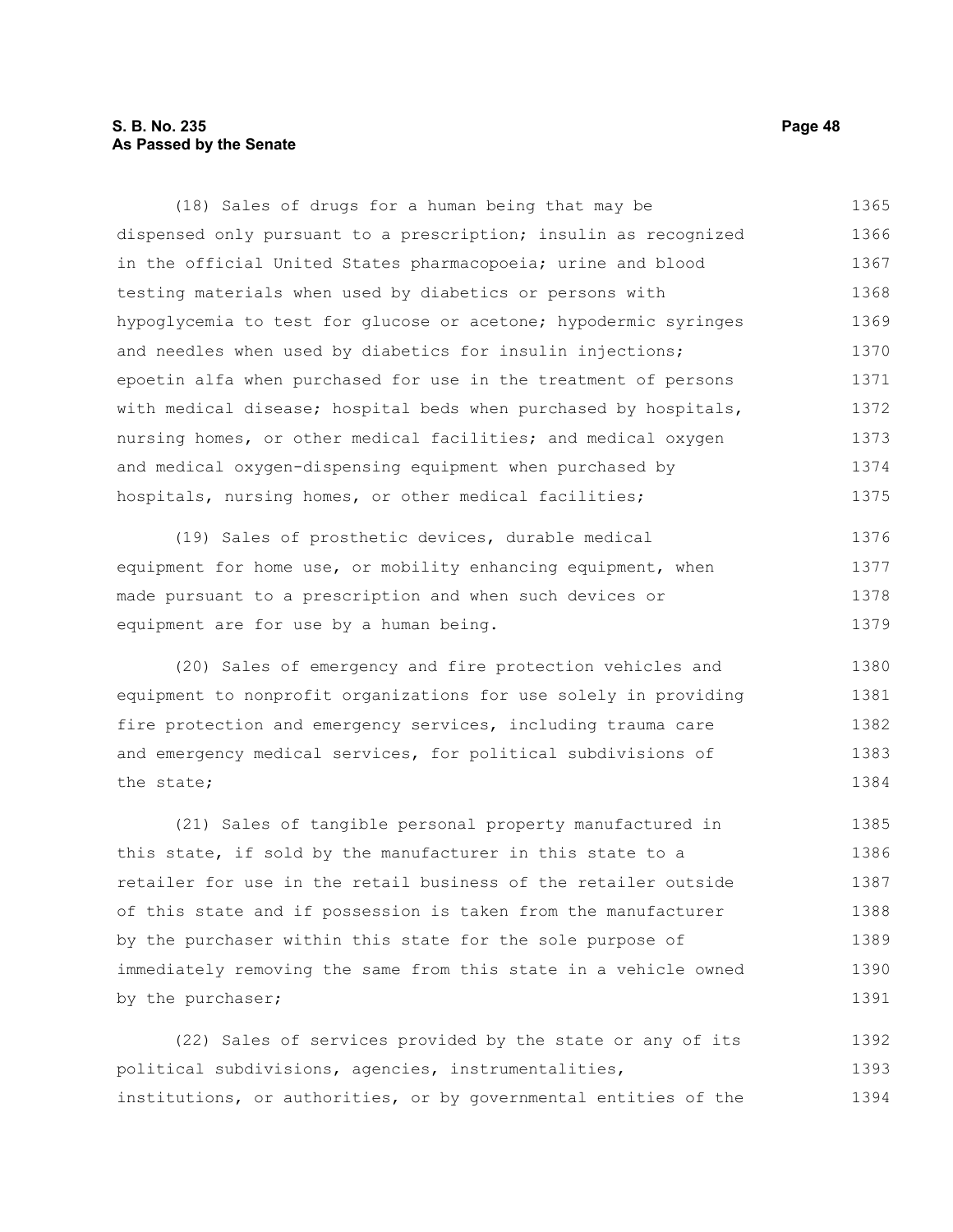(18) Sales of drugs for a human being that may be dispensed only pursuant to a prescription; insulin as recognized in the official United States pharmacopoeia; urine and blood testing materials when used by diabetics or persons with hypoglycemia to test for glucose or acetone; hypodermic syringes and needles when used by diabetics for insulin injections; epoetin alfa when purchased for use in the treatment of persons with medical disease; hospital beds when purchased by hospitals, nursing homes, or other medical facilities; and medical oxygen and medical oxygen-dispensing equipment when purchased by hospitals, nursing homes, or other medical facilities;

(19) Sales of prosthetic devices, durable medical equipment for home use, or mobility enhancing equipment, when made pursuant to a prescription and when such devices or equipment are for use by a human being.

(20) Sales of emergency and fire protection vehicles and equipment to nonprofit organizations for use solely in providing fire protection and emergency services, including trauma care and emergency medical services, for political subdivisions of the state;

(21) Sales of tangible personal property manufactured in this state, if sold by the manufacturer in this state to a retailer for use in the retail business of the retailer outside of this state and if possession is taken from the manufacturer by the purchaser within this state for the sole purpose of immediately removing the same from this state in a vehicle owned by the purchaser;

(22) Sales of services provided by the state or any of its political subdivisions, agencies, instrumentalities, institutions, or authorities, or by governmental entities of the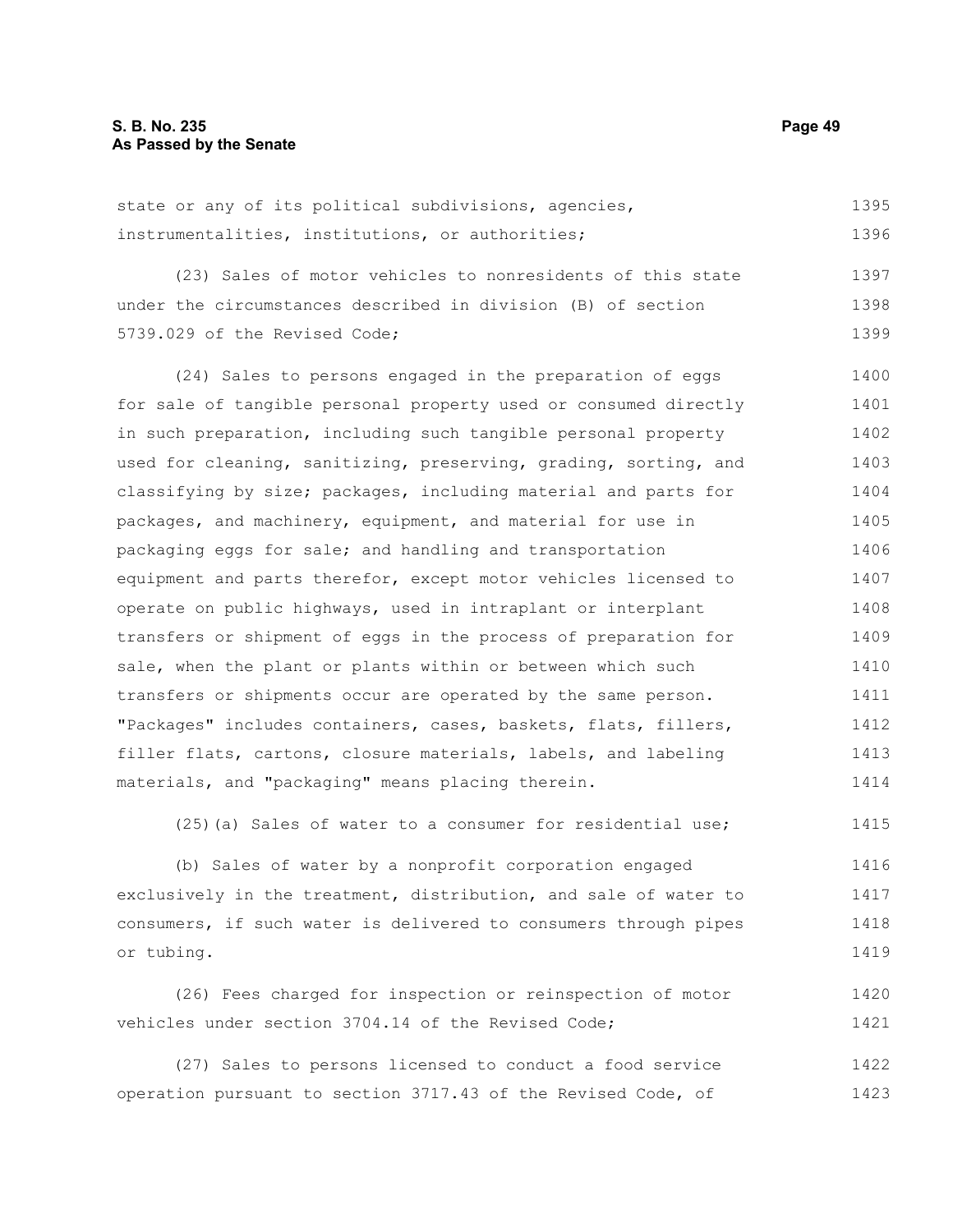state or any of its political subdivisions, agencies, instrumentalities, institutions, or authorities;

(23) Sales of motor vehicles to nonresidents of this state under the circumstances described in division (B) of section 5739.029 of the Revised Code;

(24) Sales to persons engaged in the preparation of eggs for sale of tangible personal property used or consumed directly in such preparation, including such tangible personal property used for cleaning, sanitizing, preserving, grading, sorting, and classifying by size; packages, including material and parts for packages, and machinery, equipment, and material for use in packaging eggs for sale; and handling and transportation equipment and parts therefor, except motor vehicles licensed to operate on public highways, used in intraplant or interplant transfers or shipment of eggs in the process of preparation for sale, when the plant or plants within or between which such transfers or shipments occur are operated by the same person. "Packages" includes containers, cases, baskets, flats, fillers, filler flats, cartons, closure materials, labels, and labeling materials, and "packaging" means placing therein.

(25)(a) Sales of water to a consumer for residential use;

(b) Sales of water by a nonprofit corporation engaged exclusively in the treatment, distribution, and sale of water to consumers, if such water is delivered to consumers through pipes or tubing.

(26) Fees charged for inspection or reinspection of motor vehicles under section 3704.14 of the Revised Code;

(27) Sales to persons licensed to conduct a food service operation pursuant to section 3717.43 of the Revised Code, of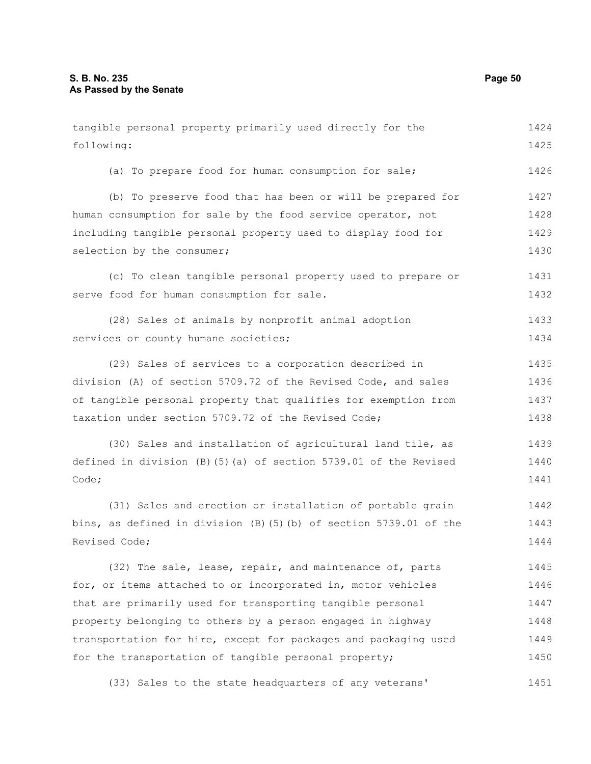tangible personal property primarily used directly for the following:

(a) To prepare food for human consumption for sale;

(b) To preserve food that has been or will be prepared for human consumption for sale by the food service operator, not including tangible personal property used to display food for selection by the consumer;

(c) To clean tangible personal property used to prepare or serve food for human consumption for sale.

(28) Sales of animals by nonprofit animal adoption services or county humane societies;

(29) Sales of services to a corporation described in division (A) of section 5709.72 of the Revised Code, and sales of tangible personal property that qualifies for exemption from taxation under section 5709.72 of the Revised Code;

(30) Sales and installation of agricultural land tile, as defined in division (B)(5)(a) of section 5739.01 of the Revised Code;

(31) Sales and erection or installation of portable grain bins, as defined in division (B)(5)(b) of section 5739.01 of the Revised Code;

(32) The sale, lease, repair, and maintenance of, parts for, or items attached to or incorporated in, motor vehicles that are primarily used for transporting tangible personal property belonging to others by a person engaged in highway transportation for hire, except for packages and packaging used for the transportation of tangible personal property;

(33) Sales to the state headquarters of any veterans'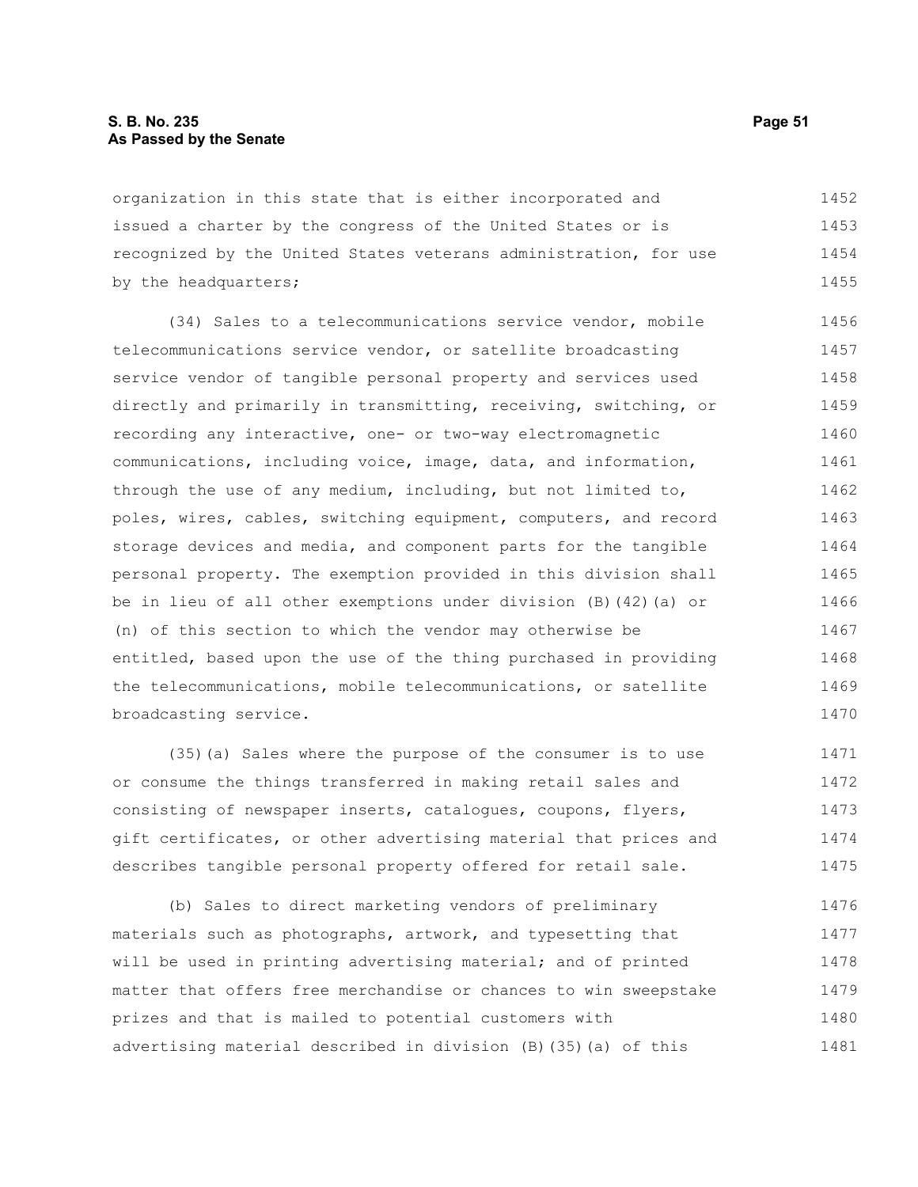organization in this state that is either incorporated and issued a charter by the congress of the United States or is recognized by the United States veterans administration, for use by the headquarters;

(34) Sales to a telecommunications service vendor, mobile telecommunications service vendor, or satellite broadcasting service vendor of tangible personal property and services used directly and primarily in transmitting, receiving, switching, or recording any interactive, one- or two-way electromagnetic communications, including voice, image, data, and information, through the use of any medium, including, but not limited to, poles, wires, cables, switching equipment, computers, and record storage devices and media, and component parts for the tangible personal property. The exemption provided in this division shall be in lieu of all other exemptions under division (B)(42)(a) or (n) of this section to which the vendor may otherwise be entitled, based upon the use of the thing purchased in providing the telecommunications, mobile telecommunications, or satellite broadcasting service.

(35)(a) Sales where the purpose of the consumer is to use or consume the things transferred in making retail sales and consisting of newspaper inserts, catalogues, coupons, flyers, gift certificates, or other advertising material that prices and describes tangible personal property offered for retail sale.

(b) Sales to direct marketing vendors of preliminary materials such as photographs, artwork, and typesetting that will be used in printing advertising material; and of printed matter that offers free merchandise or chances to win sweepstake prizes and that is mailed to potential customers with advertising material described in division (B)(35)(a) of this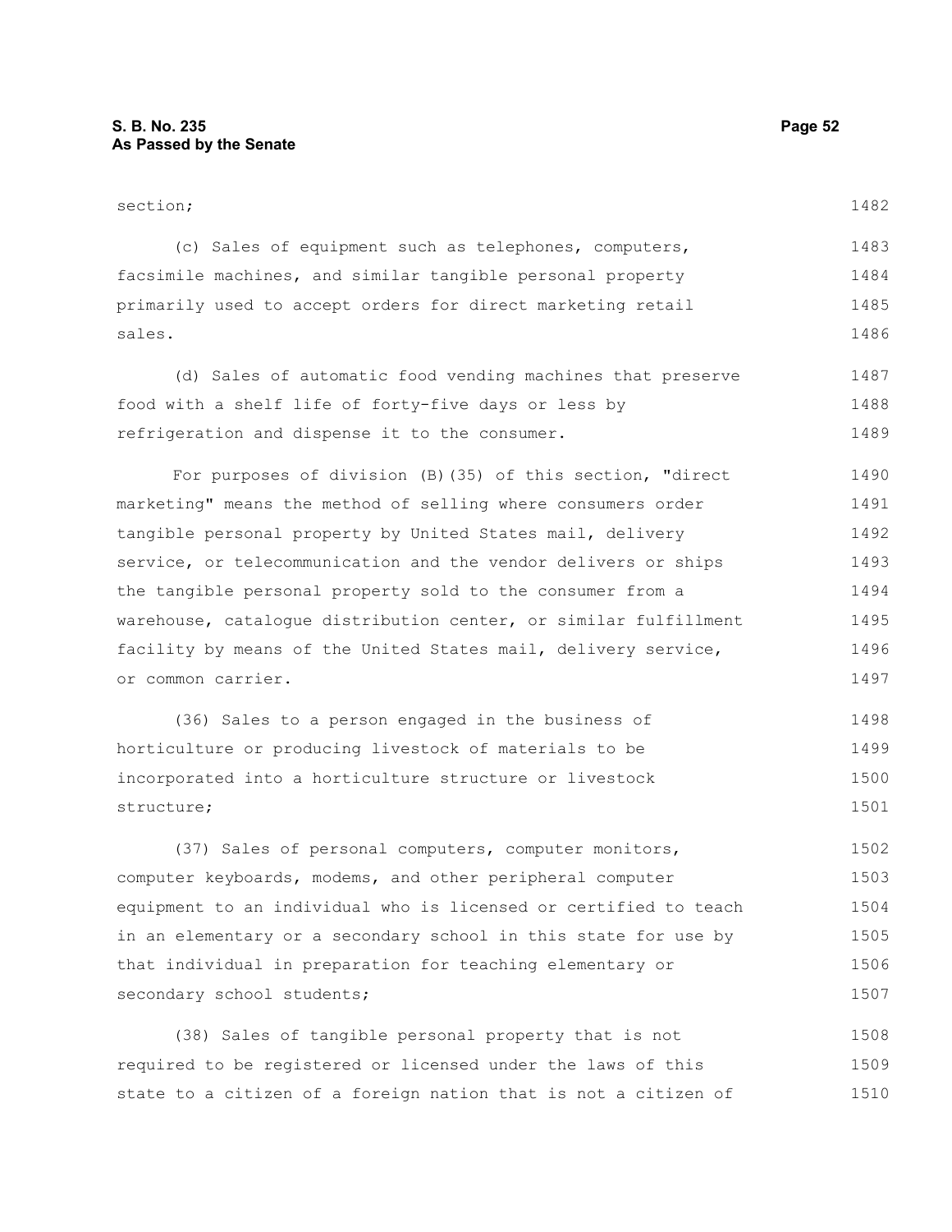section;

(c) Sales of equipment such as telephones, computers, facsimile machines, and similar tangible personal property primarily used to accept orders for direct marketing retail sales.

(d) Sales of automatic food vending machines that preserve food with a shelf life of forty-five days or less by refrigeration and dispense it to the consumer.

For purposes of division (B)(35) of this section, "direct marketing" means the method of selling where consumers order tangible personal property by United States mail, delivery service, or telecommunication and the vendor delivers or ships the tangible personal property sold to the consumer from a warehouse, catalogue distribution center, or similar fulfillment facility by means of the United States mail, delivery service, or common carrier.

(36) Sales to a person engaged in the business of horticulture or producing livestock of materials to be incorporated into a horticulture structure or livestock structure;

(37) Sales of personal computers, computer monitors, computer keyboards, modems, and other peripheral computer equipment to an individual who is licensed or certified to teach in an elementary or a secondary school in this state for use by that individual in preparation for teaching elementary or secondary school students;

(38) Sales of tangible personal property that is not required to be registered or licensed under the laws of this state to a citizen of a foreign nation that is not a citizen of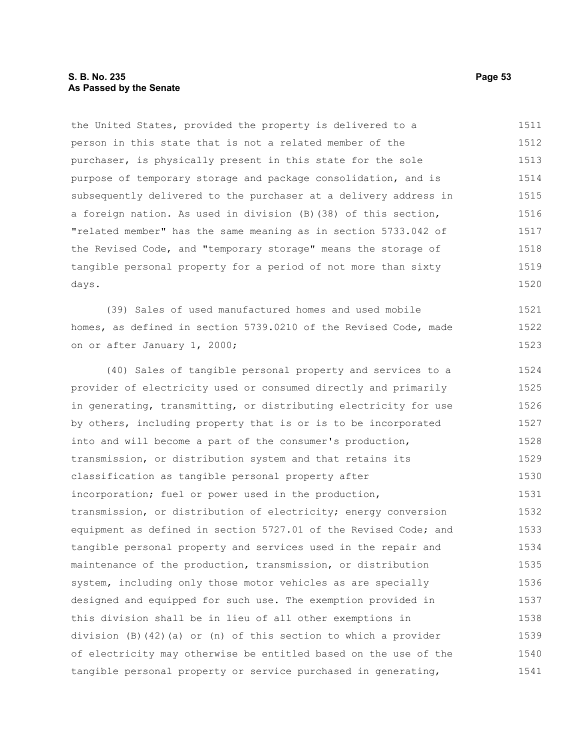the United States, provided the property is delivered to a person in this state that is not a related member of the purchaser, is physically present in this state for the sole purpose of temporary storage and package consolidation, and is subsequently delivered to the purchaser at a delivery address in a foreign nation. As used in division (B)(38) of this section, "related member" has the same meaning as in section 5733.042 of the Revised Code, and "temporary storage" means the storage of tangible personal property for a period of not more than sixty days.

(39) Sales of used manufactured homes and used mobile homes, as defined in section 5739.0210 of the Revised Code, made on or after January 1, 2000;

(40) Sales of tangible personal property and services to a provider of electricity used or consumed directly and primarily in generating, transmitting, or distributing electricity for use by others, including property that is or is to be incorporated into and will become a part of the consumer's production, transmission, or distribution system and that retains its classification as tangible personal property after incorporation; fuel or power used in the production, transmission, or distribution of electricity; energy conversion equipment as defined in section 5727.01 of the Revised Code; and tangible personal property and services used in the repair and maintenance of the production, transmission, or distribution system, including only those motor vehicles as are specially designed and equipped for such use. The exemption provided in this division shall be in lieu of all other exemptions in division (B)(42)(a) or (n) of this section to which a provider of electricity may otherwise be entitled based on the use of the tangible personal property or service purchased in generating,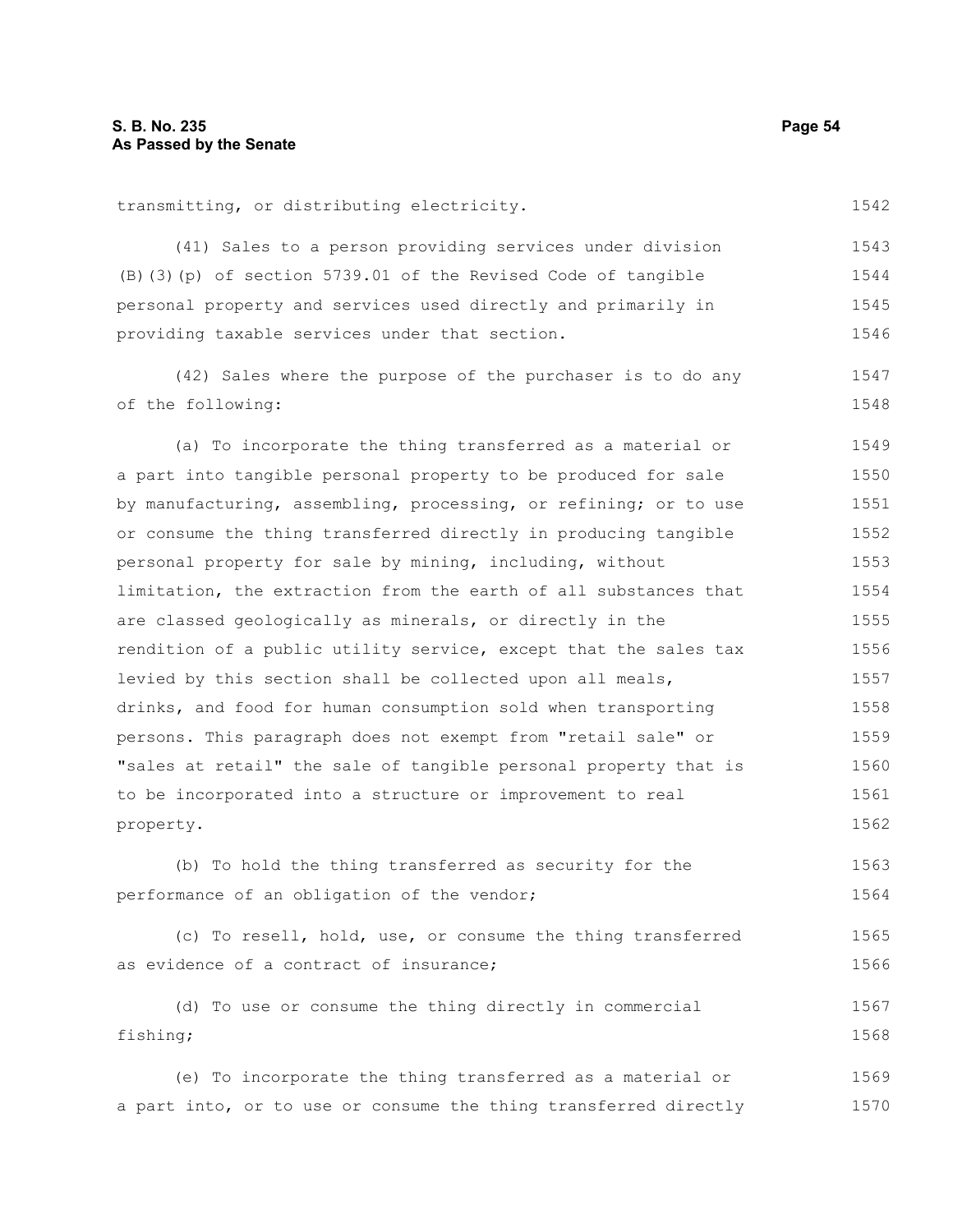transmitting, or distributing electricity.

(41) Sales to a person providing services under division (B)(3)(p) of section 5739.01 of the Revised Code of tangible personal property and services used directly and primarily in providing taxable services under that section.

(42) Sales where the purpose of the purchaser is to do any of the following:

(a) To incorporate the thing transferred as a material or a part into tangible personal property to be produced for sale by manufacturing, assembling, processing, or refining; or to use or consume the thing transferred directly in producing tangible personal property for sale by mining, including, without limitation, the extraction from the earth of all substances that are classed geologically as minerals, or directly in the rendition of a public utility service, except that the sales tax levied by this section shall be collected upon all meals, drinks, and food for human consumption sold when transporting persons. This paragraph does not exempt from "retail sale" or "sales at retail" the sale of tangible personal property that is to be incorporated into a structure or improvement to real property.

(b) To hold the thing transferred as security for the performance of an obligation of the vendor;

(c) To resell, hold, use, or consume the thing transferred as evidence of a contract of insurance;

(d) To use or consume the thing directly in commercial fishing;

(e) To incorporate the thing transferred as a material or a part into, or to use or consume the thing transferred directly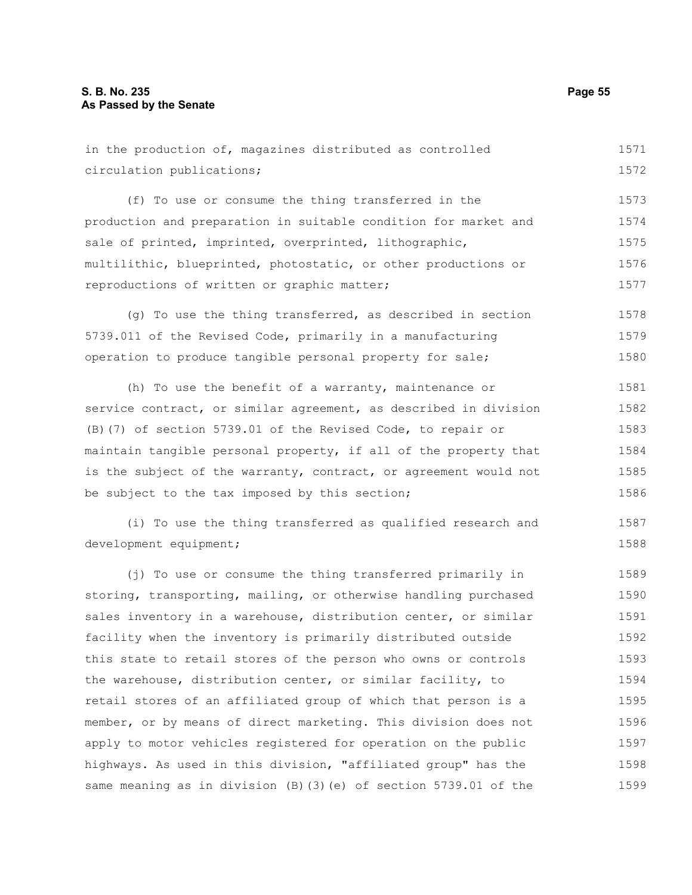in the production of, magazines distributed as controlled circulation publications;

(f) To use or consume the thing transferred in the production and preparation in suitable condition for market and sale of printed, imprinted, overprinted, lithographic, multilithic, blueprinted, photostatic, or other productions or reproductions of written or graphic matter;

(g) To use the thing transferred, as described in section 5739.011 of the Revised Code, primarily in a manufacturing operation to produce tangible personal property for sale;

(h) To use the benefit of a warranty, maintenance or service contract, or similar agreement, as described in division (B)(7) of section 5739.01 of the Revised Code, to repair or maintain tangible personal property, if all of the property that is the subject of the warranty, contract, or agreement would not be subject to the tax imposed by this section;

(i) To use the thing transferred as qualified research and development equipment;

(j) To use or consume the thing transferred primarily in storing, transporting, mailing, or otherwise handling purchased sales inventory in a warehouse, distribution center, or similar facility when the inventory is primarily distributed outside this state to retail stores of the person who owns or controls the warehouse, distribution center, or similar facility, to retail stores of an affiliated group of which that person is a member, or by means of direct marketing. This division does not apply to motor vehicles registered for operation on the public highways. As used in this division, "affiliated group" has the same meaning as in division (B)(3)(e) of section 5739.01 of the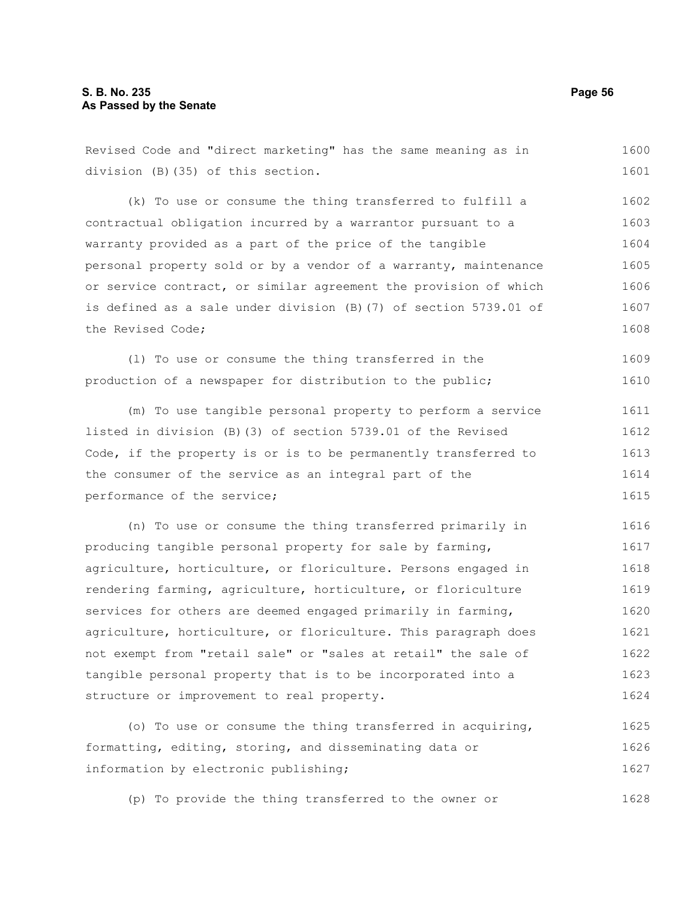Revised Code and "direct marketing" has the same meaning as in division (B)(35) of this section.

(k) To use or consume the thing transferred to fulfill a contractual obligation incurred by a warrantor pursuant to a warranty provided as a part of the price of the tangible personal property sold or by a vendor of a warranty, maintenance or service contract, or similar agreement the provision of which is defined as a sale under division (B)(7) of section 5739.01 of the Revised Code;

(l) To use or consume the thing transferred in the production of a newspaper for distribution to the public;

(m) To use tangible personal property to perform a service listed in division (B)(3) of section 5739.01 of the Revised Code, if the property is or is to be permanently transferred to the consumer of the service as an integral part of the performance of the service;

(n) To use or consume the thing transferred primarily in producing tangible personal property for sale by farming, agriculture, horticulture, or floriculture. Persons engaged in rendering farming, agriculture, horticulture, or floriculture services for others are deemed engaged primarily in farming, agriculture, horticulture, or floriculture. This paragraph does not exempt from "retail sale" or "sales at retail" the sale of tangible personal property that is to be incorporated into a structure or improvement to real property.

(o) To use or consume the thing transferred in acquiring, formatting, editing, storing, and disseminating data or information by electronic publishing;

(p) To provide the thing transferred to the owner or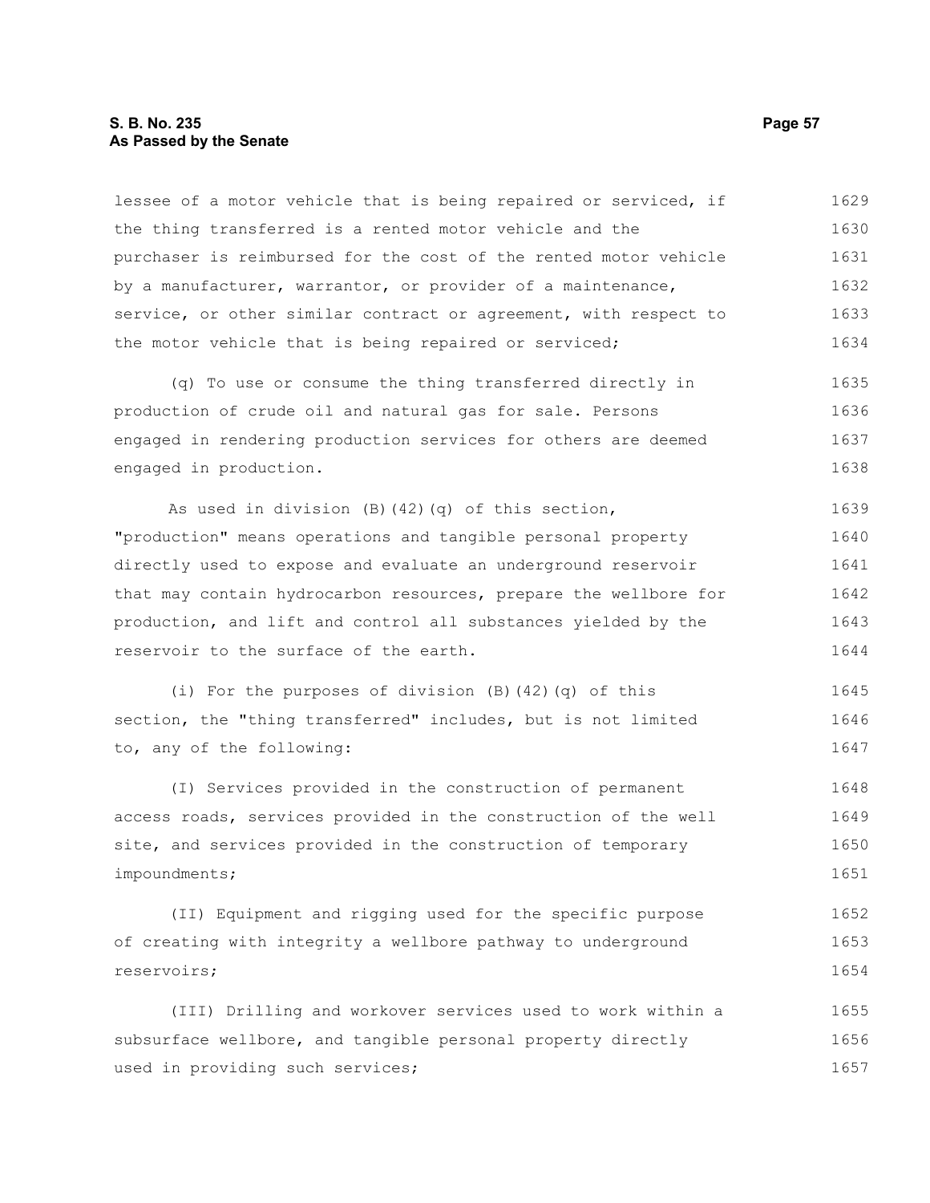lessee of a motor vehicle that is being repaired or serviced, if the thing transferred is a rented motor vehicle and the purchaser is reimbursed for the cost of the rented motor vehicle by a manufacturer, warrantor, or provider of a maintenance, service, or other similar contract or agreement, with respect to the motor vehicle that is being repaired or serviced;

(q) To use or consume the thing transferred directly in production of crude oil and natural gas for sale. Persons engaged in rendering production services for others are deemed engaged in production.

As used in division (B)(42)(q) of this section, "production" means operations and tangible personal property directly used to expose and evaluate an underground reservoir that may contain hydrocarbon resources, prepare the wellbore for production, and lift and control all substances yielded by the reservoir to the surface of the earth.

(i) For the purposes of division (B)(42)(q) of this section, the "thing transferred" includes, but is not limited to, any of the following:

(I) Services provided in the construction of permanent access roads, services provided in the construction of the well site, and services provided in the construction of temporary impoundments;

(II) Equipment and rigging used for the specific purpose of creating with integrity a wellbore pathway to underground reservoirs;

(III) Drilling and workover services used to work within a subsurface wellbore, and tangible personal property directly used in providing such services;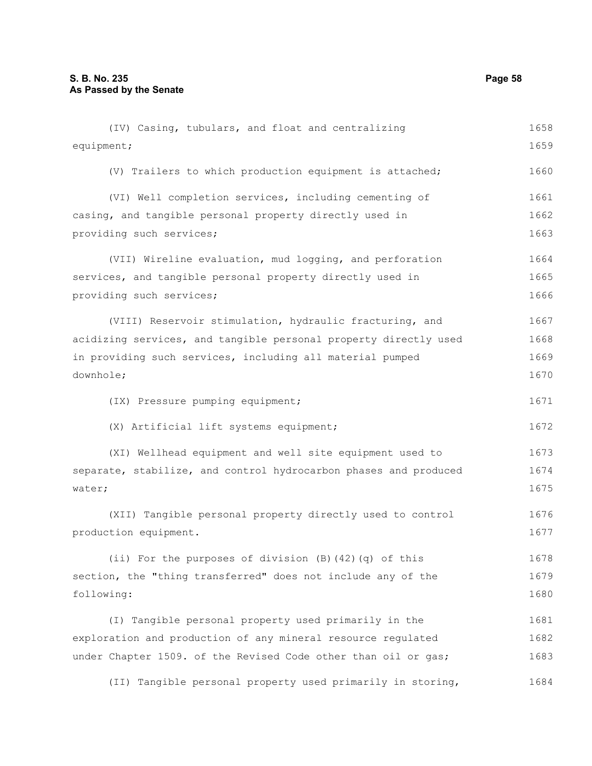(IV) Casing, tubulars, and float and centralizing equipment;

(V) Trailers to which production equipment is attached;

(VI) Well completion services, including cementing of casing, and tangible personal property directly used in providing such services;

(VII) Wireline evaluation, mud logging, and perforation services, and tangible personal property directly used in providing such services;

(VIII) Reservoir stimulation, hydraulic fracturing, and acidizing services, and tangible personal property directly used in providing such services, including all material pumped downhole;

(IX) Pressure pumping equipment;

(X) Artificial lift systems equipment;

(XI) Wellhead equipment and well site equipment used to separate, stabilize, and control hydrocarbon phases and produced water;

(XII) Tangible personal property directly used to control production equipment.

(ii) For the purposes of division (B)(42)(q) of this section, the "thing transferred" does not include any of the following:

(I) Tangible personal property used primarily in the exploration and production of any mineral resource regulated under Chapter 1509. of the Revised Code other than oil or gas;

(II) Tangible personal property used primarily in storing,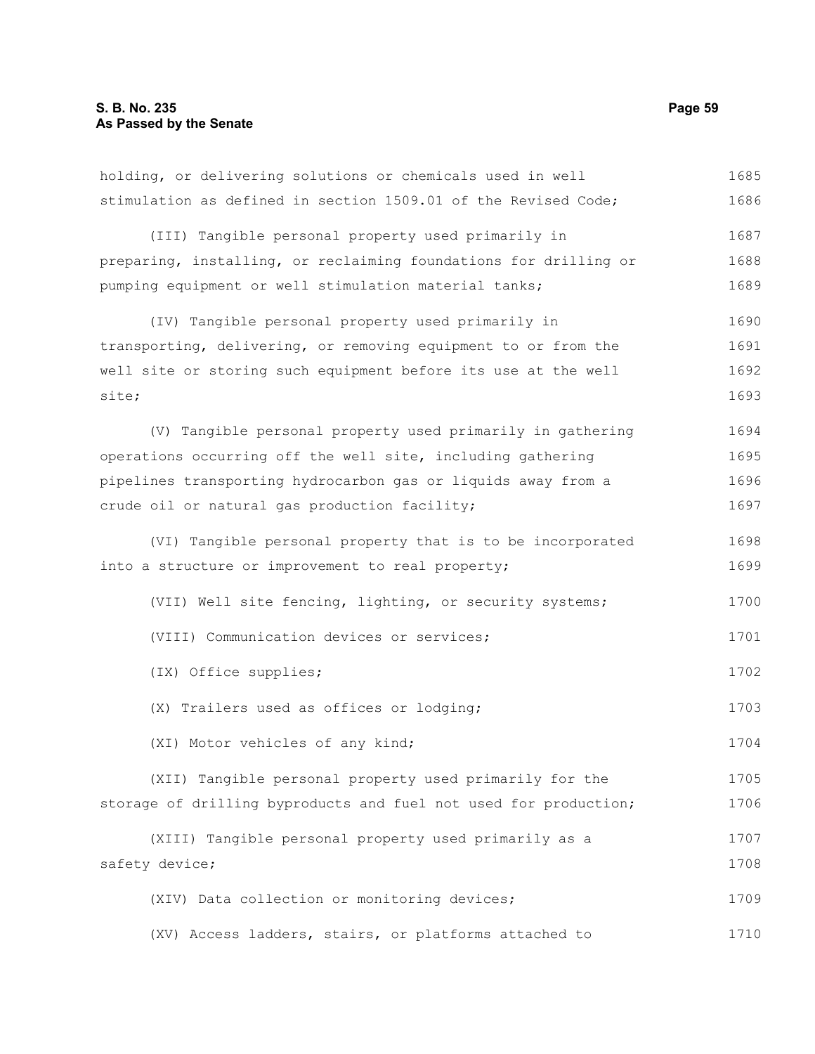holding, or delivering solutions or chemicals used in well stimulation as defined in section 1509.01 of the Revised Code;

(III) Tangible personal property used primarily in preparing, installing, or reclaiming foundations for drilling or pumping equipment or well stimulation material tanks;

(IV) Tangible personal property used primarily in transporting, delivering, or removing equipment to or from the well site or storing such equipment before its use at the well site;

(V) Tangible personal property used primarily in gathering operations occurring off the well site, including gathering pipelines transporting hydrocarbon gas or liquids away from a crude oil or natural gas production facility;

(VI) Tangible personal property that is to be incorporated into a structure or improvement to real property;

(VII) Well site fencing, lighting, or security systems;

(VIII) Communication devices or services;

(IX) Office supplies;

(X) Trailers used as offices or lodging;

(XI) Motor vehicles of any kind;

(XII) Tangible personal property used primarily for the storage of drilling byproducts and fuel not used for production;

(XIII) Tangible personal property used primarily as a safety device;

(XIV) Data collection or monitoring devices;

(XV) Access ladders, stairs, or platforms attached to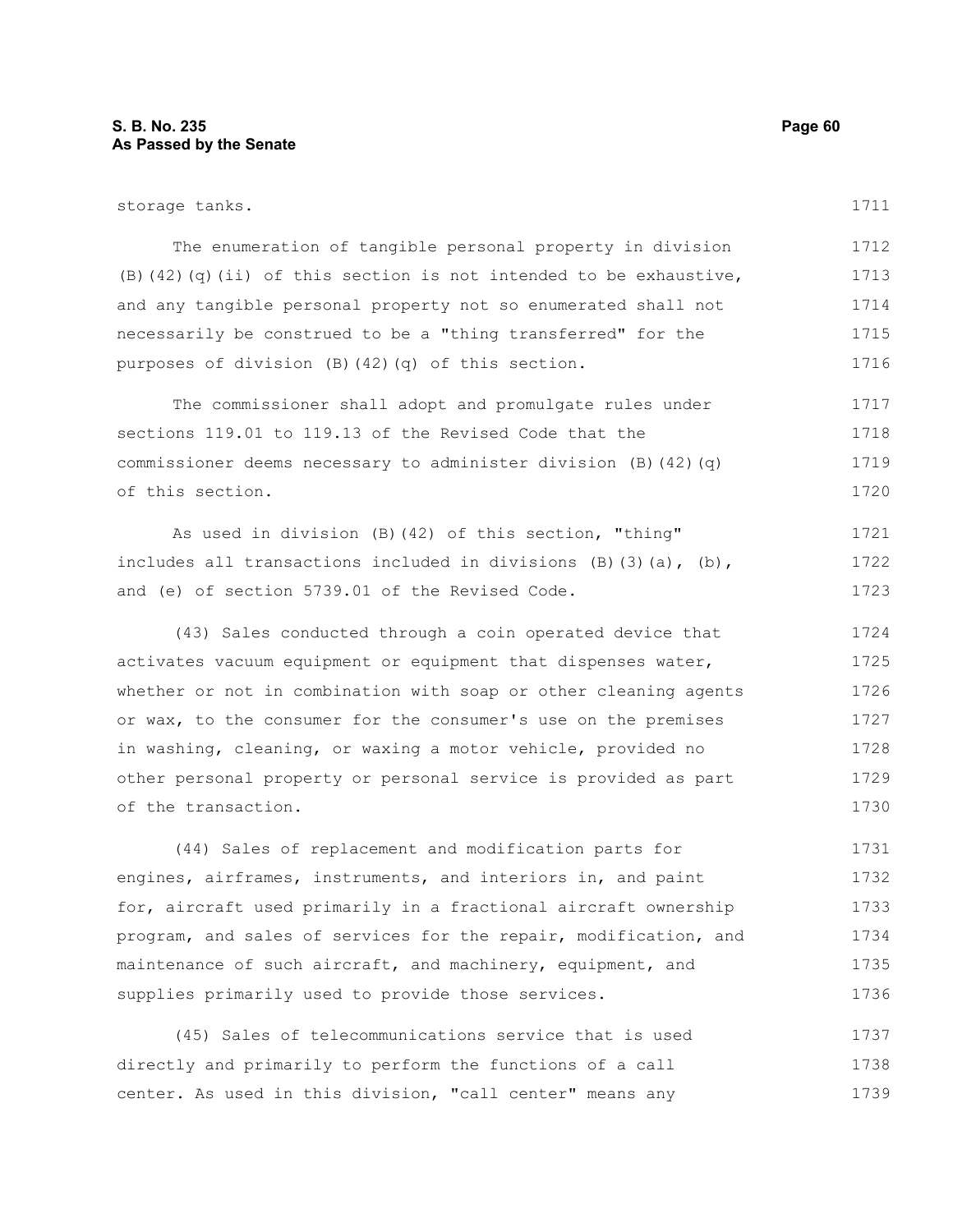storage tanks.

The enumeration of tangible personal property in division (B)(42)(q)(ii) of this section is not intended to be exhaustive, and any tangible personal property not so enumerated shall not necessarily be construed to be a "thing transferred" for the purposes of division (B)(42)(q) of this section.

The commissioner shall adopt and promulgate rules under sections 119.01 to 119.13 of the Revised Code that the commissioner deems necessary to administer division (B)(42)(q) of this section.

As used in division (B)(42) of this section, "thing" includes all transactions included in divisions (B)(3)(a), (b), and (e) of section 5739.01 of the Revised Code.

(43) Sales conducted through a coin operated device that activates vacuum equipment or equipment that dispenses water, whether or not in combination with soap or other cleaning agents or wax, to the consumer for the consumer's use on the premises in washing, cleaning, or waxing a motor vehicle, provided no other personal property or personal service is provided as part of the transaction.

(44) Sales of replacement and modification parts for engines, airframes, instruments, and interiors in, and paint for, aircraft used primarily in a fractional aircraft ownership program, and sales of services for the repair, modification, and maintenance of such aircraft, and machinery, equipment, and supplies primarily used to provide those services.

(45) Sales of telecommunications service that is used directly and primarily to perform the functions of a call center. As used in this division, "call center" means any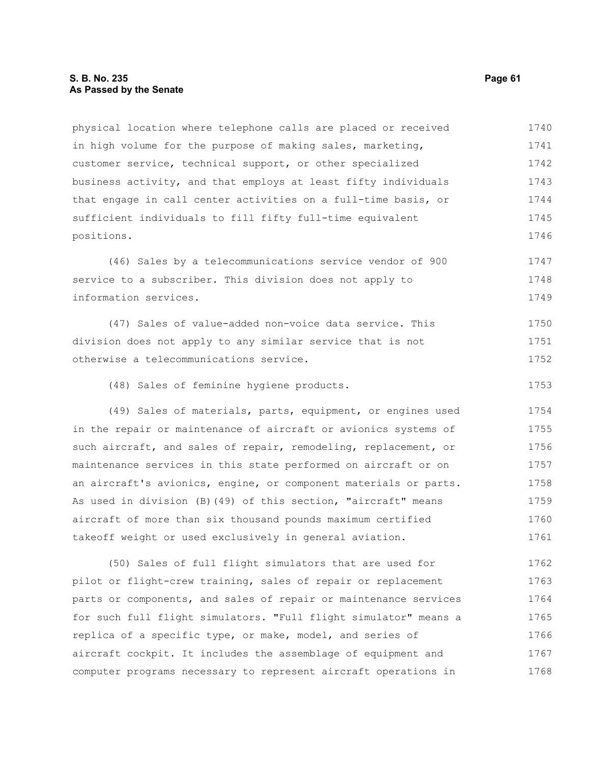physical location where telephone calls are placed or received in high volume for the purpose of making sales, marketing, customer service, technical support, or other specialized business activity, and that employs at least fifty individuals that engage in call center activities on a full-time basis, or sufficient individuals to fill fifty full-time equivalent positions.

(46) Sales by a telecommunications service vendor of 900 service to a subscriber. This division does not apply to information services.

(47) Sales of value-added non-voice data service. This division does not apply to any similar service that is not otherwise a telecommunications service.

(48) Sales of feminine hygiene products.

(49) Sales of materials, parts, equipment, or engines used in the repair or maintenance of aircraft or avionics systems of such aircraft, and sales of repair, remodeling, replacement, or maintenance services in this state performed on aircraft or on an aircraft's avionics, engine, or component materials or parts. As used in division (B)(49) of this section, "aircraft" means aircraft of more than six thousand pounds maximum certified takeoff weight or used exclusively in general aviation.

(50) Sales of full flight simulators that are used for pilot or flight-crew training, sales of repair or replacement parts or components, and sales of repair or maintenance services for such full flight simulators. "Full flight simulator" means a replica of a specific type, or make, model, and series of aircraft cockpit. It includes the assemblage of equipment and computer programs necessary to represent aircraft operations in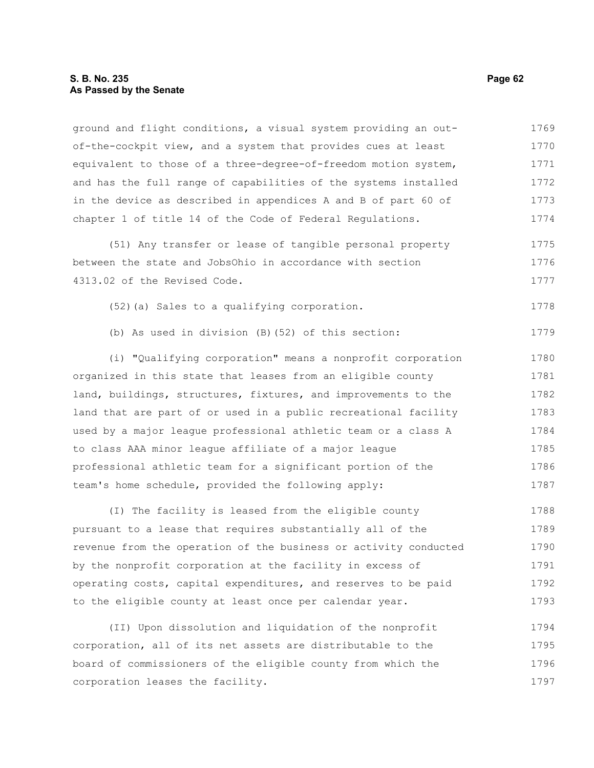ground and flight conditions, a visual system providing an out-of-the-cockpit view, and a system that provides cues at least equivalent to those of a three-degree-of-freedom motion system, and has the full range of capabilities of the systems installed in the device as described in appendices A and B of part 60 of chapter 1 of title 14 of the Code of Federal Regulations.

(51) Any transfer or lease of tangible personal property between the state and JobsOhio in accordance with section 4313.02 of the Revised Code.

(52)(a) Sales to a qualifying corporation.

(b) As used in division (B)(52) of this section:

(i) "Qualifying corporation" means a nonprofit corporation organized in this state that leases from an eligible county land, buildings, structures, fixtures, and improvements to the land that are part of or used in a public recreational facility used by a major league professional athletic team or a class A to class AAA minor league affiliate of a major league professional athletic team for a significant portion of the team's home schedule, provided the following apply:

(I) The facility is leased from the eligible county pursuant to a lease that requires substantially all of the revenue from the operation of the business or activity conducted by the nonprofit corporation at the facility in excess of operating costs, capital expenditures, and reserves to be paid to the eligible county at least once per calendar year.

(II) Upon dissolution and liquidation of the nonprofit corporation, all of its net assets are distributable to the board of commissioners of the eligible county from which the corporation leases the facility.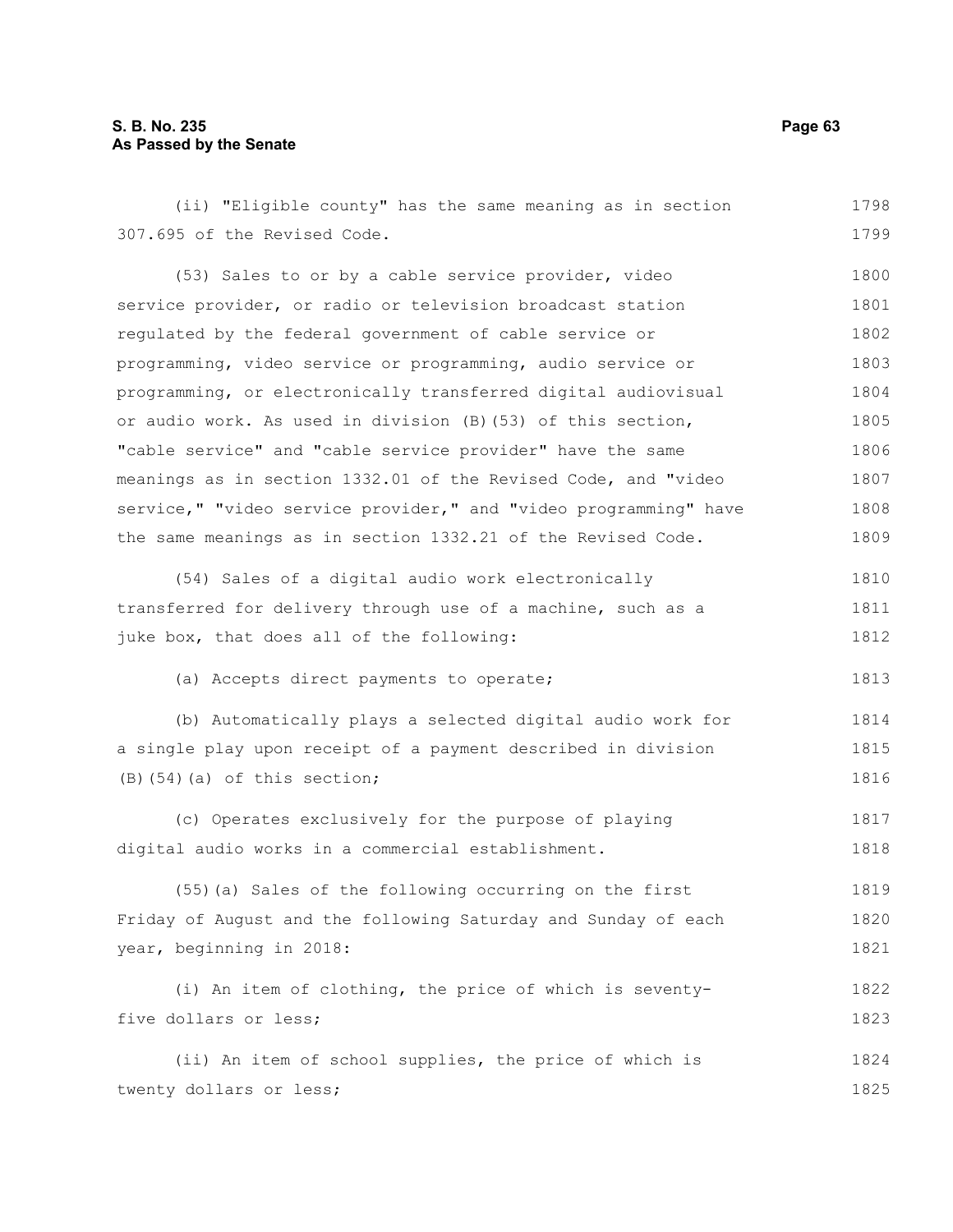(ii) "Eligible county" has the same meaning as in section 307.695 of the Revised Code.

(53) Sales to or by a cable service provider, video service provider, or radio or television broadcast station regulated by the federal government of cable service or programming, video service or programming, audio service or programming, or electronically transferred digital audiovisual or audio work. As used in division (B)(53) of this section, "cable service" and "cable service provider" have the same meanings as in section 1332.01 of the Revised Code, and "video service," "video service provider," and "video programming" have the same meanings as in section 1332.21 of the Revised Code.

(54) Sales of a digital audio work electronically transferred for delivery through use of a machine, such as a juke box, that does all of the following:

(a) Accepts direct payments to operate;

(b) Automatically plays a selected digital audio work for a single play upon receipt of a payment described in division (B)(54)(a) of this section;

(c) Operates exclusively for the purpose of playing digital audio works in a commercial establishment.

(55)(a) Sales of the following occurring on the first Friday of August and the following Saturday and Sunday of each year, beginning in 2018:

(i) An item of clothing, the price of which is seventy-five dollars or less;

(ii) An item of school supplies, the price of which is twenty dollars or less;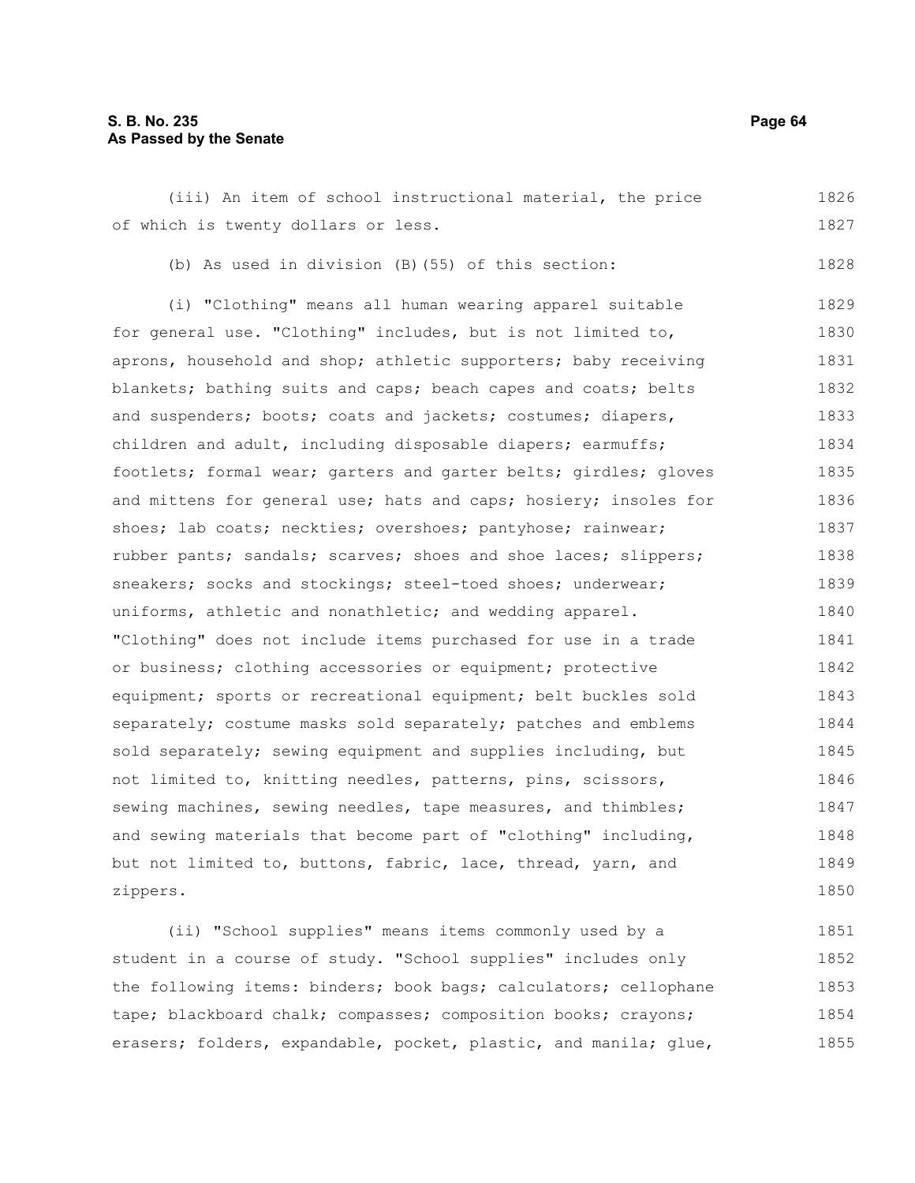(iii) An item of school instructional material, the price of which is twenty dollars or less.

(b) As used in division (B)(55) of this section:

(i) "Clothing" means all human wearing apparel suitable for general use. "Clothing" includes, but is not limited to, aprons, household and shop; athletic supporters; baby receiving blankets; bathing suits and caps; beach capes and coats; belts and suspenders; boots; coats and jackets; costumes; diapers, children and adult, including disposable diapers; earmuffs; footlets; formal wear; garters and garter belts; girdles; gloves and mittens for general use; hats and caps; hosiery; insoles for shoes; lab coats; neckties; overshoes; pantyhose; rainwear; rubber pants; sandals; scarves; shoes and shoe laces; slippers; sneakers; socks and stockings; steel-toed shoes; underwear; uniforms, athletic and nonathletic; and wedding apparel. "Clothing" does not include items purchased for use in a trade or business; clothing accessories or equipment; protective equipment; sports or recreational equipment; belt buckles sold separately; costume masks sold separately; patches and emblems sold separately; sewing equipment and supplies including, but not limited to, knitting needles, patterns, pins, scissors, sewing machines, sewing needles, tape measures, and thimbles; and sewing materials that become part of "clothing" including, but not limited to, buttons, fabric, lace, thread, yarn, and zippers.

(ii) "School supplies" means items commonly used by a student in a course of study. "School supplies" includes only the following items: binders; book bags; calculators; cellophane tape; blackboard chalk; compasses; composition books; crayons; erasers; folders, expandable, pocket, plastic, and manila; glue,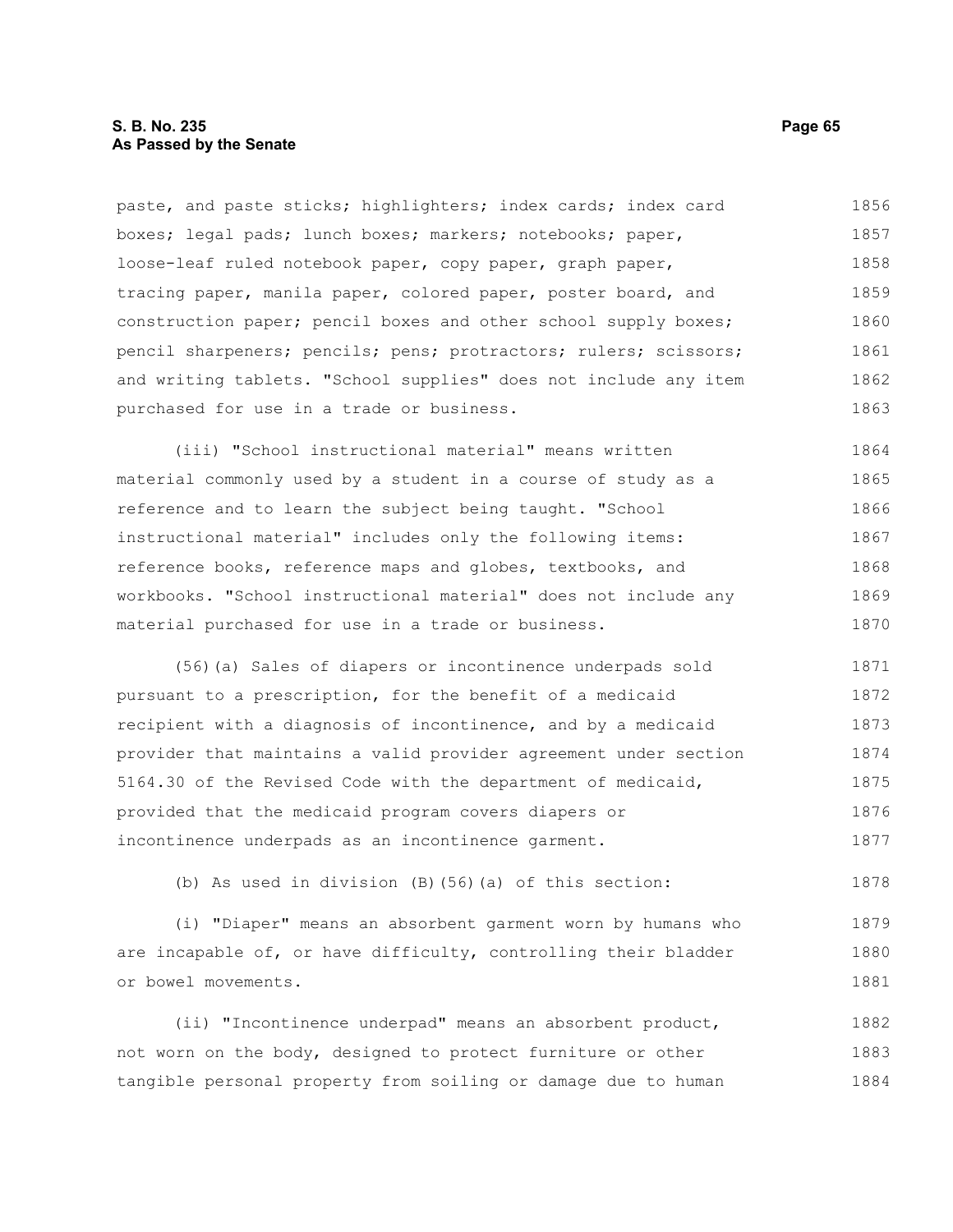paste, and paste sticks; highlighters; index cards; index card boxes; legal pads; lunch boxes; markers; notebooks; paper, loose-leaf ruled notebook paper, copy paper, graph paper, tracing paper, manila paper, colored paper, poster board, and construction paper; pencil boxes and other school supply boxes; pencil sharpeners; pencils; pens; protractors; rulers; scissors; and writing tablets. "School supplies" does not include any item purchased for use in a trade or business.

(iii) "School instructional material" means written material commonly used by a student in a course of study as a reference and to learn the subject being taught. "School instructional material" includes only the following items: reference books, reference maps and globes, textbooks, and workbooks. "School instructional material" does not include any material purchased for use in a trade or business.

(56)(a) Sales of diapers or incontinence underpads sold pursuant to a prescription, for the benefit of a medicaid recipient with a diagnosis of incontinence, and by a medicaid provider that maintains a valid provider agreement under section 5164.30 of the Revised Code with the department of medicaid, provided that the medicaid program covers diapers or incontinence underpads as an incontinence garment.

(b) As used in division (B)(56)(a) of this section:

(i) "Diaper" means an absorbent garment worn by humans who are incapable of, or have difficulty, controlling their bladder or bowel movements.

(ii) "Incontinence underpad" means an absorbent product, not worn on the body, designed to protect furniture or other tangible personal property from soiling or damage due to human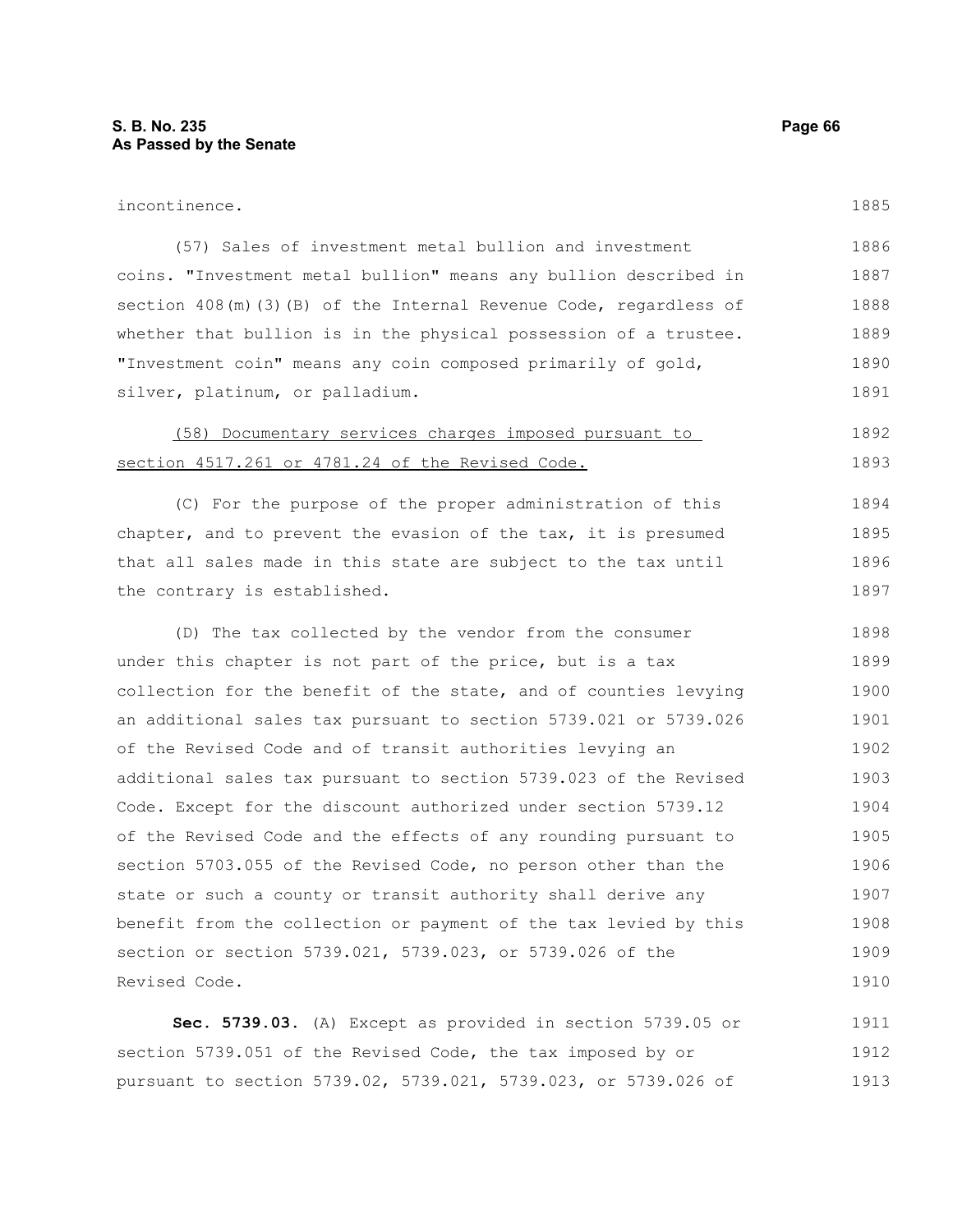incontinence.

(57) Sales of investment metal bullion and investment coins. "Investment metal bullion" means any bullion described in section 408(m)(3)(B) of the Internal Revenue Code, regardless of whether that bullion is in the physical possession of a trustee. "Investment coin" means any coin composed primarily of gold, silver, platinum, or palladium.

(58) Documentary services charges imposed pursuant to section 4517.261 or 4781.24 of the Revised Code.

(C) For the purpose of the proper administration of this chapter, and to prevent the evasion of the tax, it is presumed that all sales made in this state are subject to the tax until the contrary is established.

(D) The tax collected by the vendor from the consumer under this chapter is not part of the price, but is a tax collection for the benefit of the state, and of counties levying an additional sales tax pursuant to section 5739.021 or 5739.026 of the Revised Code and of transit authorities levying an additional sales tax pursuant to section 5739.023 of the Revised Code. Except for the discount authorized under section 5739.12 of the Revised Code and the effects of any rounding pursuant to section 5703.055 of the Revised Code, no person other than the state or such a county or transit authority shall derive any benefit from the collection or payment of the tax levied by this section or section 5739.021, 5739.023, or 5739.026 of the Revised Code.

**Sec. 5739.03.** (A) Except as provided in section 5739.05 or section 5739.051 of the Revised Code, the tax imposed by or pursuant to section 5739.02, 5739.021, 5739.023, or 5739.026 of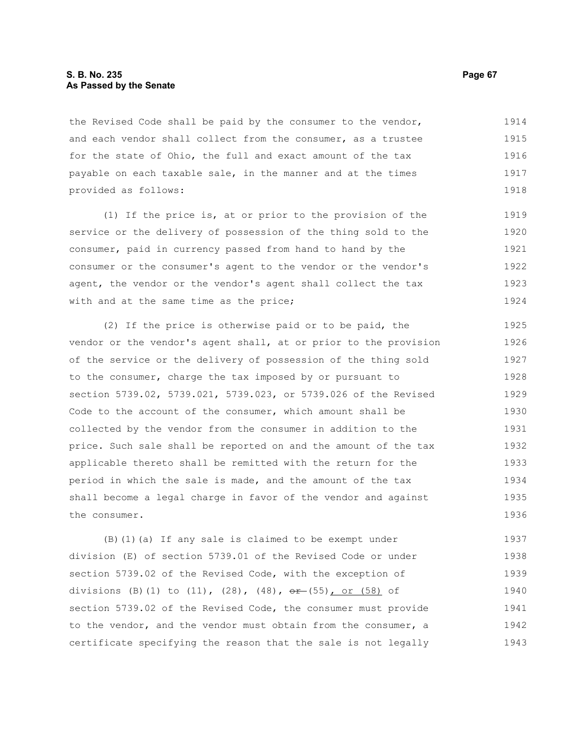the Revised Code shall be paid by the consumer to the vendor, and each vendor shall collect from the consumer, as a trustee for the state of Ohio, the full and exact amount of the tax payable on each taxable sale, in the manner and at the times provided as follows:

(1) If the price is, at or prior to the provision of the service or the delivery of possession of the thing sold to the consumer, paid in currency passed from hand to hand by the consumer or the consumer's agent to the vendor or the vendor's agent, the vendor or the vendor's agent shall collect the tax with and at the same time as the price;

(2) If the price is otherwise paid or to be paid, the vendor or the vendor's agent shall, at or prior to the provision of the service or the delivery of possession of the thing sold to the consumer, charge the tax imposed by or pursuant to section 5739.02, 5739.021, 5739.023, or 5739.026 of the Revised Code to the account of the consumer, which amount shall be collected by the vendor from the consumer in addition to the price. Such sale shall be reported on and the amount of the tax applicable thereto shall be remitted with the return for the period in which the sale is made, and the amount of the tax shall become a legal charge in favor of the vendor and against the consumer.

(B)(1)(a) If any sale is claimed to be exempt under division (E) of section 5739.01 of the Revised Code or under section 5739.02 of the Revised Code, with the exception of divisions (B)(1) to (11), (28), (48), ~~or~~ (55), or (58) of section 5739.02 of the Revised Code, the consumer must provide to the vendor, and the vendor must obtain from the consumer, a certificate specifying the reason that the sale is not legally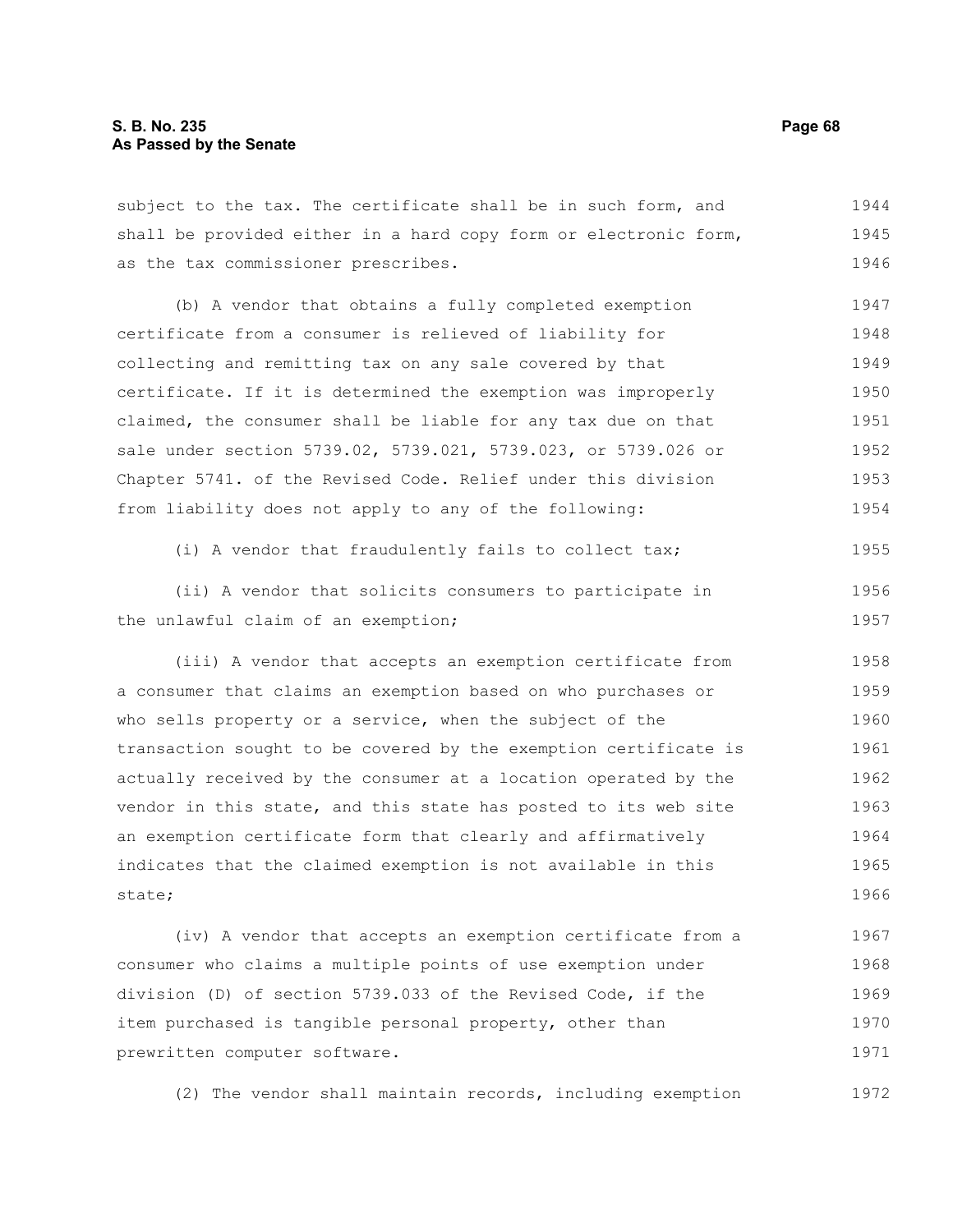subject to the tax. The certificate shall be in such form, and shall be provided either in a hard copy form or electronic form, as the tax commissioner prescribes.

(b) A vendor that obtains a fully completed exemption certificate from a consumer is relieved of liability for collecting and remitting tax on any sale covered by that certificate. If it is determined the exemption was improperly claimed, the consumer shall be liable for any tax due on that sale under section 5739.02, 5739.021, 5739.023, or 5739.026 or Chapter 5741. of the Revised Code. Relief under this division from liability does not apply to any of the following:

(i) A vendor that fraudulently fails to collect tax;

(ii) A vendor that solicits consumers to participate in the unlawful claim of an exemption;

(iii) A vendor that accepts an exemption certificate from a consumer that claims an exemption based on who purchases or who sells property or a service, when the subject of the transaction sought to be covered by the exemption certificate is actually received by the consumer at a location operated by the vendor in this state, and this state has posted to its web site an exemption certificate form that clearly and affirmatively indicates that the claimed exemption is not available in this state;

(iv) A vendor that accepts an exemption certificate from a consumer who claims a multiple points of use exemption under division (D) of section 5739.033 of the Revised Code, if the item purchased is tangible personal property, other than prewritten computer software.

(2) The vendor shall maintain records, including exemption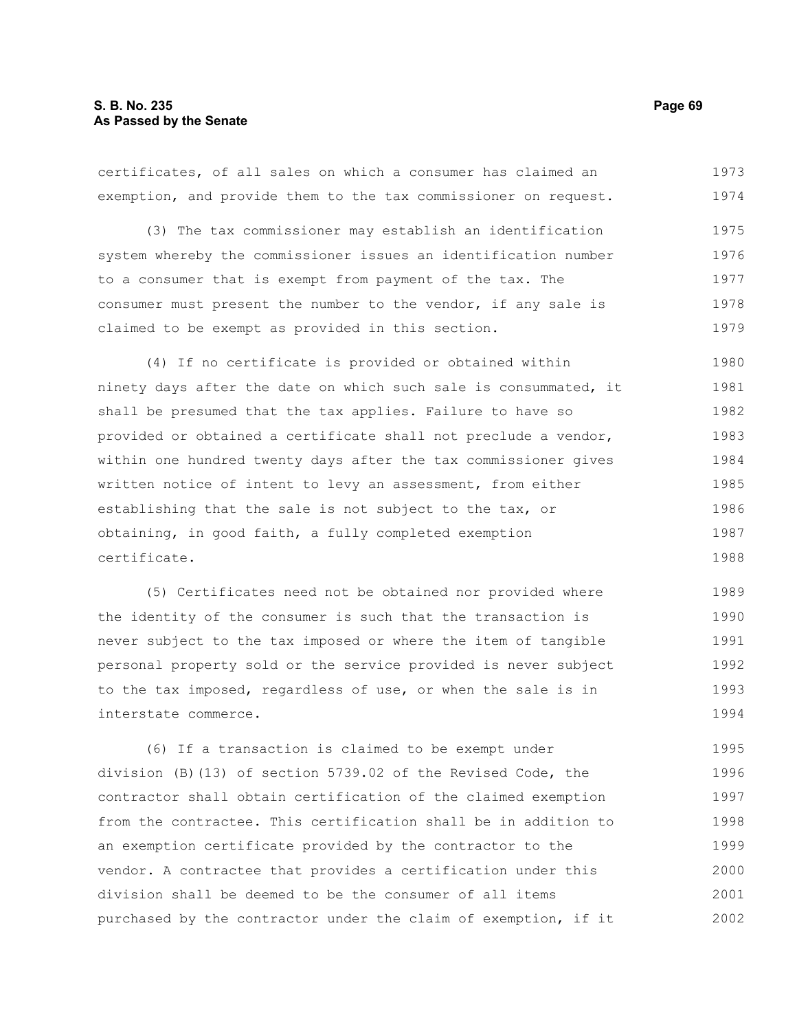certificates, of all sales on which a consumer has claimed an exemption, and provide them to the tax commissioner on request.

(3) The tax commissioner may establish an identification system whereby the commissioner issues an identification number to a consumer that is exempt from payment of the tax. The consumer must present the number to the vendor, if any sale is claimed to be exempt as provided in this section.

(4) If no certificate is provided or obtained within ninety days after the date on which such sale is consummated, it shall be presumed that the tax applies. Failure to have so provided or obtained a certificate shall not preclude a vendor, within one hundred twenty days after the tax commissioner gives written notice of intent to levy an assessment, from either establishing that the sale is not subject to the tax, or obtaining, in good faith, a fully completed exemption certificate.

(5) Certificates need not be obtained nor provided where the identity of the consumer is such that the transaction is never subject to the tax imposed or where the item of tangible personal property sold or the service provided is never subject to the tax imposed, regardless of use, or when the sale is in interstate commerce.

(6) If a transaction is claimed to be exempt under division (B)(13) of section 5739.02 of the Revised Code, the contractor shall obtain certification of the claimed exemption from the contractee. This certification shall be in addition to an exemption certificate provided by the contractor to the vendor. A contractee that provides a certification under this division shall be deemed to be the consumer of all items purchased by the contractor under the claim of exemption, if it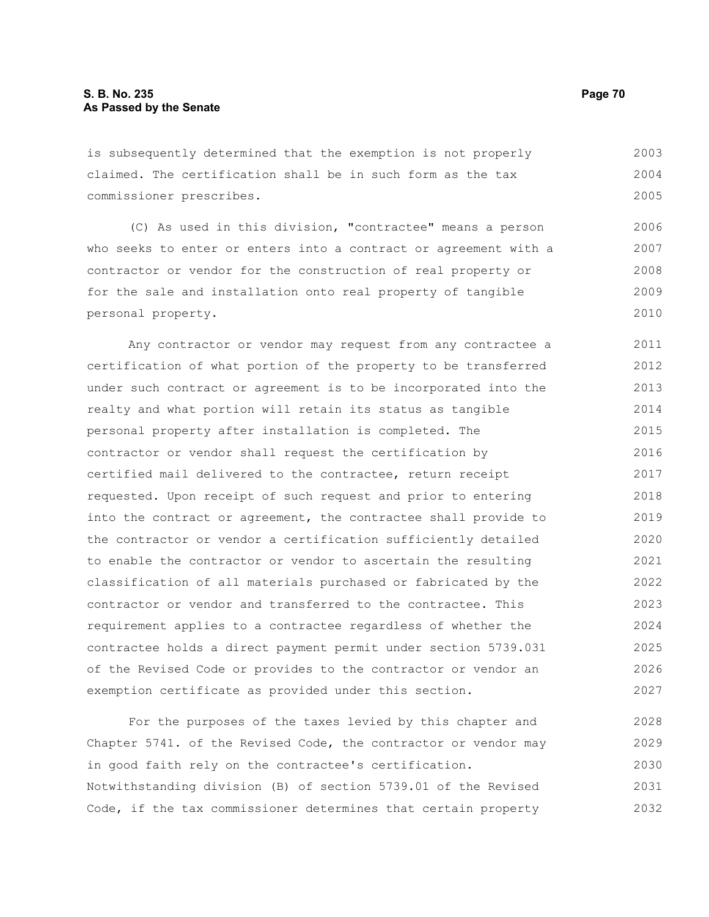is subsequently determined that the exemption is not properly claimed. The certification shall be in such form as the tax commissioner prescribes.

(C) As used in this division, "contractee" means a person who seeks to enter or enters into a contract or agreement with a contractor or vendor for the construction of real property or for the sale and installation onto real property of tangible personal property.

Any contractor or vendor may request from any contractee a certification of what portion of the property to be transferred under such contract or agreement is to be incorporated into the realty and what portion will retain its status as tangible personal property after installation is completed. The contractor or vendor shall request the certification by certified mail delivered to the contractee, return receipt requested. Upon receipt of such request and prior to entering into the contract or agreement, the contractee shall provide to the contractor or vendor a certification sufficiently detailed to enable the contractor or vendor to ascertain the resulting classification of all materials purchased or fabricated by the contractor or vendor and transferred to the contractee. This requirement applies to a contractee regardless of whether the contractee holds a direct payment permit under section 5739.031 of the Revised Code or provides to the contractor or vendor an exemption certificate as provided under this section.

For the purposes of the taxes levied by this chapter and Chapter 5741. of the Revised Code, the contractor or vendor may in good faith rely on the contractee's certification. Notwithstanding division (B) of section 5739.01 of the Revised Code, if the tax commissioner determines that certain property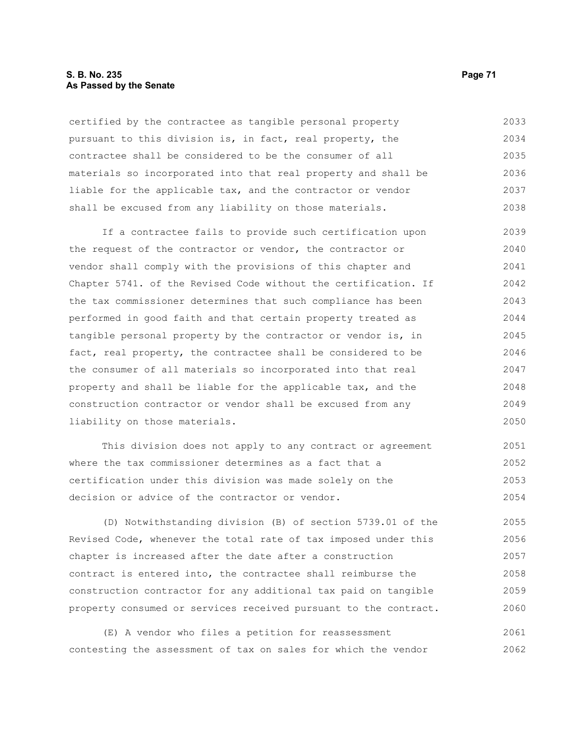certified by the contractee as tangible personal property pursuant to this division is, in fact, real property, the contractee shall be considered to be the consumer of all materials so incorporated into that real property and shall be liable for the applicable tax, and the contractor or vendor shall be excused from any liability on those materials.

If a contractee fails to provide such certification upon the request of the contractor or vendor, the contractor or vendor shall comply with the provisions of this chapter and Chapter 5741. of the Revised Code without the certification. If the tax commissioner determines that such compliance has been performed in good faith and that certain property treated as tangible personal property by the contractor or vendor is, in fact, real property, the contractee shall be considered to be the consumer of all materials so incorporated into that real property and shall be liable for the applicable tax, and the construction contractor or vendor shall be excused from any liability on those materials.

This division does not apply to any contract or agreement where the tax commissioner determines as a fact that a certification under this division was made solely on the decision or advice of the contractor or vendor.

(D) Notwithstanding division (B) of section 5739.01 of the Revised Code, whenever the total rate of tax imposed under this chapter is increased after the date after a construction contract is entered into, the contractee shall reimburse the construction contractor for any additional tax paid on tangible property consumed or services received pursuant to the contract.

(E) A vendor who files a petition for reassessment contesting the assessment of tax on sales for which the vendor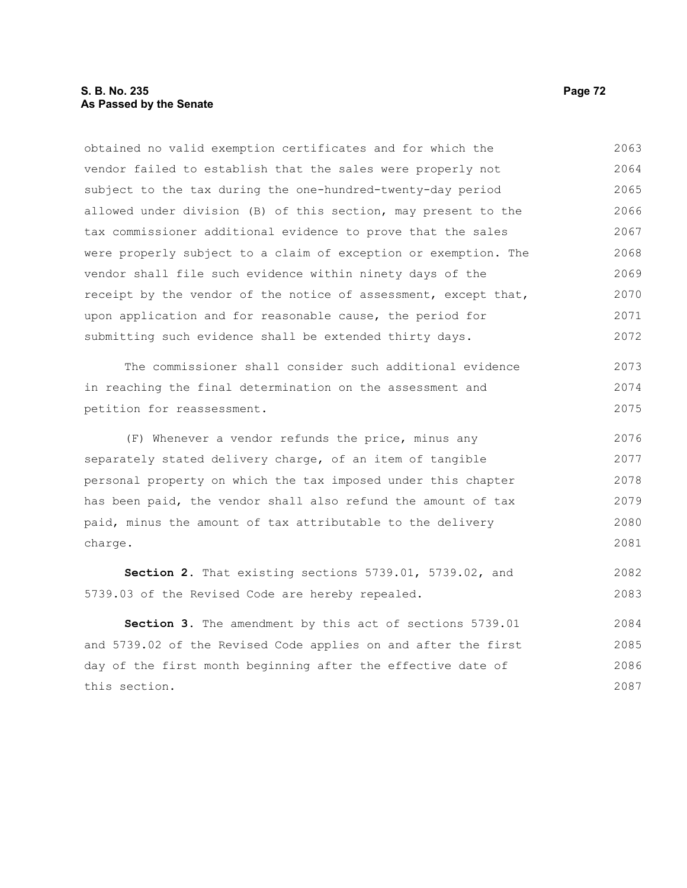obtained no valid exemption certificates and for which the vendor failed to establish that the sales were properly not subject to the tax during the one-hundred-twenty-day period allowed under division (B) of this section, may present to the tax commissioner additional evidence to prove that the sales were properly subject to a claim of exception or exemption. The vendor shall file such evidence within ninety days of the receipt by the vendor of the notice of assessment, except that, upon application and for reasonable cause, the period for submitting such evidence shall be extended thirty days.

The commissioner shall consider such additional evidence in reaching the final determination on the assessment and petition for reassessment.

(F) Whenever a vendor refunds the price, minus any separately stated delivery charge, of an item of tangible personal property on which the tax imposed under this chapter has been paid, the vendor shall also refund the amount of tax paid, minus the amount of tax attributable to the delivery charge.

**Section 2.** That existing sections 5739.01, 5739.02, and 5739.03 of the Revised Code are hereby repealed.

**Section 3.** The amendment by this act of sections 5739.01 and 5739.02 of the Revised Code applies on and after the first day of the first month beginning after the effective date of this section.